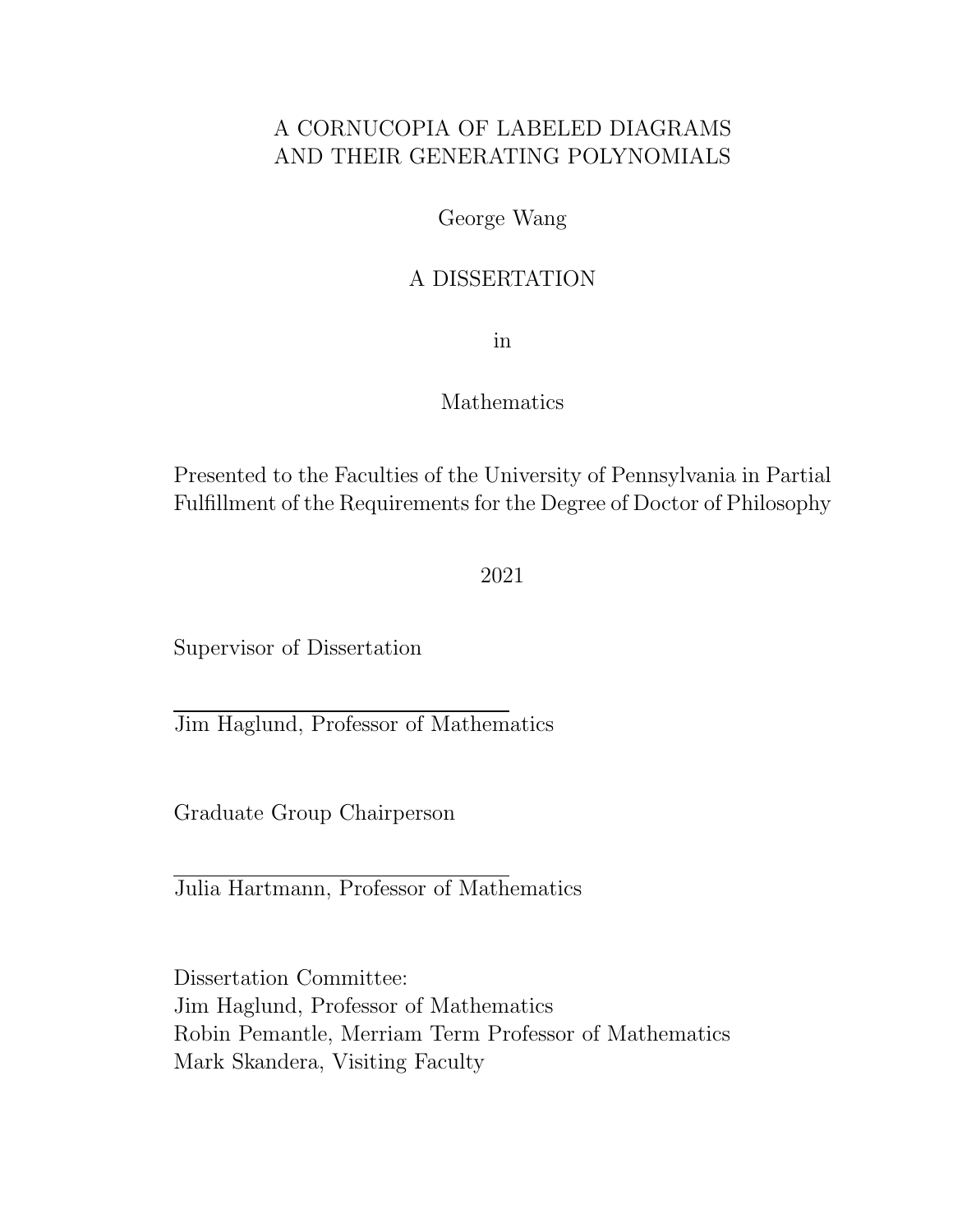# A CORNUCOPIA OF LABELED DIAGRAMS AND THEIR GENERATING POLYNOMIALS

George Wang

A DISSERTATION

in

Mathematics

Presented to the Faculties of the University of Pennsylvania in Partial Fulfillment of the Requirements for the Degree of Doctor of Philosophy

2021

Supervisor of Dissertation

Jim Haglund, Professor of Mathematics

Graduate Group Chairperson

Julia Hartmann, Professor of Mathematics

Dissertation Committee:
Jim Haglund, Professor of Mathematics
Robin Pemantle, Merriam Term Professor of Mathematics
Mark Skandera, Visiting Faculty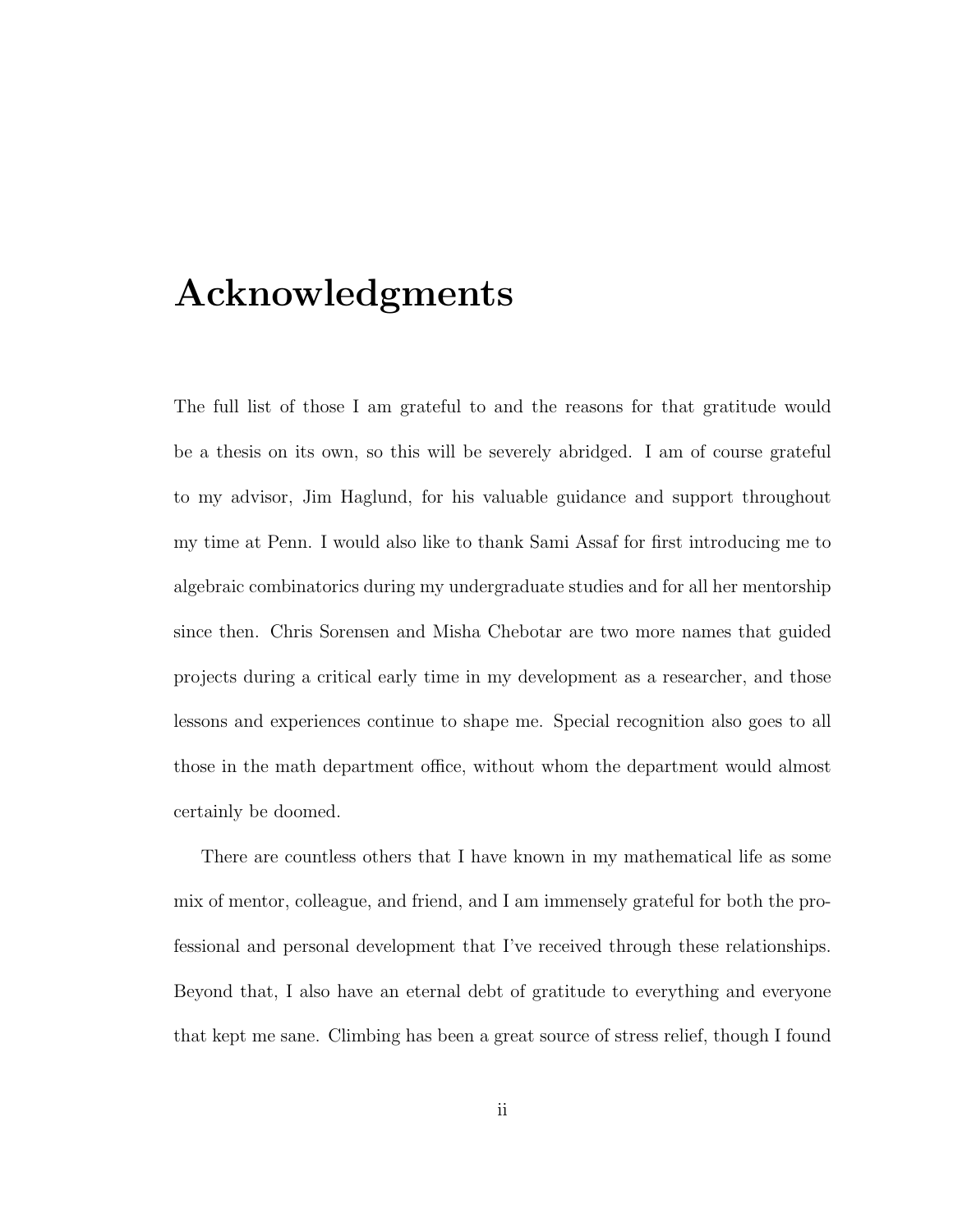# Acknowledgments

The full list of those I am grateful to and the reasons for that gratitude would be a thesis on its own, so this will be severely abridged. I am of course grateful to my advisor, Jim Haglund, for his valuable guidance and support throughout my time at Penn. I would also like to thank Sami Assaf for first introducing me to algebraic combinatorics during my undergraduate studies and for all her mentorship since then. Chris Sorensen and Misha Chebotar are two more names that guided projects during a critical early time in my development as a researcher, and those lessons and experiences continue to shape me. Special recognition also goes to all those in the math department office, without whom the department would almost certainly be doomed.

There are countless others that I have known in my mathematical life as some mix of mentor, colleague, and friend, and I am immensely grateful for both the professional and personal development that I've received through these relationships. Beyond that, I also have an eternal debt of gratitude to everything and everyone that kept me sane. Climbing has been a great source of stress relief, though I found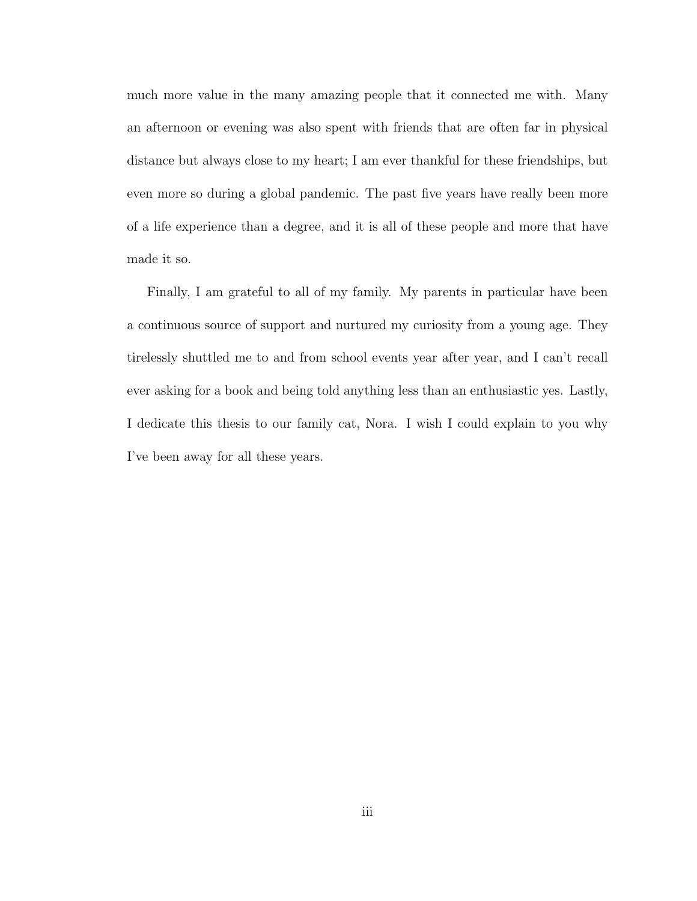much more value in the many amazing people that it connected me with. Many an afternoon or evening was also spent with friends that are often far in physical distance but always close to my heart; I am ever thankful for these friendships, but even more so during a global pandemic. The past five years have really been more of a life experience than a degree, and it is all of these people and more that have made it so.

Finally, I am grateful to all of my family. My parents in particular have been a continuous source of support and nurtured my curiosity from a young age. They tirelessly shuttled me to and from school events year after year, and I can't recall ever asking for a book and being told anything less than an enthusiastic yes. Lastly, I dedicate this thesis to our family cat, Nora. I wish I could explain to you why I've been away for all these years.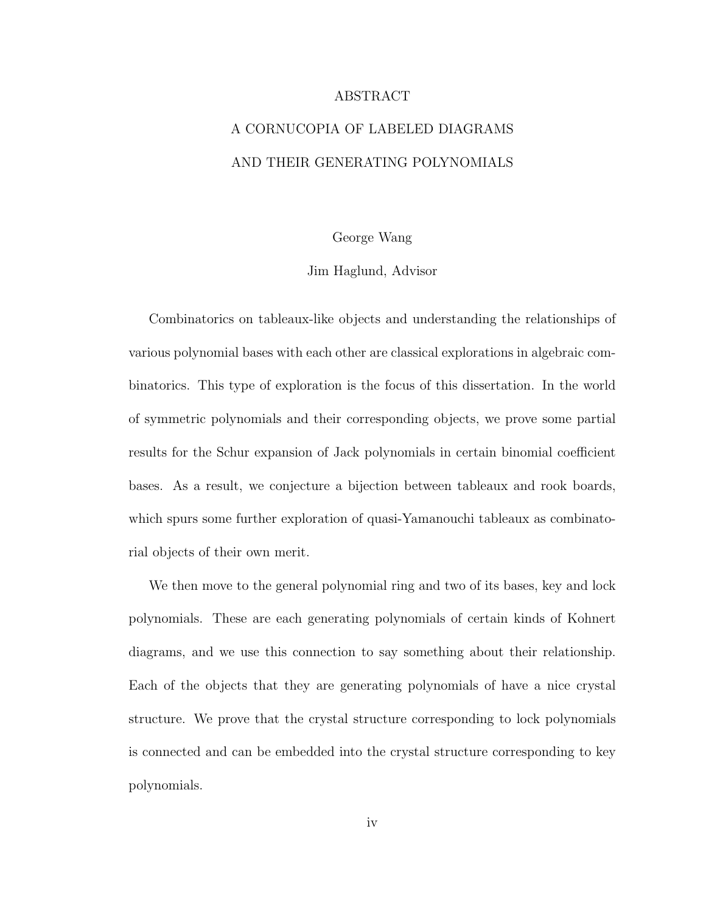# ABSTRACT

## A CORNUCOPIA OF LABELED DIAGRAMS AND THEIR GENERATING POLYNOMIALS

George Wang

Jim Haglund, Advisor

Combinatorics on tableaux-like objects and understanding the relationships of various polynomial bases with each other are classical explorations in algebraic combinatorics. This type of exploration is the focus of this dissertation. In the world of symmetric polynomials and their corresponding objects, we prove some partial results for the Schur expansion of Jack polynomials in certain binomial coefficient bases. As a result, we conjecture a bijection between tableaux and rook boards, which spurs some further exploration of quasi-Yamanouchi tableaux as combinatorial objects of their own merit.

We then move to the general polynomial ring and two of its bases, key and lock polynomials. These are each generating polynomials of certain kinds of Kohnert diagrams, and we use this connection to say something about their relationship. Each of the objects that they are generating polynomials of have a nice crystal structure. We prove that the crystal structure corresponding to lock polynomials is connected and can be embedded into the crystal structure corresponding to key polynomials.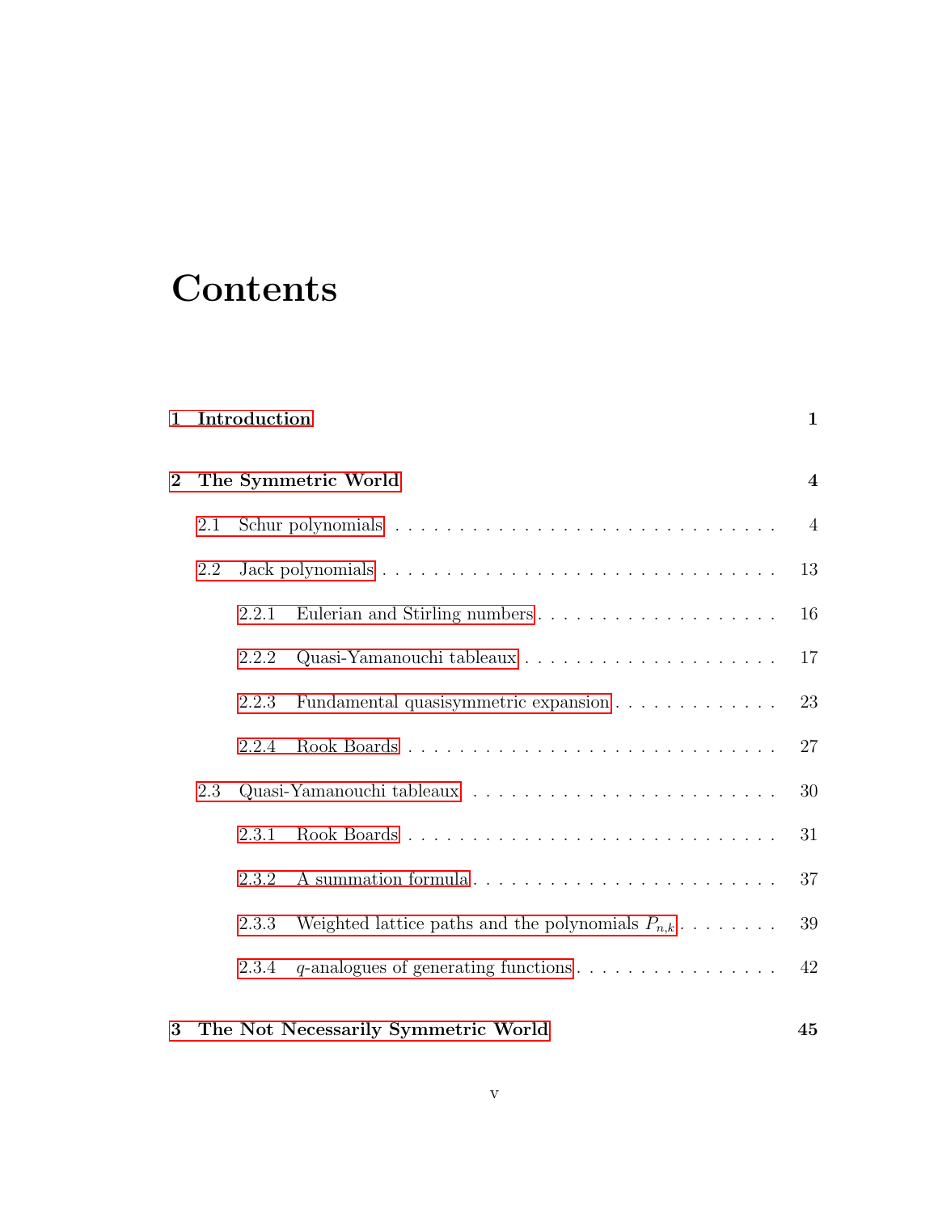# Contents

**1 Introduction** **1**

**2 The Symmetric World** **4**

- 2.1 Schur polynomials . . . . . . . . . . . . . . . . . . . . . . . . . . . . . . 4
- 2.2 Jack polynomials . . . . . . . . . . . . . . . . . . . . . . . . . . . . . . . 13
  - 2.2.1 Eulerian and Stirling numbers . . . . . . . . . . . . . . . . . . . . 16
  - 2.2.2 Quasi-Yamanouchi tableaux . . . . . . . . . . . . . . . . . . . . . 17
  - 2.2.3 Fundamental quasisymmetric expansion . . . . . . . . . . . . . . 23
  - 2.2.4 Rook Boards . . . . . . . . . . . . . . . . . . . . . . . . . . . . . 27
- 2.3 Quasi-Yamanouchi tableaux . . . . . . . . . . . . . . . . . . . . . . . . . 30
  - 2.3.1 Rook Boards . . . . . . . . . . . . . . . . . . . . . . . . . . . . . 31
  - 2.3.2 A summation formula . . . . . . . . . . . . . . . . . . . . . . . . 37
  - 2.3.3 Weighted lattice paths and the polynomials $P_{n,k}$ . . . . . . . . . 39
  - 2.3.4 $q$-analogues of generating functions . . . . . . . . . . . . . . . . . 42

**3 The Not Necessarily Symmetric World** **45**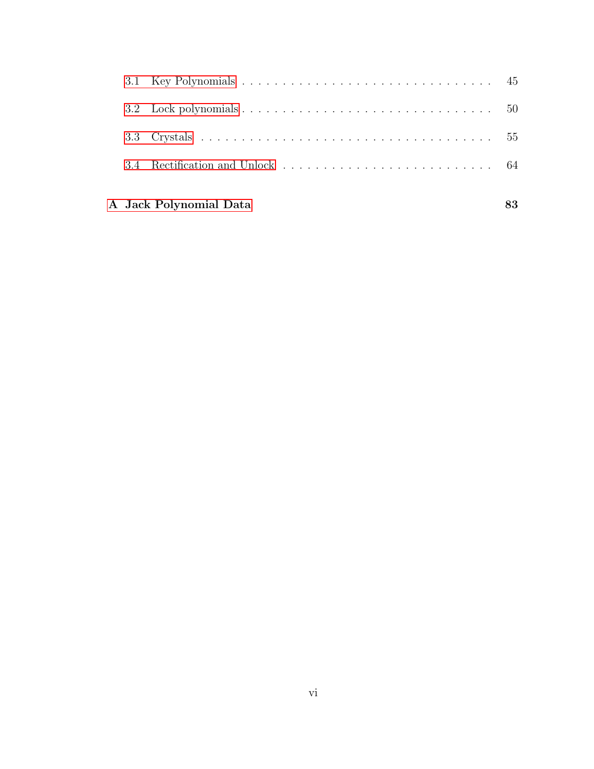3.1 Key Polynomials . . . . . . . . . . . . . . . . . . . . . . . . . . . . . . . . 45

3.2 Lock polynomials . . . . . . . . . . . . . . . . . . . . . . . . . . . . . . . 50

3.3 Crystals . . . . . . . . . . . . . . . . . . . . . . . . . . . . . . . . . . . . 55

3.4 Rectification and Unlock . . . . . . . . . . . . . . . . . . . . . . . . . . . 64

**A Jack Polynomial Data** **83**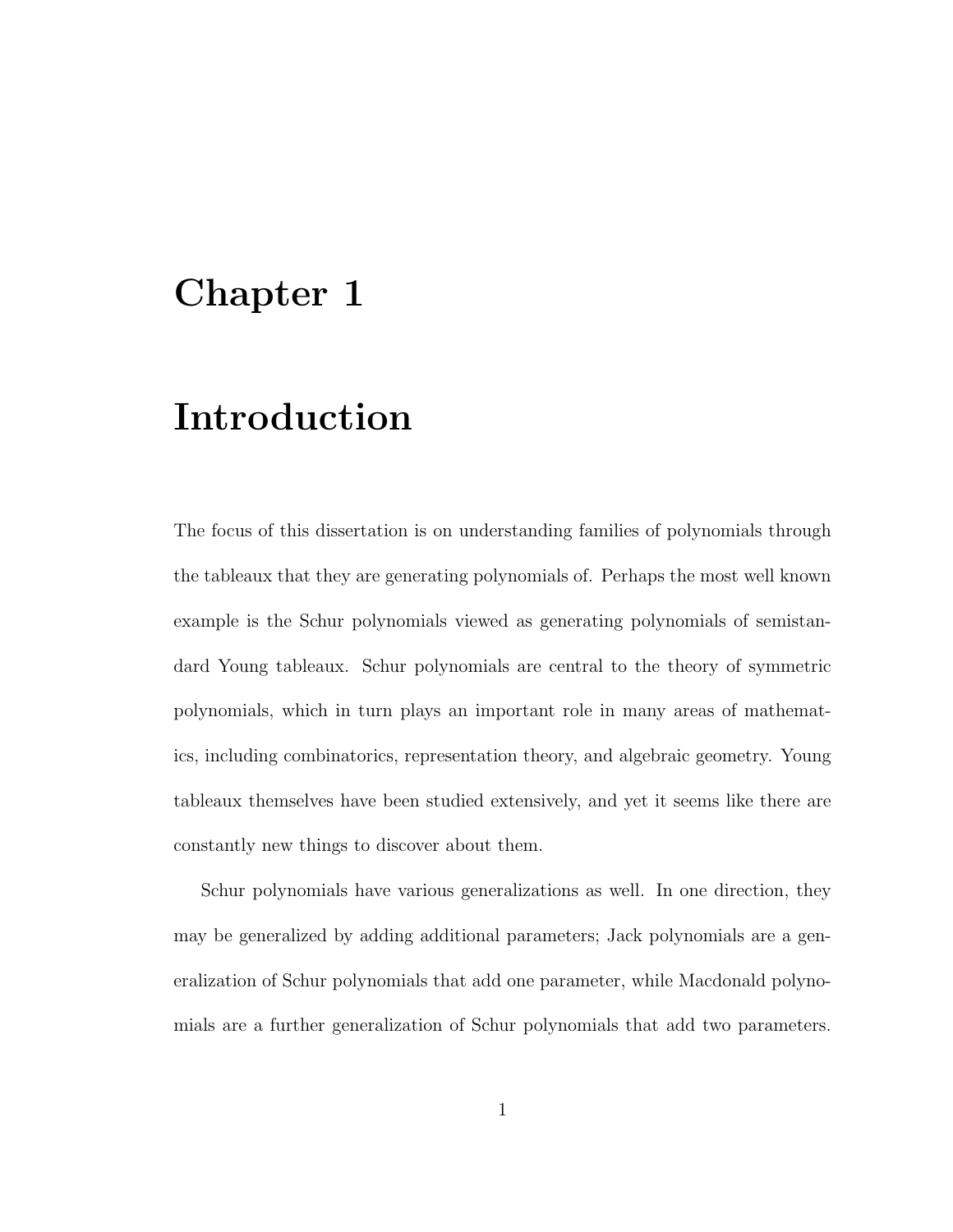# Chapter 1

# Introduction

The focus of this dissertation is on understanding families of polynomials through the tableaux that they are generating polynomials of. Perhaps the most well known example is the Schur polynomials viewed as generating polynomials of semistandard Young tableaux. Schur polynomials are central to the theory of symmetric polynomials, which in turn plays an important role in many areas of mathematics, including combinatorics, representation theory, and algebraic geometry. Young tableaux themselves have been studied extensively, and yet it seems like there are constantly new things to discover about them.

Schur polynomials have various generalizations as well. In one direction, they may be generalized by adding additional parameters; Jack polynomials are a generalization of Schur polynomials that add one parameter, while Macdonald polynomials are a further generalization of Schur polynomials that add two parameters.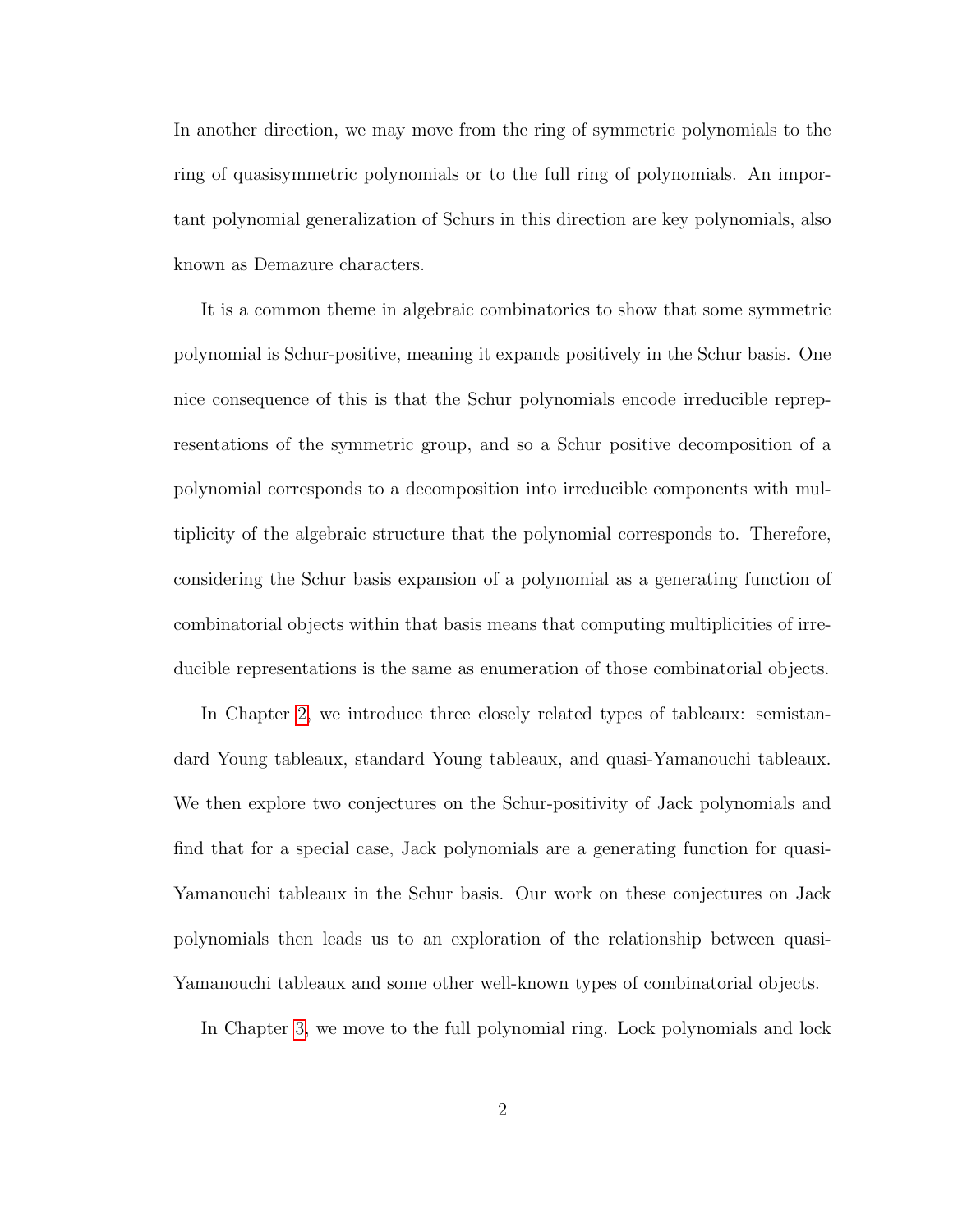In another direction, we may move from the ring of symmetric polynomials to the ring of quasisymmetric polynomials or to the full ring of polynomials. An important polynomial generalization of Schurs in this direction are key polynomials, also known as Demazure characters.

It is a common theme in algebraic combinatorics to show that some symmetric polynomial is Schur-positive, meaning it expands positively in the Schur basis. One nice consequence of this is that the Schur polynomials encode irreducible repreprresentations of the symmetric group, and so a Schur positive decomposition of a polynomial corresponds to a decomposition into irreducible components with multiplicity of the algebraic structure that the polynomial corresponds to. Therefore, considering the Schur basis expansion of a polynomial as a generating function of combinatorial objects within that basis means that computing multiplicities of irreducible representations is the same as enumeration of those combinatorial objects.

In Chapter 2, we introduce three closely related types of tableaux: semistandard Young tableaux, standard Young tableaux, and quasi-Yamanouchi tableaux. We then explore two conjectures on the Schur-positivity of Jack polynomials and find that for a special case, Jack polynomials are a generating function for quasi-Yamanouchi tableaux in the Schur basis. Our work on these conjectures on Jack polynomials then leads us to an exploration of the relationship between quasi-Yamanouchi tableaux and some other well-known types of combinatorial objects.

In Chapter 3, we move to the full polynomial ring. Lock polynomials and lock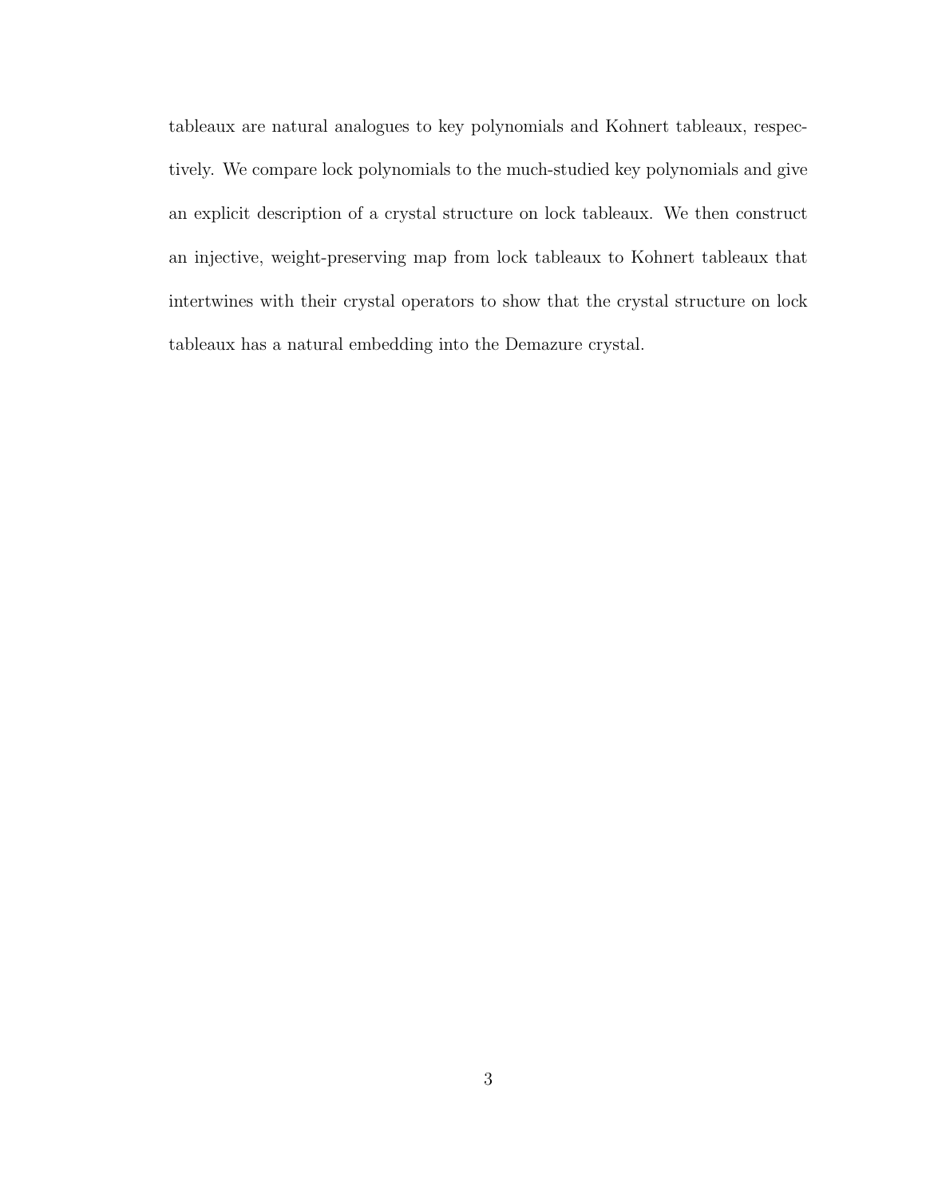tableaux are natural analogues to key polynomials and Kohnert tableaux, respectively. We compare lock polynomials to the much-studied key polynomials and give an explicit description of a crystal structure on lock tableaux. We then construct an injective, weight-preserving map from lock tableaux to Kohnert tableaux that intertwines with their crystal operators to show that the crystal structure on lock tableaux has a natural embedding into the Demazure crystal.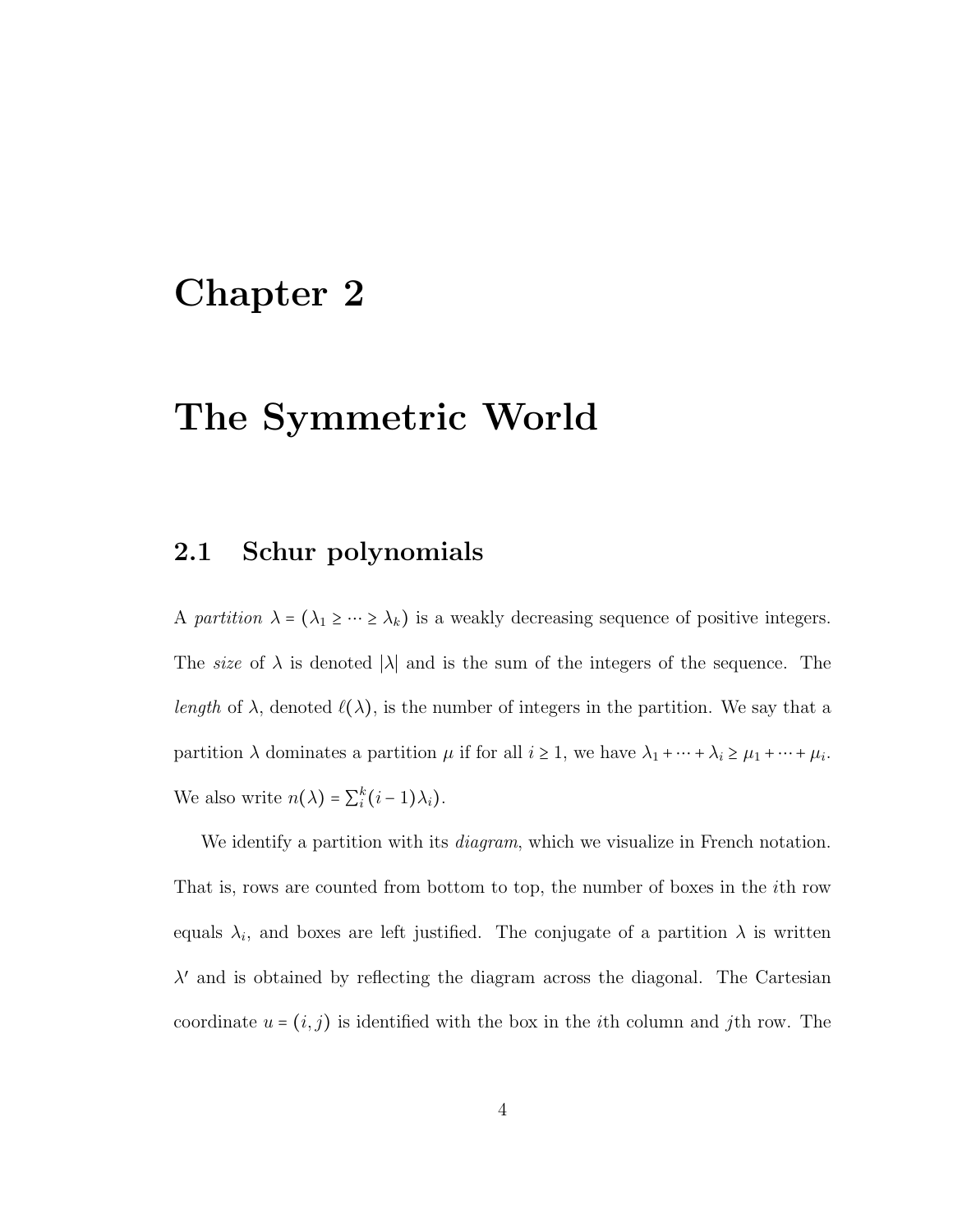# Chapter 2

# The Symmetric World

## 2.1 Schur polynomials

A *partition* $\lambda = (\lambda_1 \geq \cdots \geq \lambda_k)$ is a weakly decreasing sequence of positive integers. The *size* of $\lambda$ is denoted $|\lambda|$ and is the sum of the integers of the sequence. The *length* of $\lambda$, denoted $\ell(\lambda)$, is the number of integers in the partition. We say that a partition $\lambda$ dominates a partition $\mu$ if for all $i \geq 1$, we have $\lambda_1 + \cdots + \lambda_i \geq \mu_1 + \cdots + \mu_i$. We also write $n(\lambda) = \sum_i^k (i-1)\lambda_i)$.

We identify a partition with its *diagram*, which we visualize in French notation. That is, rows are counted from bottom to top, the number of boxes in the $i$th row equals $\lambda_i$, and boxes are left justified. The conjugate of a partition $\lambda$ is written $\lambda'$ and is obtained by reflecting the diagram across the diagonal. The Cartesian coordinate $u = (i, j)$ is identified with the box in the $i$th column and $j$th row. The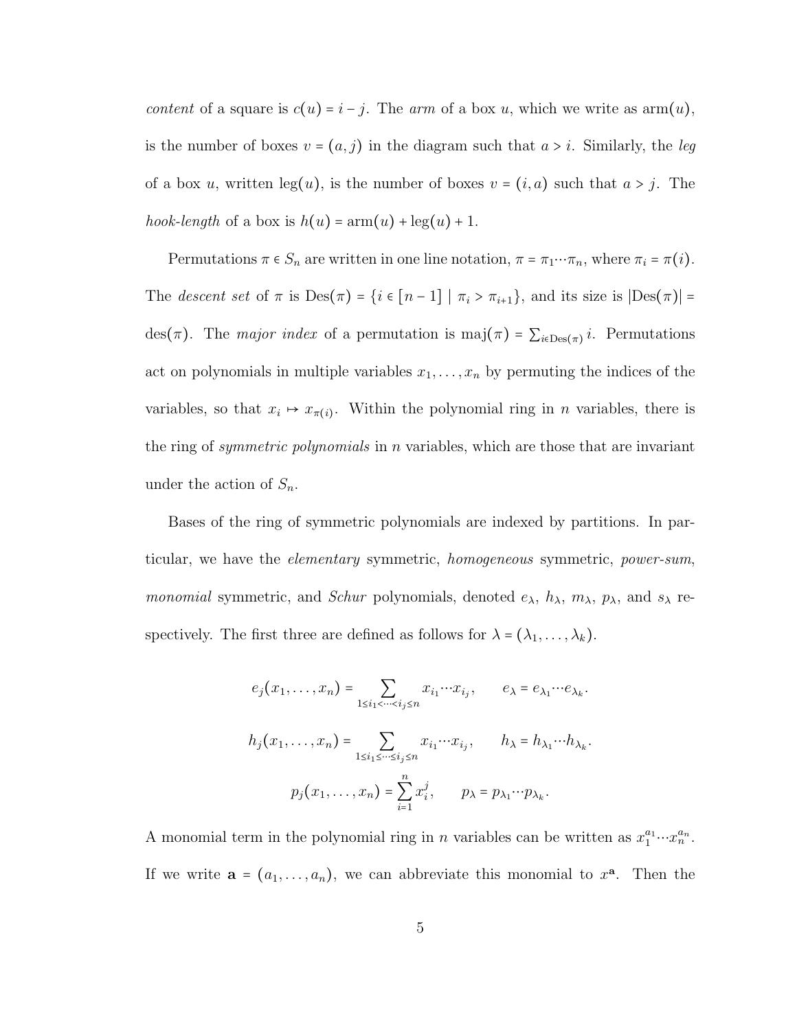*content* of a square is $c(u) = i - j$. The *arm* of a box $u$, which we write as $\operatorname{arm}(u)$, is the number of boxes $v = (a, j)$ in the diagram such that $a > i$. Similarly, the *leg* of a box $u$, written $\operatorname{leg}(u)$, is the number of boxes $v = (i, a)$ such that $a > j$. The *hook-length* of a box is $h(u) = \operatorname{arm}(u) + \operatorname{leg}(u) + 1$.

Permutations $\pi \in S_n$ are written in one line notation, $\pi = \pi_1 \cdots \pi_n$, where $\pi_i = \pi(i)$. The *descent set* of $\pi$ is $\operatorname{Des}(\pi) = \{i \in [n-1] \mid \pi_i > \pi_{i+1}\}$, and its size is $|\operatorname{Des}(\pi)| = \operatorname{des}(\pi)$. The *major index* of a permutation is $\operatorname{maj}(\pi) = \sum_{i \in \operatorname{Des}(\pi)} i$. Permutations act on polynomials in multiple variables $x_1, \ldots, x_n$ by permuting the indices of the variables, so that $x_i \mapsto x_{\pi(i)}$. Within the polynomial ring in $n$ variables, there is the ring of *symmetric polynomials* in $n$ variables, which are those that are invariant under the action of $S_n$.

Bases of the ring of symmetric polynomials are indexed by partitions. In particular, we have the *elementary* symmetric, *homogeneous* symmetric, *power-sum*, *monomial* symmetric, and *Schur* polynomials, denoted $e_\lambda$, $h_\lambda$, $m_\lambda$, $p_\lambda$, and $s_\lambda$ respectively. The first three are defined as follows for $\lambda = (\lambda_1, \ldots, \lambda_k)$.

$$e_j(x_1, \ldots, x_n) = \sum_{1 \le i_1 < \cdots < i_j \le n} x_{i_1} \cdots x_{i_j}, \qquad e_\lambda = e_{\lambda_1} \cdots e_{\lambda_k}.$$

$$h_j(x_1, \ldots, x_n) = \sum_{1 \le i_1 \le \cdots \le i_j \le n} x_{i_1} \cdots x_{i_j}, \qquad h_\lambda = h_{\lambda_1} \cdots h_{\lambda_k}.$$

$$p_j(x_1, \ldots, x_n) = \sum_{i=1}^{n} x_i^j, \qquad p_\lambda = p_{\lambda_1} \cdots p_{\lambda_k}.$$

A monomial term in the polynomial ring in $n$ variables can be written as $x_1^{a_1} \cdots x_n^{a_n}$. If we write $\mathbf{a} = (a_1, \ldots, a_n)$, we can abbreviate this monomial to $x^{\mathbf{a}}$. Then the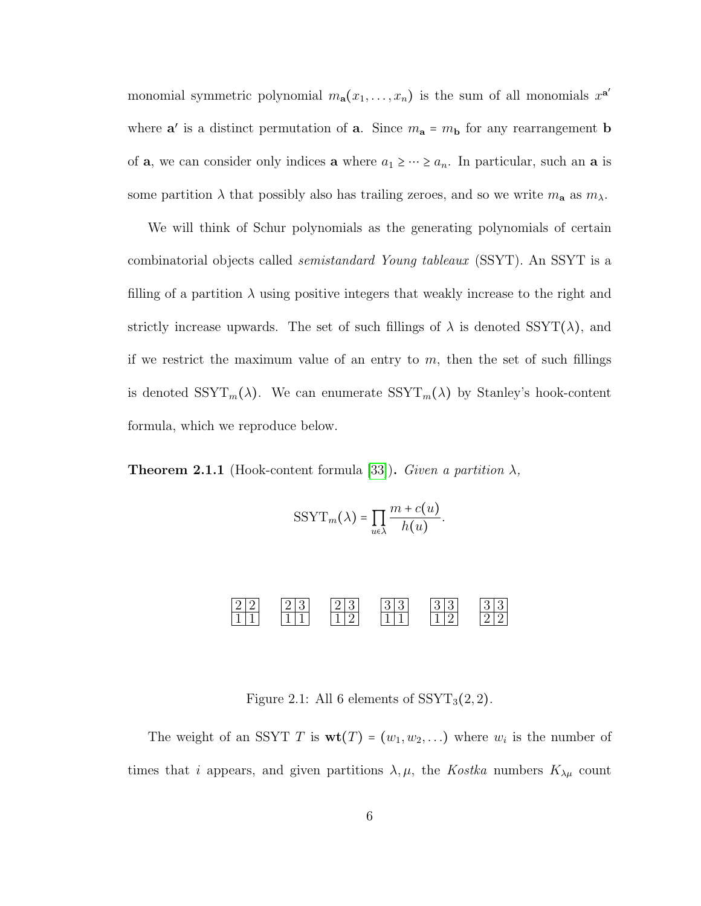monomial symmetric polynomial $m_{\mathbf{a}}(x_1, \ldots, x_n)$ is the sum of all monomials $x^{\mathbf{a}'}$ where $\mathbf{a}'$ is a distinct permutation of $\mathbf{a}$. Since $m_{\mathbf{a}} = m_{\mathbf{b}}$ for any rearrangement $\mathbf{b}$ of $\mathbf{a}$, we can consider only indices $\mathbf{a}$ where $a_1 \geq \cdots \geq a_n$. In particular, such an $\mathbf{a}$ is some partition $\lambda$ that possibly also has trailing zeroes, and so we write $m_{\mathbf{a}}$ as $m_\lambda$.

We will think of Schur polynomials as the generating polynomials of certain combinatorial objects called *semistandard Young tableaux* (SSYT). An SSYT is a filling of a partition $\lambda$ using positive integers that weakly increase to the right and strictly increase upwards. The set of such fillings of $\lambda$ is denoted $\mathrm{SSYT}(\lambda)$, and if we restrict the maximum value of an entry to $m$, then the set of such fillings is denoted $\mathrm{SSYT}_m(\lambda)$. We can enumerate $\mathrm{SSYT}_m(\lambda)$ by Stanley's hook-content formula, which we reproduce below.

**Theorem 2.1.1** (Hook-content formula [33]). *Given a partition $\lambda$,*

$$\mathrm{SSYT}_m(\lambda) = \prod_{u \in \lambda} \frac{m + c(u)}{h(u)}.$$

$$\begin{array}{|c|c|}\hline 2 & 2 \\ \hline 1 & 1 \\ \hline \end{array} \quad \begin{array}{|c|c|}\hline 2 & 3 \\ \hline 1 & 1 \\ \hline \end{array} \quad \begin{array}{|c|c|}\hline 2 & 3 \\ \hline 1 & 2 \\ \hline \end{array} \quad \begin{array}{|c|c|}\hline 3 & 3 \\ \hline 1 & 1 \\ \hline \end{array} \quad \begin{array}{|c|c|}\hline 3 & 3 \\ \hline 1 & 2 \\ \hline \end{array} \quad \begin{array}{|c|c|}\hline 3 & 3 \\ \hline 2 & 2 \\ \hline \end{array}$$

Figure 2.1: All 6 elements of $\mathrm{SSYT}_3(2, 2)$.

The weight of an SSYT $T$ is $\mathbf{wt}(T) = (w_1, w_2, \ldots)$ where $w_i$ is the number of times that $i$ appears, and given partitions $\lambda, \mu$, the *Kostka* numbers $K_{\lambda\mu}$ count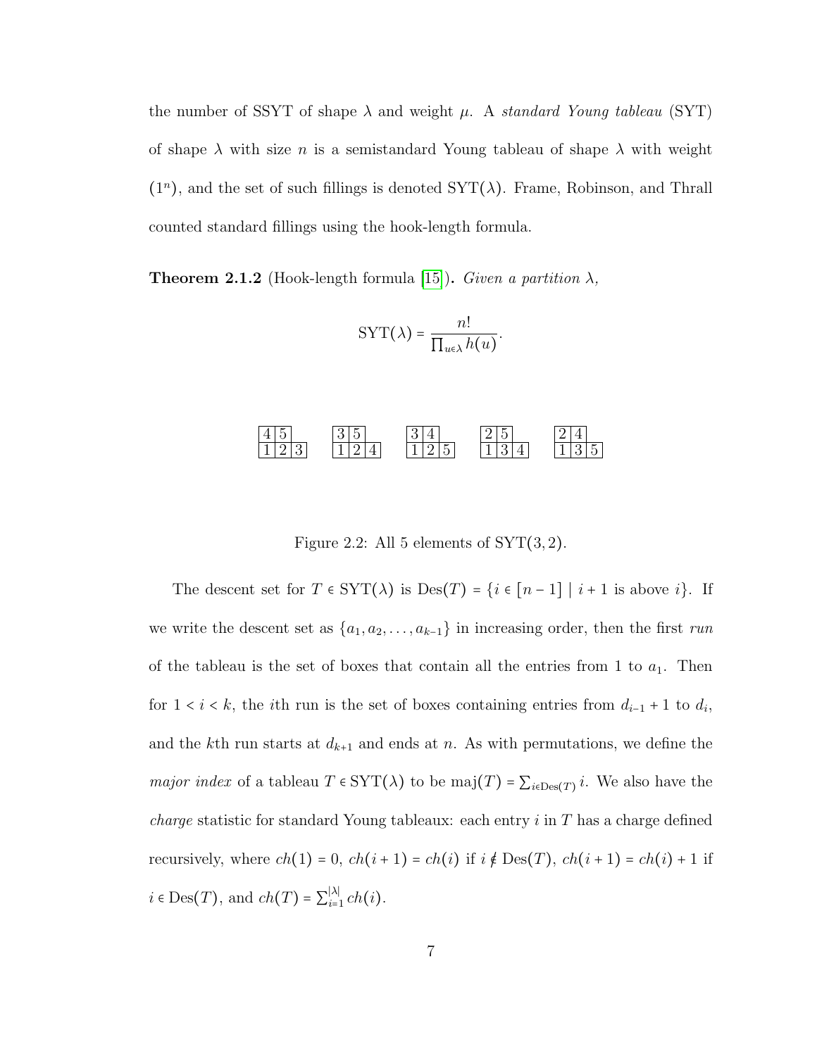the number of SSYT of shape $\lambda$ and weight $\mu$. A *standard Young tableau* (SYT) of shape $\lambda$ with size $n$ is a semistandard Young tableau of shape $\lambda$ with weight $(1^n)$, and the set of such fillings is denoted $\mathrm{SYT}(\lambda)$. Frame, Robinson, and Thrall counted standard fillings using the hook-length formula.

**Theorem 2.1.2** (Hook-length formula [15]). *Given a partition $\lambda$,*

$$\mathrm{SYT}(\lambda) = \frac{n!}{\prod_{u \in \lambda} h(u)}.$$

$$\begin{array}{|c|c|}\hline 4 & 5 \\ \hline \end{array} \quad \begin{array}{|c|c|}\hline 3 & 5 \\ \hline \end{array} \quad \begin{array}{|c|c|}\hline 3 & 4 \\ \hline \end{array} \quad \begin{array}{|c|c|}\hline 2 & 5 \\ \hline \end{array} \quad \begin{array}{|c|c|}\hline 2 & 4 \\ \hline \end{array}$$
$$\begin{array}{|c|c|c|}\hline 1 & 2 & 3 \\ \hline \end{array} \quad \begin{array}{|c|c|c|}\hline 1 & 2 & 4 \\ \hline \end{array} \quad \begin{array}{|c|c|c|}\hline 1 & 2 & 5 \\ \hline \end{array} \quad \begin{array}{|c|c|c|}\hline 1 & 3 & 4 \\ \hline \end{array} \quad \begin{array}{|c|c|c|}\hline 1 & 3 & 5 \\ \hline \end{array}$$

Figure 2.2: All 5 elements of $\mathrm{SYT}(3,2)$.

The descent set for $T \in \mathrm{SYT}(\lambda)$ is $\mathrm{Des}(T) = \{i \in [n-1] \mid i+1 \text{ is above } i\}$. If we write the descent set as $\{a_1, a_2, \ldots, a_{k-1}\}$ in increasing order, then the first *run* of the tableau is the set of boxes that contain all the entries from 1 to $a_1$. Then for $1 < i < k$, the $i$th run is the set of boxes containing entries from $d_{i-1}+1$ to $d_i$, and the $k$th run starts at $d_{k+1}$ and ends at $n$. As with permutations, we define the *major index* of a tableau $T \in \mathrm{SYT}(\lambda)$ to be $\mathrm{maj}(T) = \sum_{i \in \mathrm{Des}(T)} i$. We also have the *charge* statistic for standard Young tableaux: each entry $i$ in $T$ has a charge defined recursively, where $ch(1) = 0$, $ch(i+1) = ch(i)$ if $i \notin \mathrm{Des}(T)$, $ch(i+1) = ch(i)+1$ if $i \in \mathrm{Des}(T)$, and $ch(T) = \sum_{i=1}^{|\lambda|} ch(i)$.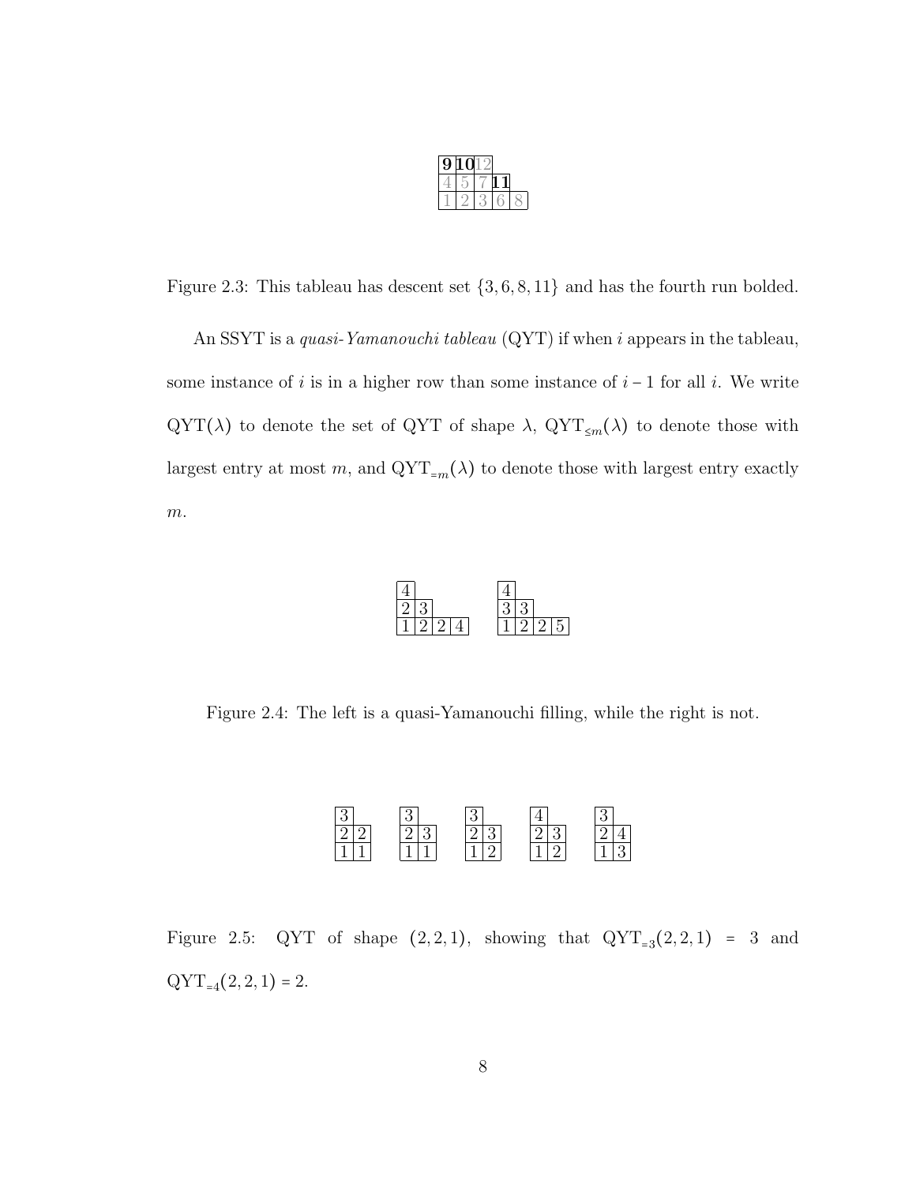| **9** | **10** | 12 | | |
|---|---|---|---|---|
| 4 | 5 | 7 | **11** | |
| 1 | 2 | 3 | 6 | 8 |

Figure 2.3: This tableau has descent set $\{3, 6, 8, 11\}$ and has the fourth run bolded.

An SSYT is a *quasi-Yamanouchi tableau* (QYT) if when $i$ appears in the tableau, some instance of $i$ is in a higher row than some instance of $i-1$ for all $i$. We write $\mathrm{QYT}(\lambda)$ to denote the set of QYT of shape $\lambda$, $\mathrm{QYT}_{\leq m}(\lambda)$ to denote those with largest entry at most $m$, and $\mathrm{QYT}_{=m}(\lambda)$ to denote those with largest entry exactly $m$.

| 4 | | | |
|---|---|---|---|
| 2 | 3 | | |
| 1 | 2 | 2 | 4 |

| 4 | | | |
|---|---|---|---|
| 3 | 3 | | |
| 1 | 2 | 2 | 5 |

Figure 2.4: The left is a quasi-Yamanouchi filling, while the right is not.

| 3 | |
|---|---|
| 2 | 2 |
| 1 | 1 |

| 3 | |
|---|---|
| 2 | 3 |
| 1 | 1 |

| 3 | |
|---|---|
| 2 | 3 |
| 1 | 2 |

| 4 | |
|---|---|
| 2 | 3 |
| 1 | 2 |

| 3 | |
|---|---|
| 2 | 4 |
| 1 | 3 |

Figure 2.5: QYT of shape $(2, 2, 1)$, showing that $\mathrm{QYT}_{=3}(2, 2, 1) = 3$ and $\mathrm{QYT}_{=4}(2, 2, 1) = 2$.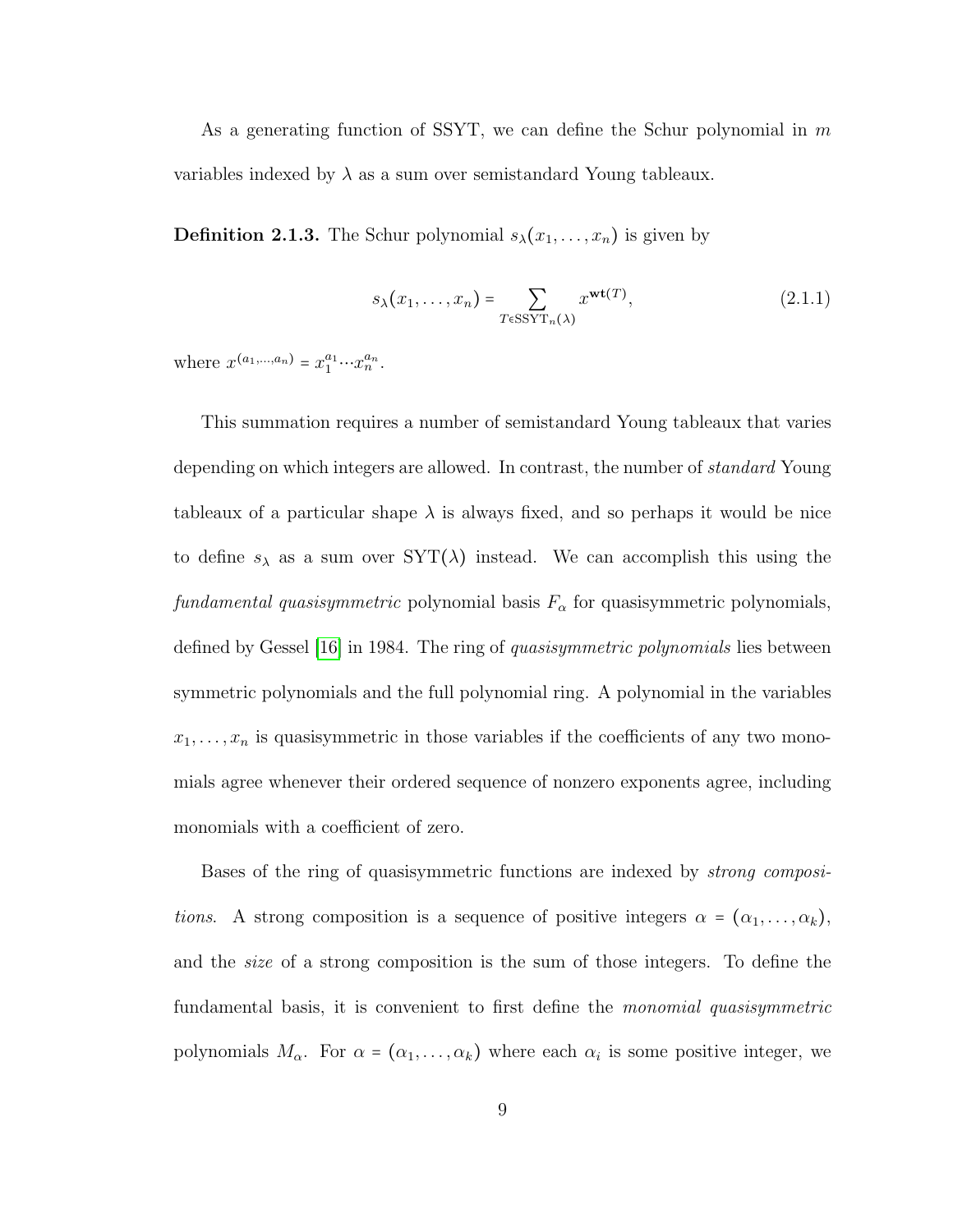As a generating function of SSYT, we can define the Schur polynomial in $m$ variables indexed by $\lambda$ as a sum over semistandard Young tableaux.

**Definition 2.1.3.** The Schur polynomial $s_\lambda(x_1, \ldots, x_n)$ is given by

$$s_\lambda(x_1, \ldots, x_n) = \sum_{T \in \mathrm{SSYT}_n(\lambda)} x^{\mathbf{wt}(T)}, \tag{2.1.1}$$

where $x^{(a_1, \ldots, a_n)} = x_1^{a_1} \cdots x_n^{a_n}$.

This summation requires a number of semistandard Young tableaux that varies depending on which integers are allowed. In contrast, the number of *standard* Young tableaux of a particular shape $\lambda$ is always fixed, and so perhaps it would be nice to define $s_\lambda$ as a sum over $\mathrm{SYT}(\lambda)$ instead. We can accomplish this using the *fundamental quasisymmetric* polynomial basis $F_\alpha$ for quasisymmetric polynomials, defined by Gessel [16] in 1984. The ring of *quasisymmetric polynomials* lies between symmetric polynomials and the full polynomial ring. A polynomial in the variables $x_1, \ldots, x_n$ is quasisymmetric in those variables if the coefficients of any two monomials agree whenever their ordered sequence of nonzero exponents agree, including monomials with a coefficient of zero.

Bases of the ring of quasisymmetric functions are indexed by *strong compositions*. A strong composition is a sequence of positive integers $\alpha = (\alpha_1, \ldots, \alpha_k)$, and the *size* of a strong composition is the sum of those integers. To define the fundamental basis, it is convenient to first define the *monomial quasisymmetric* polynomials $M_\alpha$. For $\alpha = (\alpha_1, \ldots, \alpha_k)$ where each $\alpha_i$ is some positive integer, we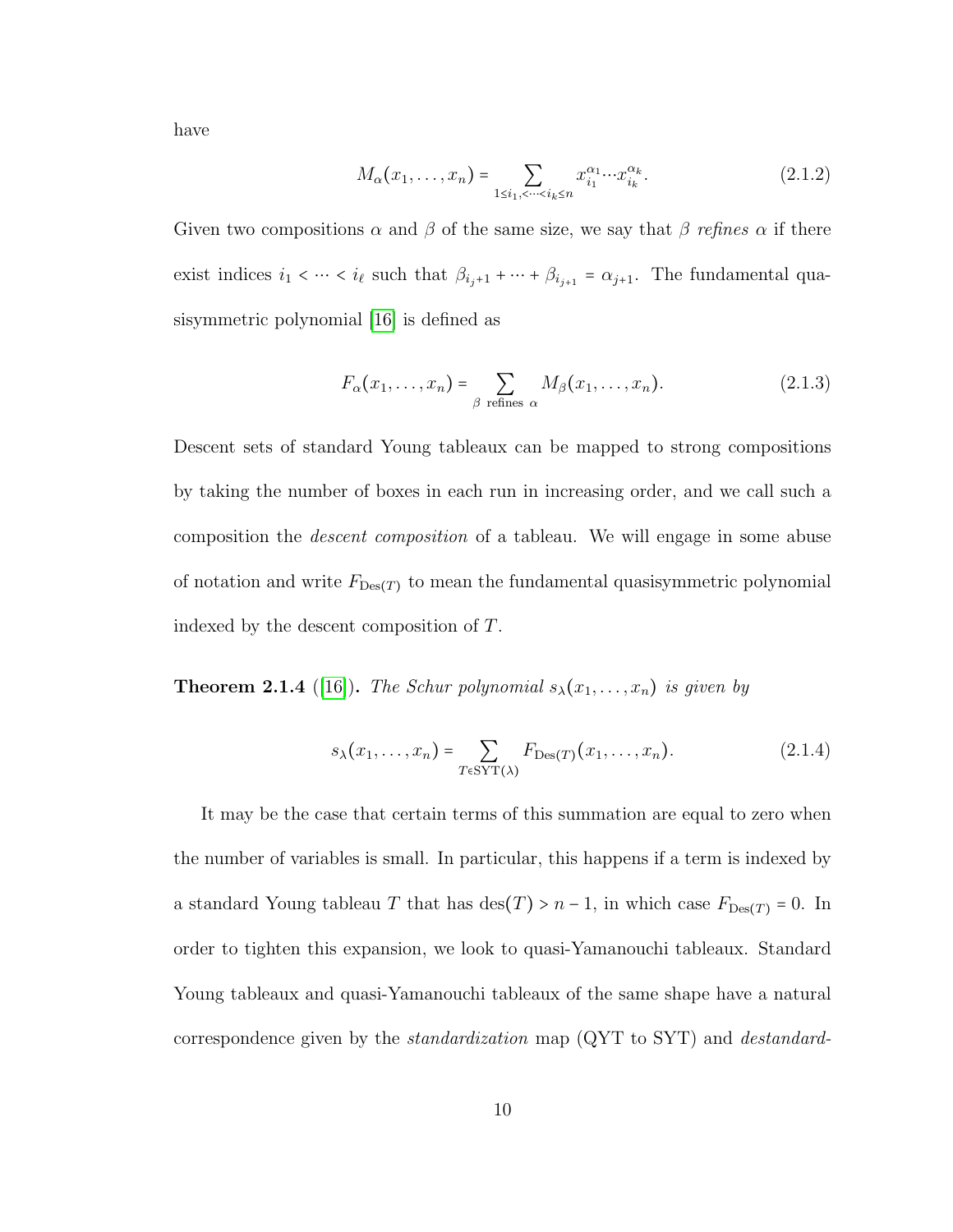have

$$M_\alpha(x_1,\ldots,x_n) = \sum_{1\le i_1,<\cdots<i_k\le n} x_{i_1}^{\alpha_1}\cdots x_{i_k}^{\alpha_k}. \tag{2.1.2}$$

Given two compositions $\alpha$ and $\beta$ of the same size, we say that $\beta$ *refines* $\alpha$ if there exist indices $i_1 < \cdots < i_\ell$ such that $\beta_{i_j+1} + \cdots + \beta_{i_{j+1}} = \alpha_{j+1}$. The fundamental quasisymmetric polynomial [16] is defined as

$$F_\alpha(x_1,\ldots,x_n) = \sum_{\beta \text{ refines } \alpha} M_\beta(x_1,\ldots,x_n). \tag{2.1.3}$$

Descent sets of standard Young tableaux can be mapped to strong compositions by taking the number of boxes in each run in increasing order, and we call such a composition the *descent composition* of a tableau. We will engage in some abuse of notation and write $F_{\mathrm{Des}(T)}$ to mean the fundamental quasisymmetric polynomial indexed by the descent composition of $T$.

**Theorem 2.1.4** ([16]). *The Schur polynomial $s_\lambda(x_1,\ldots,x_n)$ is given by*

$$s_\lambda(x_1,\ldots,x_n) = \sum_{T\in\mathrm{SYT}(\lambda)} F_{\mathrm{Des}(T)}(x_1,\ldots,x_n). \tag{2.1.4}$$

It may be the case that certain terms of this summation are equal to zero when the number of variables is small. In particular, this happens if a term is indexed by a standard Young tableau $T$ that has $\mathrm{des}(T) > n-1$, in which case $F_{\mathrm{Des}(T)} = 0$. In order to tighten this expansion, we look to quasi-Yamanouchi tableaux. Standard Young tableaux and quasi-Yamanouchi tableaux of the same shape have a natural correspondence given by the *standardization* map (QYT to SYT) and *destandard-*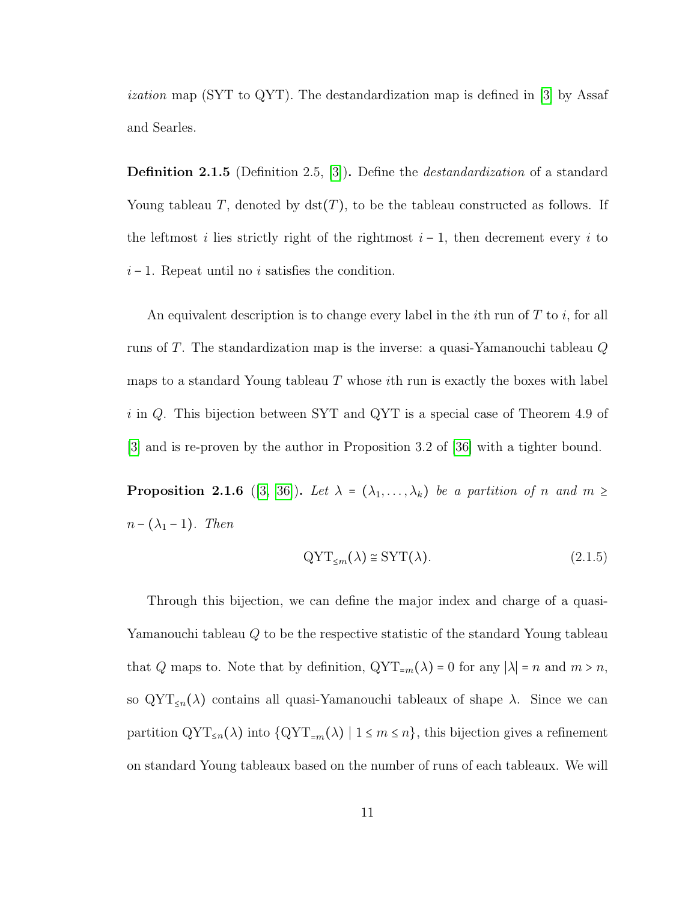*ization* map (SYT to QYT). The destandardization map is defined in [3] by Assaf and Searles.

**Definition 2.1.5** (Definition 2.5, [3])**.** Define the *destandardization* of a standard Young tableau $T$, denoted by $\mathrm{dst}(T)$, to be the tableau constructed as follows. If the leftmost $i$ lies strictly right of the rightmost $i-1$, then decrement every $i$ to $i-1$. Repeat until no $i$ satisfies the condition.

An equivalent description is to change every label in the $i$th run of $T$ to $i$, for all runs of $T$. The standardization map is the inverse: a quasi-Yamanouchi tableau $Q$ maps to a standard Young tableau $T$ whose $i$th run is exactly the boxes with label $i$ in $Q$. This bijection between SYT and QYT is a special case of Theorem 4.9 of [3] and is re-proven by the author in Proposition 3.2 of [36] with a tighter bound.

**Proposition 2.1.6** ([3, 36])**.** *Let* $\lambda = (\lambda_1, \ldots, \lambda_k)$ *be a partition of* $n$ *and* $m \geq n - (\lambda_1 - 1)$*. Then*

$$\mathrm{QYT}_{\leq m}(\lambda) \cong \mathrm{SYT}(\lambda). \tag{2.1.5}$$

Through this bijection, we can define the major index and charge of a quasi-Yamanouchi tableau $Q$ to be the respective statistic of the standard Young tableau that $Q$ maps to. Note that by definition, $\mathrm{QYT}_{=m}(\lambda) = 0$ for any $|\lambda| = n$ and $m > n$, so $\mathrm{QYT}_{\leq n}(\lambda)$ contains all quasi-Yamanouchi tableaux of shape $\lambda$. Since we can partition $\mathrm{QYT}_{\leq n}(\lambda)$ into $\{\mathrm{QYT}_{=m}(\lambda) \mid 1 \leq m \leq n\}$, this bijection gives a refinement on standard Young tableaux based on the number of runs of each tableaux. We will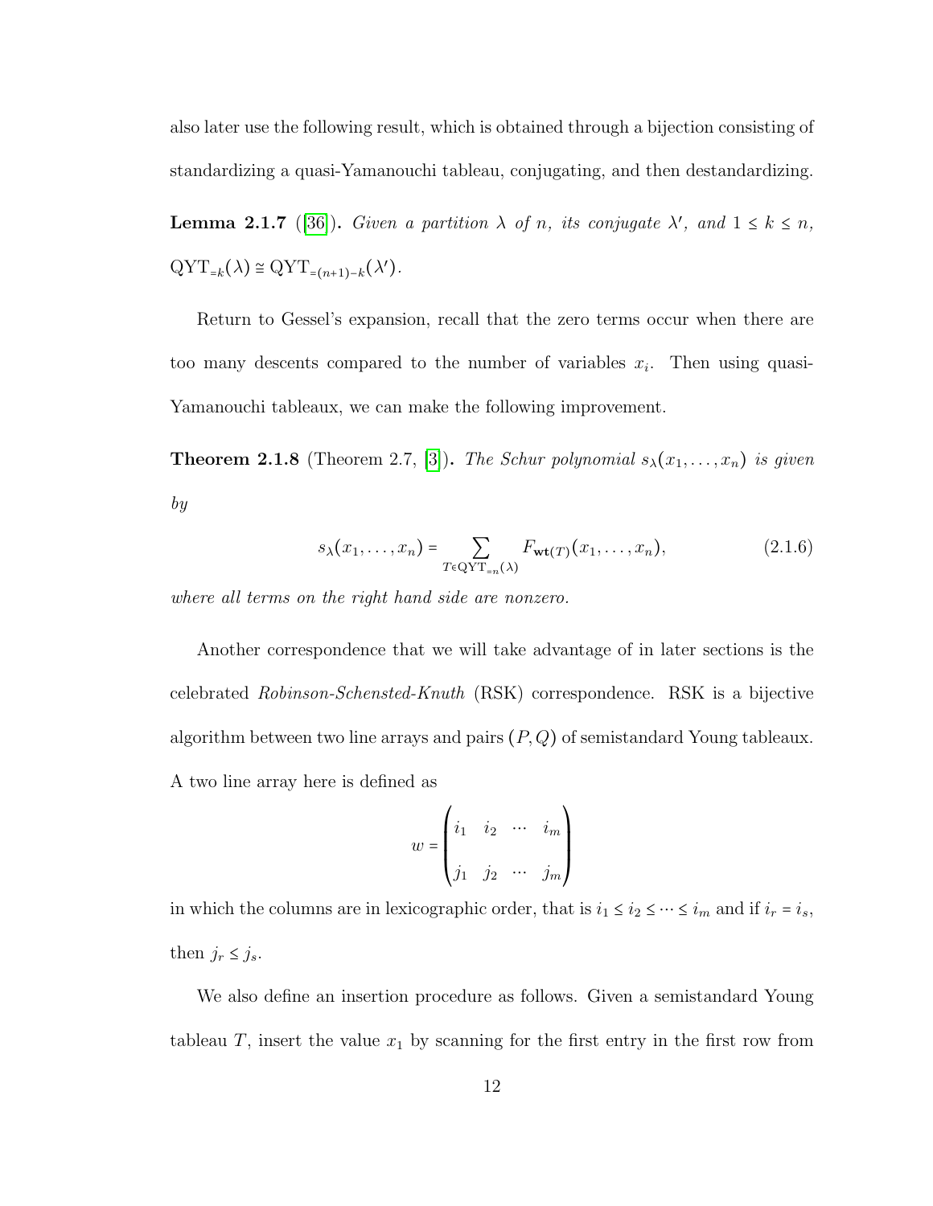also later use the following result, which is obtained through a bijection consisting of standardizing a quasi-Yamanouchi tableau, conjugating, and then destandardizing.

**Lemma 2.1.7** ([36]). *Given a partition $\lambda$ of $n$, its conjugate $\lambda'$, and $1 \leq k \leq n$, $\mathrm{QYT}_{=k}(\lambda) \cong \mathrm{QYT}_{=(n+1)-k}(\lambda')$.*

Return to Gessel's expansion, recall that the zero terms occur when there are too many descents compared to the number of variables $x_i$. Then using quasi-Yamanouchi tableaux, we can make the following improvement.

**Theorem 2.1.8** (Theorem 2.7, [3]). *The Schur polynomial $s_\lambda(x_1, \ldots, x_n)$ is given by*

$$s_\lambda(x_1, \ldots, x_n) = \sum_{T \in \mathrm{QYT}_{=n}(\lambda)} F_{\mathbf{wt}(T)}(x_1, \ldots, x_n), \tag{2.1.6}$$

*where all terms on the right hand side are nonzero.*

Another correspondence that we will take advantage of in later sections is the celebrated *Robinson-Schensted-Knuth* (RSK) correspondence. RSK is a bijective algorithm between two line arrays and pairs $(P, Q)$ of semistandard Young tableaux. A two line array here is defined as

$$w = \begin{pmatrix} i_1 & i_2 & \cdots & i_m \\ j_1 & j_2 & \cdots & j_m \end{pmatrix}$$

in which the columns are in lexicographic order, that is $i_1 \leq i_2 \leq \cdots \leq i_m$ and if $i_r = i_s$, then $j_r \leq j_s$.

We also define an insertion procedure as follows. Given a semistandard Young tableau $T$, insert the value $x_1$ by scanning for the first entry in the first row from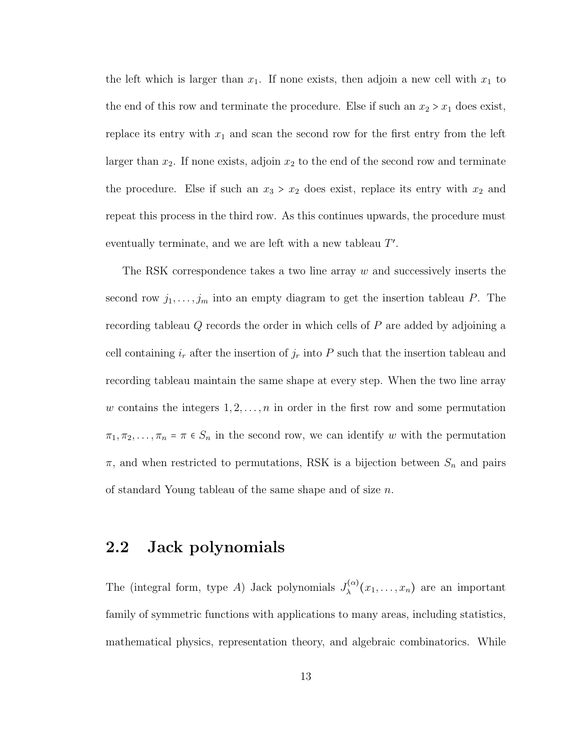the left which is larger than $x_1$. If none exists, then adjoin a new cell with $x_1$ to the end of this row and terminate the procedure. Else if such an $x_2 > x_1$ does exist, replace its entry with $x_1$ and scan the second row for the first entry from the left larger than $x_2$. If none exists, adjoin $x_2$ to the end of the second row and terminate the procedure. Else if such an $x_3 > x_2$ does exist, replace its entry with $x_2$ and repeat this process in the third row. As this continues upwards, the procedure must eventually terminate, and we are left with a new tableau $T'$.

The RSK correspondence takes a two line array $w$ and successively inserts the second row $j_1, \ldots, j_m$ into an empty diagram to get the insertion tableau $P$. The recording tableau $Q$ records the order in which cells of $P$ are added by adjoining a cell containing $i_r$ after the insertion of $j_r$ into $P$ such that the insertion tableau and recording tableau maintain the same shape at every step. When the two line array $w$ contains the integers $1, 2, \ldots, n$ in order in the first row and some permutation $\pi_1, \pi_2, \ldots, \pi_n = \pi \in S_n$ in the second row, we can identify $w$ with the permutation $\pi$, and when restricted to permutations, RSK is a bijection between $S_n$ and pairs of standard Young tableau of the same shape and of size $n$.

## 2.2 Jack polynomials

The (integral form, type $A$) Jack polynomials $J_\lambda^{(\alpha)}(x_1, \ldots, x_n)$ are an important family of symmetric functions with applications to many areas, including statistics, mathematical physics, representation theory, and algebraic combinatorics. While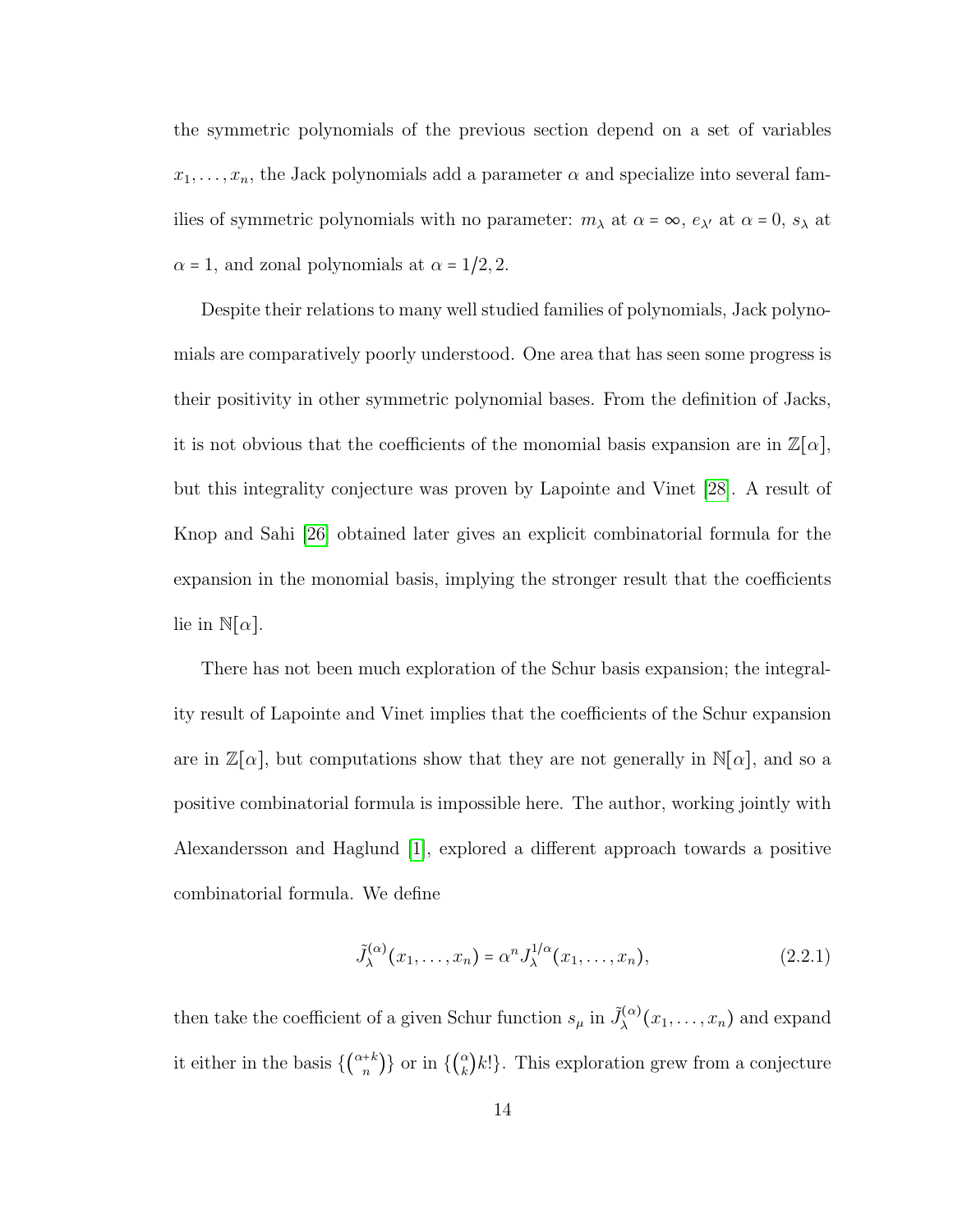the symmetric polynomials of the previous section depend on a set of variables $x_1, \ldots, x_n$, the Jack polynomials add a parameter $\alpha$ and specialize into several families of symmetric polynomials with no parameter: $m_\lambda$ at $\alpha = \infty$, $e_{\lambda'}$ at $\alpha = 0$, $s_\lambda$ at $\alpha = 1$, and zonal polynomials at $\alpha = 1/2, 2$.

Despite their relations to many well studied families of polynomials, Jack polynomials are comparatively poorly understood. One area that has seen some progress is their positivity in other symmetric polynomial bases. From the definition of Jacks, it is not obvious that the coefficients of the monomial basis expansion are in $\mathbb{Z}[\alpha]$, but this integrality conjecture was proven by Lapointe and Vinet [28]. A result of Knop and Sahi [26] obtained later gives an explicit combinatorial formula for the expansion in the monomial basis, implying the stronger result that the coefficients lie in $\mathbb{N}[\alpha]$.

There has not been much exploration of the Schur basis expansion; the integrality result of Lapointe and Vinet implies that the coefficients of the Schur expansion are in $\mathbb{Z}[\alpha]$, but computations show that they are not generally in $\mathbb{N}[\alpha]$, and so a positive combinatorial formula is impossible here. The author, working jointly with Alexandersson and Haglund [1], explored a different approach towards a positive combinatorial formula. We define

$$\tilde{J}_\lambda^{(\alpha)}(x_1, \ldots, x_n) = \alpha^n J_\lambda^{1/\alpha}(x_1, \ldots, x_n), \tag{2.2.1}$$

then take the coefficient of a given Schur function $s_\mu$ in $\tilde{J}_\lambda^{(\alpha)}(x_1, \ldots, x_n)$ and expand it either in the basis $\{\binom{\alpha+k}{n}\}$ or in $\{\binom{\alpha}{k}k!\}$. This exploration grew from a conjecture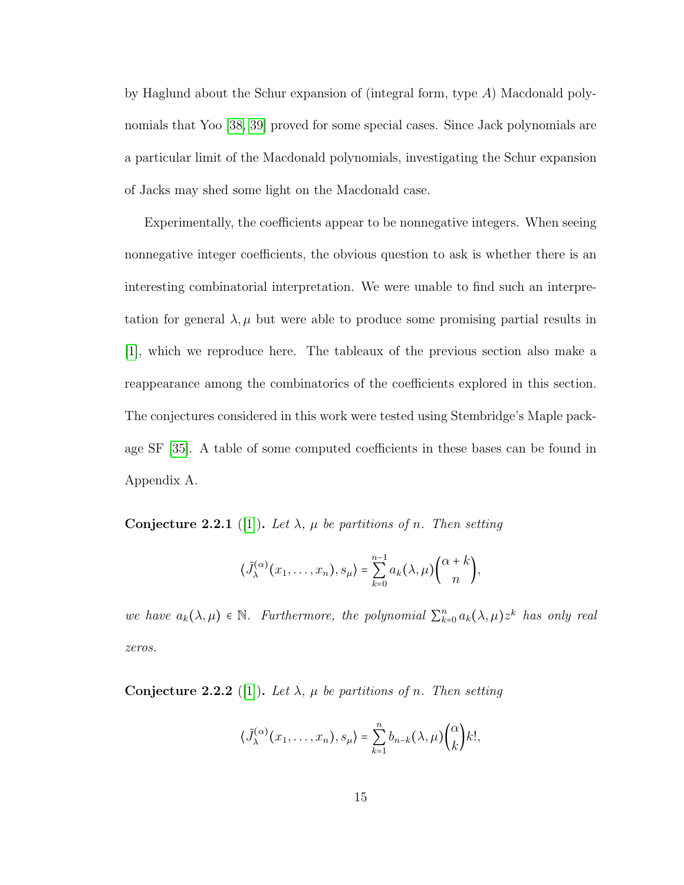by Haglund about the Schur expansion of (integral form, type $A$) Macdonald polynomials that Yoo [38, 39] proved for some special cases. Since Jack polynomials are a particular limit of the Macdonald polynomials, investigating the Schur expansion of Jacks may shed some light on the Macdonald case.

Experimentally, the coefficients appear to be nonnegative integers. When seeing nonnegative integer coefficients, the obvious question to ask is whether there is an interesting combinatorial interpretation. We were unable to find such an interpretation for general $\lambda, \mu$ but were able to produce some promising partial results in [1], which we reproduce here. The tableaux of the previous section also make a reappearance among the combinatorics of the coefficients explored in this section. The conjectures considered in this work were tested using Stembridge's Maple package SF [35]. A table of some computed coefficients in these bases can be found in Appendix A.

**Conjecture 2.2.1** ([1]). *Let $\lambda$, $\mu$ be partitions of $n$. Then setting*

$$\langle \tilde{J}_\lambda^{(\alpha)}(x_1, \ldots, x_n), s_\mu \rangle = \sum_{k=0}^{n-1} a_k(\lambda, \mu) \binom{\alpha + k}{n},$$

*we have $a_k(\lambda, \mu) \in \mathbb{N}$. Furthermore, the polynomial $\sum_{k=0}^{n} a_k(\lambda, \mu) z^k$ has only real zeros.*

**Conjecture 2.2.2** ([1]). *Let $\lambda$, $\mu$ be partitions of $n$. Then setting*

$$\langle \tilde{J}_\lambda^{(\alpha)}(x_1, \ldots, x_n), s_\mu \rangle = \sum_{k=1}^{n} b_{n-k}(\lambda, \mu) \binom{\alpha}{k} k!,$$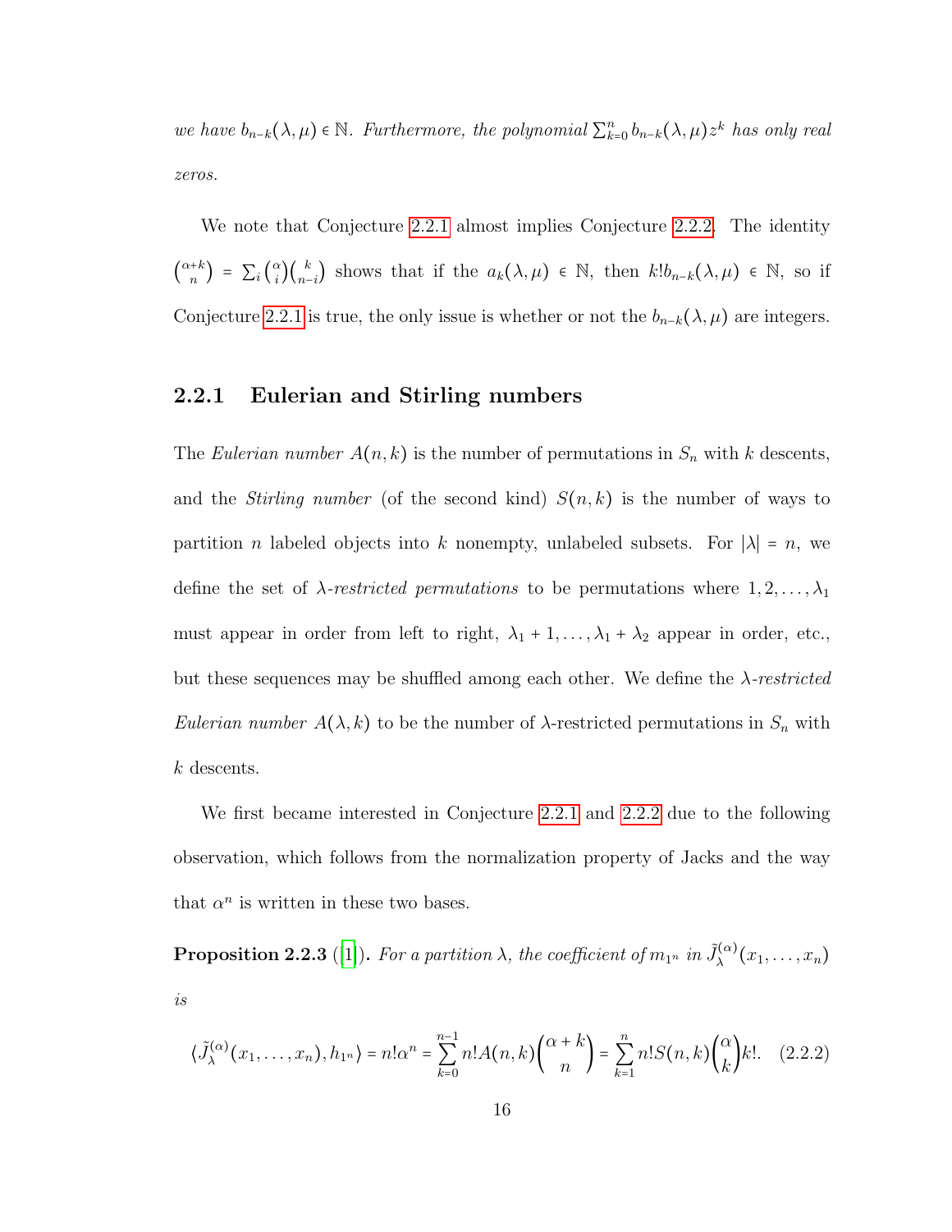*we have $b_{n-k}(\lambda,\mu) \in \mathbb{N}$. Furthermore, the polynomial $\sum_{k=0}^{n} b_{n-k}(\lambda,\mu) z^k$ has only real zeros.*

We note that Conjecture 2.2.1 almost implies Conjecture 2.2.2. The identity $\binom{\alpha+k}{n} = \sum_i \binom{\alpha}{i}\binom{k}{n-i}$ shows that if the $a_k(\lambda,\mu) \in \mathbb{N}$, then $k! b_{n-k}(\lambda,\mu) \in \mathbb{N}$, so if Conjecture 2.2.1 is true, the only issue is whether or not the $b_{n-k}(\lambda,\mu)$ are integers.

### 2.2.1 Eulerian and Stirling numbers

The *Eulerian number* $A(n,k)$ is the number of permutations in $S_n$ with $k$ descents, and the *Stirling number* (of the second kind) $S(n,k)$ is the number of ways to partition $n$ labeled objects into $k$ nonempty, unlabeled subsets. For $|\lambda| = n$, we define the set of *$\lambda$-restricted permutations* to be permutations where $1, 2, \ldots, \lambda_1$ must appear in order from left to right, $\lambda_1 + 1, \ldots, \lambda_1 + \lambda_2$ appear in order, etc., but these sequences may be shuffled among each other. We define the *$\lambda$-restricted Eulerian number* $A(\lambda,k)$ to be the number of $\lambda$-restricted permutations in $S_n$ with $k$ descents.

We first became interested in Conjecture 2.2.1 and 2.2.2 due to the following observation, which follows from the normalization property of Jacks and the way that $\alpha^n$ is written in these two bases.

**Proposition 2.2.3** ([1]). *For a partition $\lambda$, the coefficient of $m_{1^n}$ in $\tilde{J}_\lambda^{(\alpha)}(x_1,\ldots,x_n)$ is*

$$\langle \tilde{J}_\lambda^{(\alpha)}(x_1,\ldots,x_n), h_{1^n}\rangle = n!\alpha^n = \sum_{k=0}^{n-1} n! A(n,k)\binom{\alpha+k}{n} = \sum_{k=1}^{n} n! S(n,k)\binom{\alpha}{k} k!. \quad (2.2.2)$$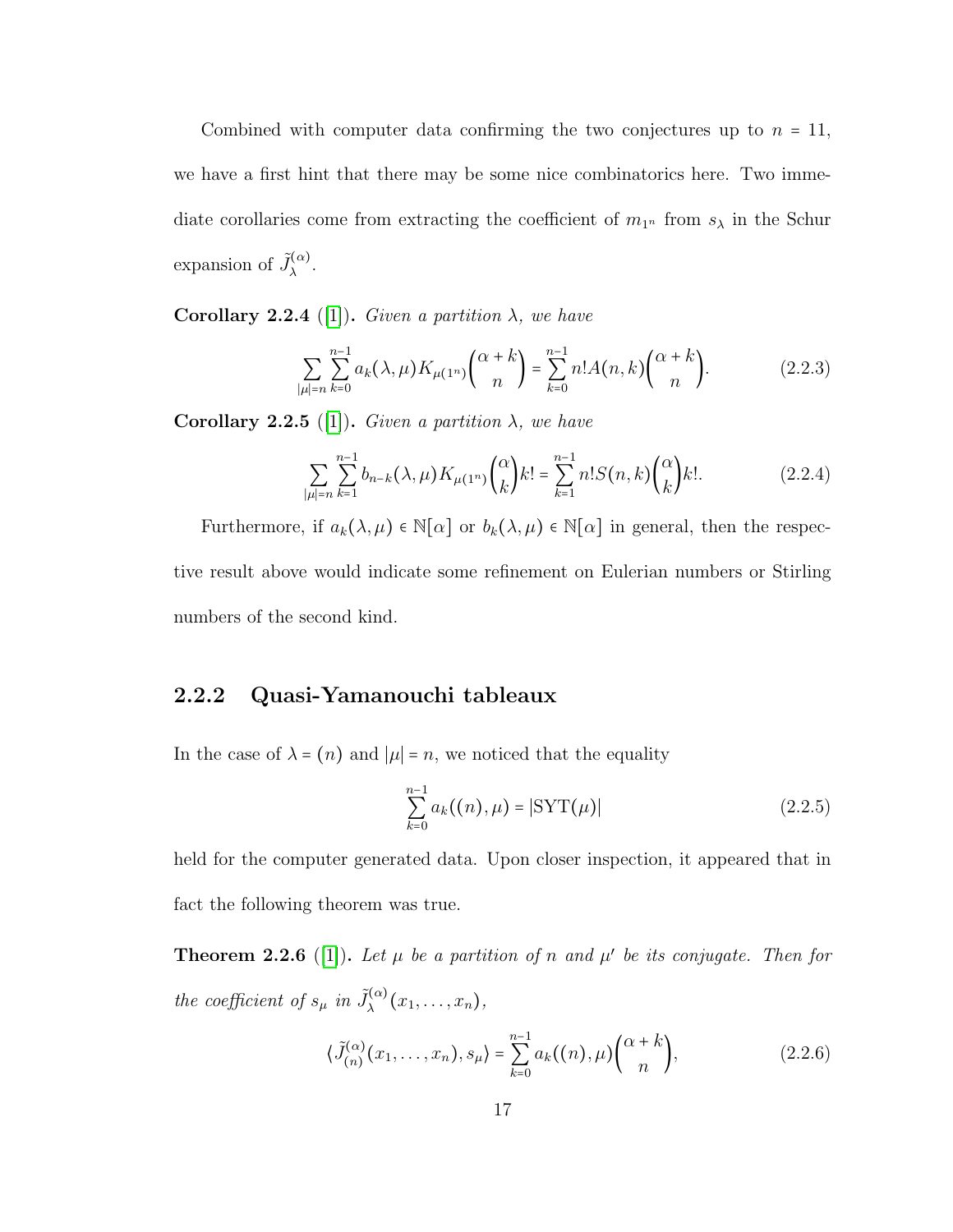Combined with computer data confirming the two conjectures up to $n = 11$, we have a first hint that there may be some nice combinatorics here. Two immediate corollaries come from extracting the coefficient of $m_{1^n}$ from $s_\lambda$ in the Schur expansion of $\tilde{J}_\lambda^{(\alpha)}$.

**Corollary 2.2.4** ([1])**.** *Given a partition $\lambda$, we have*

$$\sum_{|\mu|=n} \sum_{k=0}^{n-1} a_k(\lambda, \mu) K_{\mu(1^n)} \binom{\alpha + k}{n} = \sum_{k=0}^{n-1} n! A(n,k) \binom{\alpha + k}{n}. \tag{2.2.3}$$

**Corollary 2.2.5** ([1])**.** *Given a partition $\lambda$, we have*

$$\sum_{|\mu|=n} \sum_{k=1}^{n-1} b_{n-k}(\lambda, \mu) K_{\mu(1^n)} \binom{\alpha}{k} k! = \sum_{k=1}^{n-1} n! S(n,k) \binom{\alpha}{k} k!. \tag{2.2.4}$$

Furthermore, if $a_k(\lambda, \mu) \in \mathbb{N}[\alpha]$ or $b_k(\lambda, \mu) \in \mathbb{N}[\alpha]$ in general, then the respective result above would indicate some refinement on Eulerian numbers or Stirling numbers of the second kind.

### 2.2.2 Quasi-Yamanouchi tableaux

In the case of $\lambda = (n)$ and $|\mu| = n$, we noticed that the equality

$$\sum_{k=0}^{n-1} a_k((n), \mu) = |\mathrm{SYT}(\mu)| \tag{2.2.5}$$

held for the computer generated data. Upon closer inspection, it appeared that in fact the following theorem was true.

**Theorem 2.2.6** ([1])**.** *Let $\mu$ be a partition of $n$ and $\mu'$ be its conjugate. Then for the coefficient of $s_\mu$ in $\tilde{J}_\lambda^{(\alpha)}(x_1, \ldots, x_n)$,*

$$\langle \tilde{J}_{(n)}^{(\alpha)}(x_1, \ldots, x_n), s_\mu \rangle = \sum_{k=0}^{n-1} a_k((n), \mu) \binom{\alpha + k}{n}, \tag{2.2.6}$$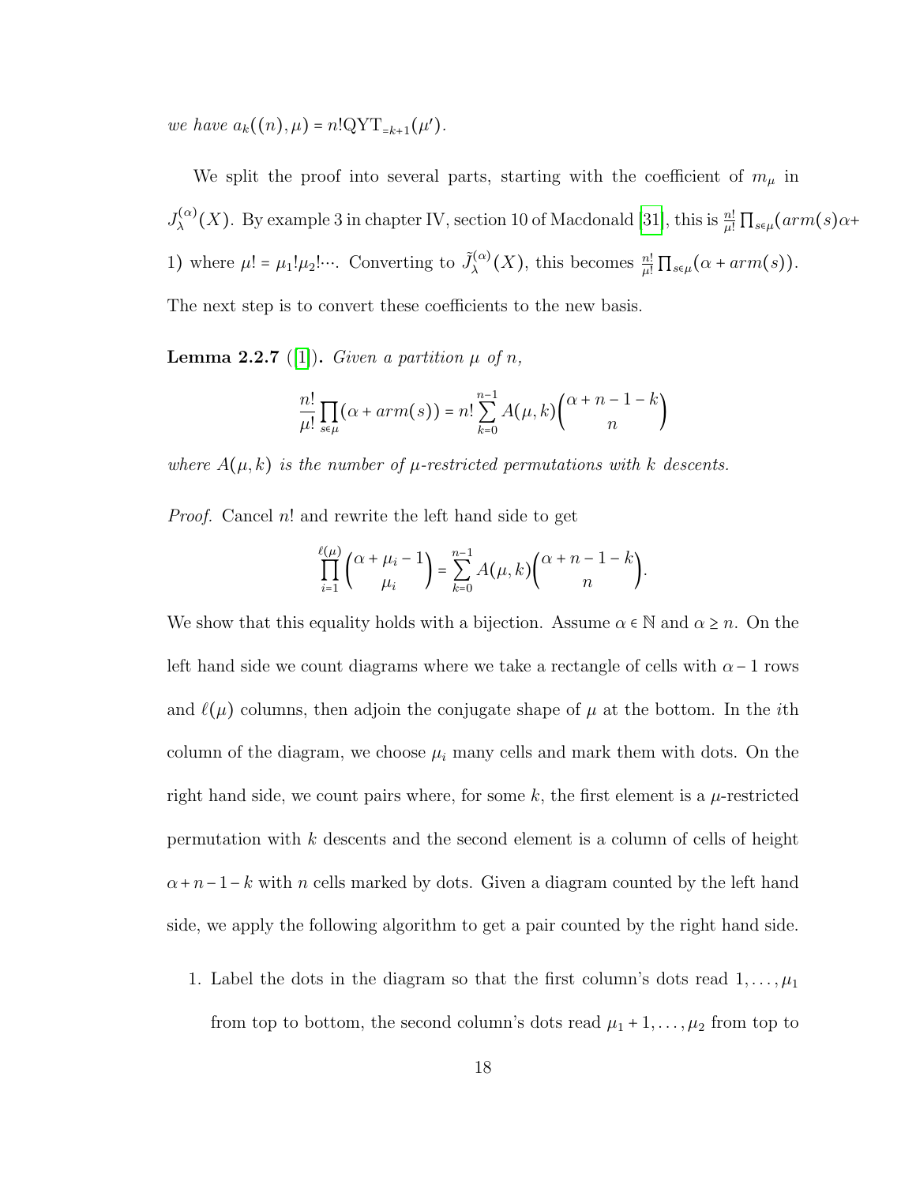*we have* $a_k((n),\mu) = n!\mathrm{QYT}_{=k+1}(\mu')$.

We split the proof into several parts, starting with the coefficient of $m_\mu$ in $J_\lambda^{(\alpha)}(X)$. By example 3 in chapter IV, section 10 of Macdonald [31], this is $\frac{n!}{\mu!}\prod_{s\in\mu}(arm(s)\alpha + 1)$ where $\mu! = \mu_1!\mu_2!\cdots$. Converting to $\tilde{J}_\lambda^{(\alpha)}(X)$, this becomes $\frac{n!}{\mu!}\prod_{s\in\mu}(\alpha + arm(s))$. The next step is to convert these coefficients to the new basis.

**Lemma 2.2.7** ([1])**.** *Given a partition* $\mu$ *of* $n$*,*

$$\frac{n!}{\mu!}\prod_{s\in\mu}(\alpha + arm(s)) = n!\sum_{k=0}^{n-1} A(\mu,k)\binom{\alpha+n-1-k}{n}$$

*where* $A(\mu,k)$ *is the number of* $\mu$*-restricted permutations with* $k$ *descents.*

*Proof.* Cancel $n!$ and rewrite the left hand side to get

$$\prod_{i=1}^{\ell(\mu)}\binom{\alpha+\mu_i-1}{\mu_i} = \sum_{k=0}^{n-1} A(\mu,k)\binom{\alpha+n-1-k}{n}.$$

We show that this equality holds with a bijection. Assume $\alpha \in \mathbb{N}$ and $\alpha \geq n$. On the left hand side we count diagrams where we take a rectangle of cells with $\alpha - 1$ rows and $\ell(\mu)$ columns, then adjoin the conjugate shape of $\mu$ at the bottom. In the $i$th column of the diagram, we choose $\mu_i$ many cells and mark them with dots. On the right hand side, we count pairs where, for some $k$, the first element is a $\mu$-restricted permutation with $k$ descents and the second element is a column of cells of height $\alpha + n - 1 - k$ with $n$ cells marked by dots. Given a diagram counted by the left hand side, we apply the following algorithm to get a pair counted by the right hand side.

1. Label the dots in the diagram so that the first column's dots read $1, \ldots, \mu_1$ from top to bottom, the second column's dots read $\mu_1 + 1, \ldots, \mu_2$ from top to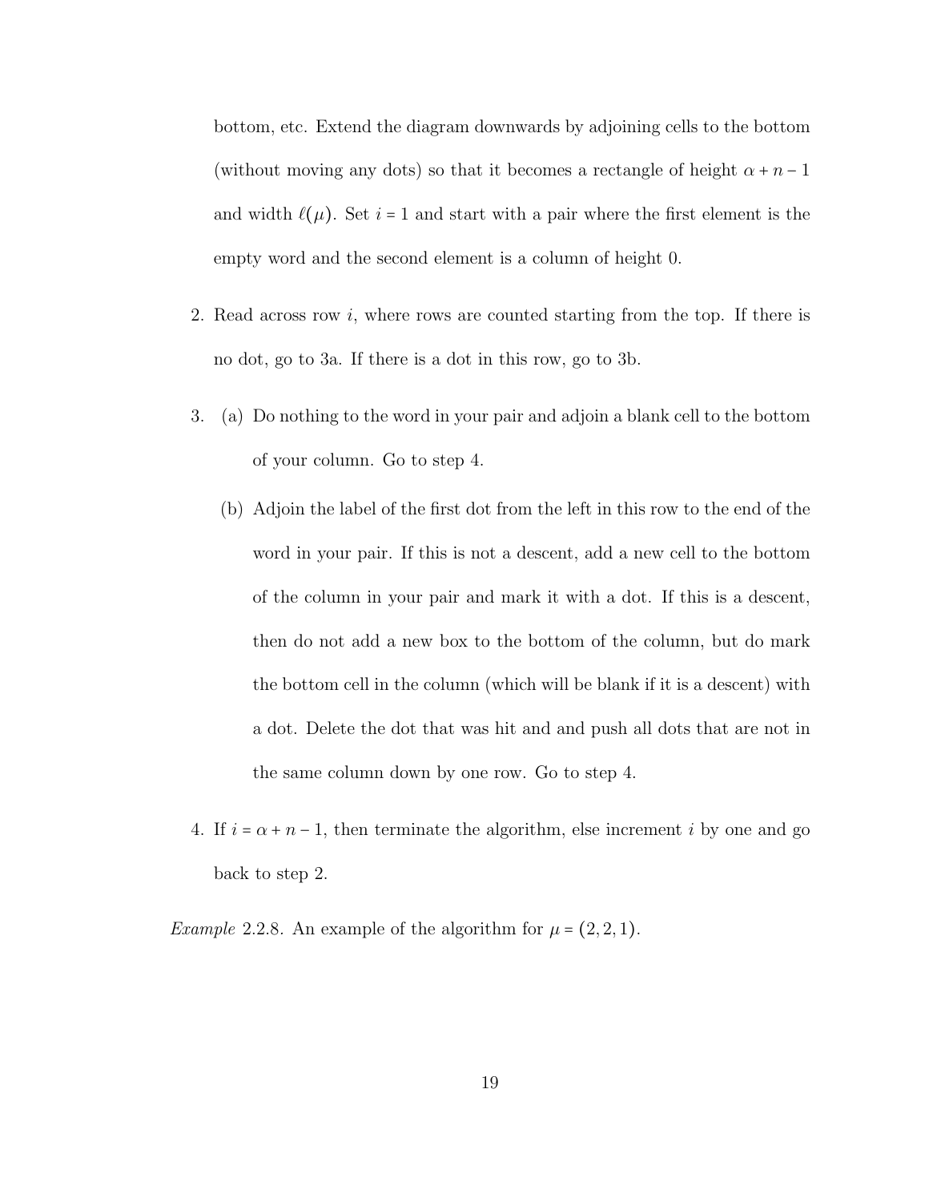bottom, etc. Extend the diagram downwards by adjoining cells to the bottom (without moving any dots) so that it becomes a rectangle of height $\alpha + n - 1$ and width $\ell(\mu)$. Set $i = 1$ and start with a pair where the first element is the empty word and the second element is a column of height 0.

2. Read across row $i$, where rows are counted starting from the top. If there is no dot, go to 3a. If there is a dot in this row, go to 3b.

3. (a) Do nothing to the word in your pair and adjoin a blank cell to the bottom of your column. Go to step 4.

   (b) Adjoin the label of the first dot from the left in this row to the end of the word in your pair. If this is not a descent, add a new cell to the bottom of the column in your pair and mark it with a dot. If this is a descent, then do not add a new box to the bottom of the column, but do mark the bottom cell in the column (which will be blank if it is a descent) with a dot. Delete the dot that was hit and and push all dots that are not in the same column down by one row. Go to step 4.

4. If $i = \alpha + n - 1$, then terminate the algorithm, else increment $i$ by one and go back to step 2.

*Example* 2.2.8. An example of the algorithm for $\mu = (2, 2, 1)$.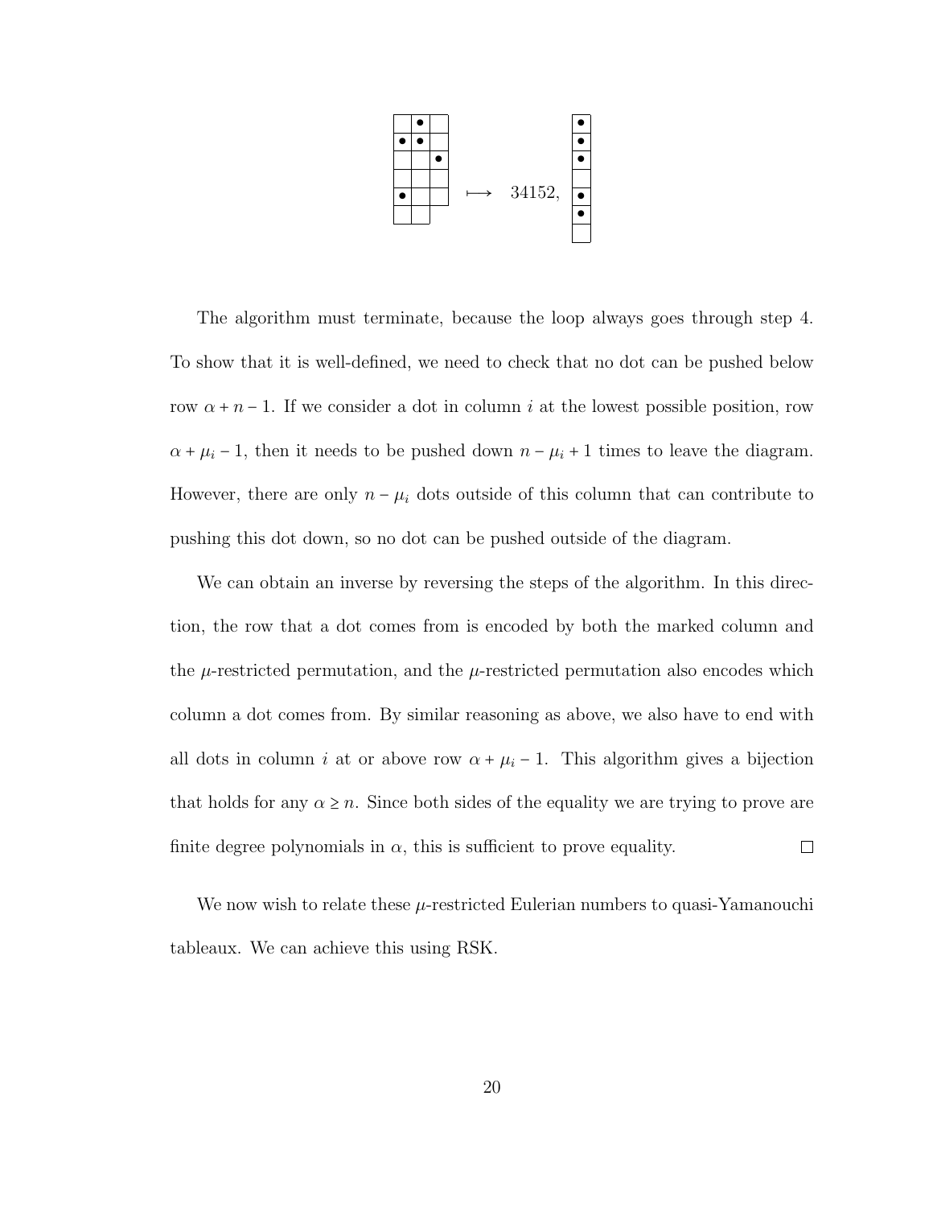$$\longmapsto \quad 34152,$$

The algorithm must terminate, because the loop always goes through step 4. To show that it is well-defined, we need to check that no dot can be pushed below row $\alpha + n - 1$. If we consider a dot in column $i$ at the lowest possible position, row $\alpha + \mu_i - 1$, then it needs to be pushed down $n - \mu_i + 1$ times to leave the diagram. However, there are only $n - \mu_i$ dots outside of this column that can contribute to pushing this dot down, so no dot can be pushed outside of the diagram.

We can obtain an inverse by reversing the steps of the algorithm. In this direction, the row that a dot comes from is encoded by both the marked column and the $\mu$-restricted permutation, and the $\mu$-restricted permutation also encodes which column a dot comes from. By similar reasoning as above, we also have to end with all dots in column $i$ at or above row $\alpha + \mu_i - 1$. This algorithm gives a bijection that holds for any $\alpha \geq n$. Since both sides of the equality we are trying to prove are finite degree polynomials in $\alpha$, this is sufficient to prove equality. □

We now wish to relate these $\mu$-restricted Eulerian numbers to quasi-Yamanouchi tableaux. We can achieve this using RSK.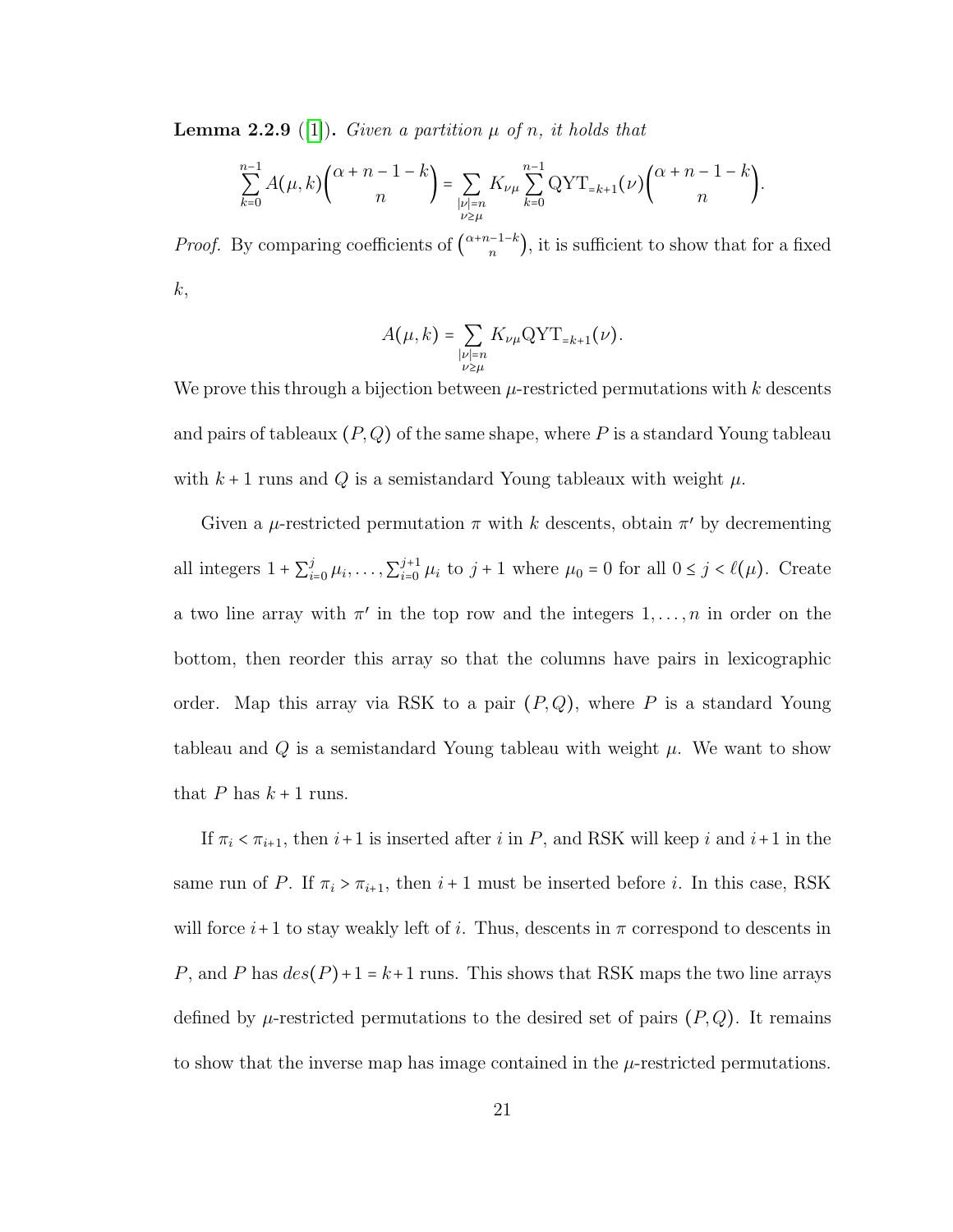**Lemma 2.2.9** ([1]). *Given a partition $\mu$ of $n$, it holds that*

$$\sum_{k=0}^{n-1} A(\mu,k)\binom{\alpha+n-1-k}{n} = \sum_{\substack{|\nu|=n \\ \nu\geq\mu}} K_{\nu\mu} \sum_{k=0}^{n-1} \mathrm{QYT}_{=k+1}(\nu)\binom{\alpha+n-1-k}{n}.$$

*Proof.* By comparing coefficients of $\binom{\alpha+n-1-k}{n}$, it is sufficient to show that for a fixed $k$,

$$A(\mu,k) = \sum_{\substack{|\nu|=n \\ \nu\geq\mu}} K_{\nu\mu}\mathrm{QYT}_{=k+1}(\nu).$$

We prove this through a bijection between $\mu$-restricted permutations with $k$ descents and pairs of tableaux $(P,Q)$ of the same shape, where $P$ is a standard Young tableau with $k+1$ runs and $Q$ is a semistandard Young tableaux with weight $\mu$.

Given a $\mu$-restricted permutation $\pi$ with $k$ descents, obtain $\pi'$ by decrementing all integers $1+\sum_{i=0}^{j}\mu_i,\ldots,\sum_{i=0}^{j+1}\mu_i$ to $j+1$ where $\mu_0=0$ for all $0\leq j<\ell(\mu)$. Create a two line array with $\pi'$ in the top row and the integers $1,\ldots,n$ in order on the bottom, then reorder this array so that the columns have pairs in lexicographic order. Map this array via RSK to a pair $(P,Q)$, where $P$ is a standard Young tableau and $Q$ is a semistandard Young tableau with weight $\mu$. We want to show that $P$ has $k+1$ runs.

If $\pi_i<\pi_{i+1}$, then $i+1$ is inserted after $i$ in $P$, and RSK will keep $i$ and $i+1$ in the same run of $P$. If $\pi_i>\pi_{i+1}$, then $i+1$ must be inserted before $i$. In this case, RSK will force $i+1$ to stay weakly left of $i$. Thus, descents in $\pi$ correspond to descents in $P$, and $P$ has $des(P)+1=k+1$ runs. This shows that RSK maps the two line arrays defined by $\mu$-restricted permutations to the desired set of pairs $(P,Q)$. It remains to show that the inverse map has image contained in the $\mu$-restricted permutations.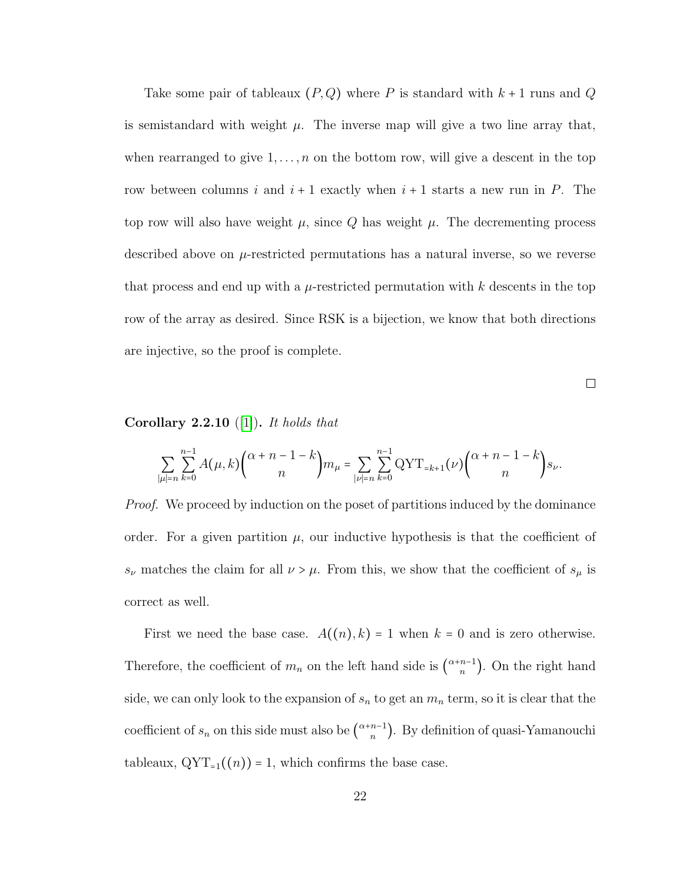Take some pair of tableaux $(P, Q)$ where $P$ is standard with $k+1$ runs and $Q$ is semistandard with weight $\mu$. The inverse map will give a two line array that, when rearranged to give $1, \ldots, n$ on the bottom row, will give a descent in the top row between columns $i$ and $i+1$ exactly when $i+1$ starts a new run in $P$. The top row will also have weight $\mu$, since $Q$ has weight $\mu$. The decrementing process described above on $\mu$-restricted permutations has a natural inverse, so we reverse that process and end up with a $\mu$-restricted permutation with $k$ descents in the top row of the array as desired. Since RSK is a bijection, we know that both directions are injective, so the proof is complete.

□

**Corollary 2.2.10** ([1])**.** *It holds that*

$$\sum_{|\mu|=n} \sum_{k=0}^{n-1} A(\mu, k) \binom{\alpha + n - 1 - k}{n} m_\mu = \sum_{|\nu|=n} \sum_{k=0}^{n-1} \mathrm{QYT}_{=k+1}(\nu) \binom{\alpha + n - 1 - k}{n} s_\nu.$$

*Proof.* We proceed by induction on the poset of partitions induced by the dominance order. For a given partition $\mu$, our inductive hypothesis is that the coefficient of $s_\nu$ matches the claim for all $\nu > \mu$. From this, we show that the coefficient of $s_\mu$ is correct as well.

First we need the base case. $A((n), k) = 1$ when $k = 0$ and is zero otherwise. Therefore, the coefficient of $m_n$ on the left hand side is $\binom{\alpha+n-1}{n}$. On the right hand side, we can only look to the expansion of $s_n$ to get an $m_n$ term, so it is clear that the coefficient of $s_n$ on this side must also be $\binom{\alpha+n-1}{n}$. By definition of quasi-Yamanouchi tableaux, $\mathrm{QYT}_{=1}((n)) = 1$, which confirms the base case.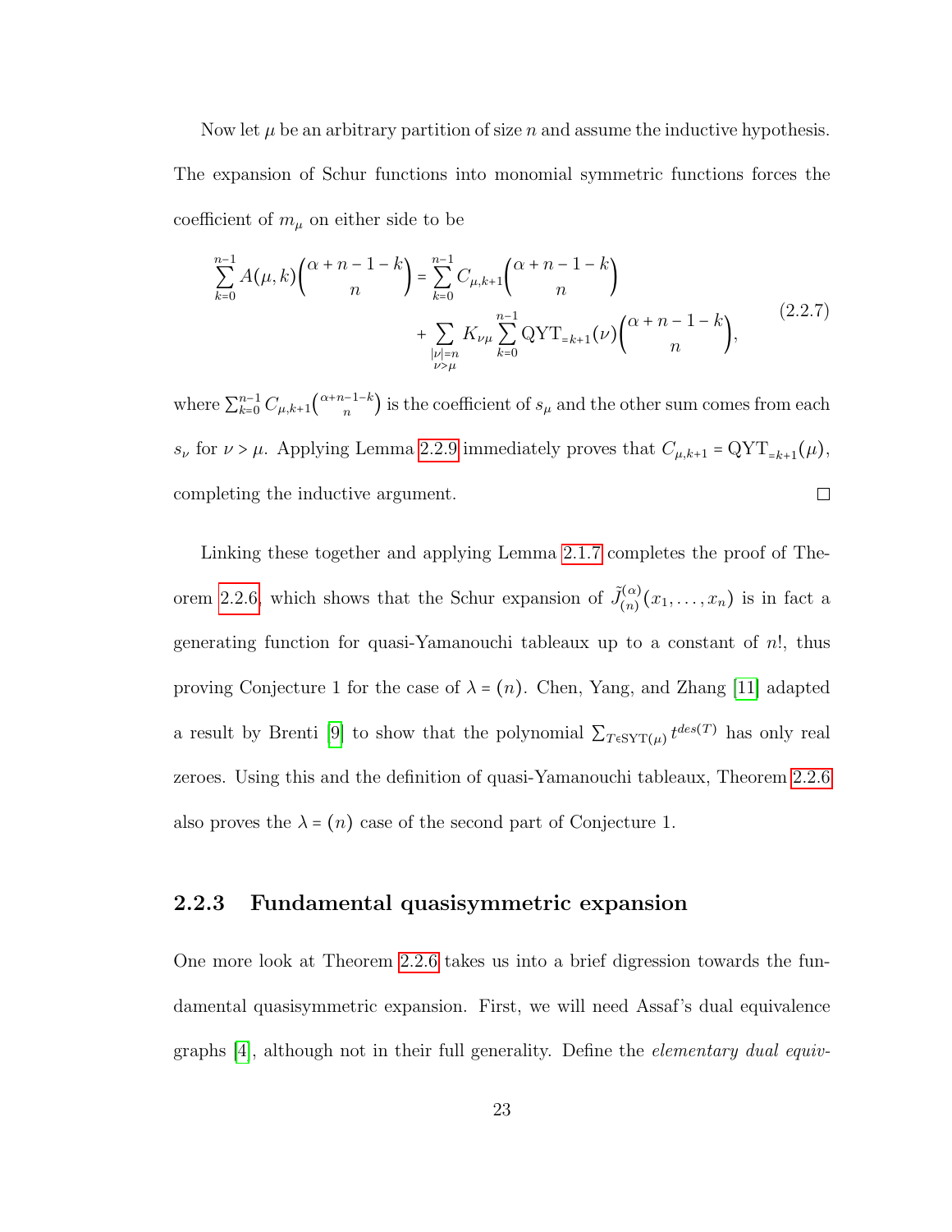Now let $\mu$ be an arbitrary partition of size $n$ and assume the inductive hypothesis. The expansion of Schur functions into monomial symmetric functions forces the coefficient of $m_\mu$ on either side to be

$$\begin{aligned}\sum_{k=0}^{n-1} A(\mu,k)\binom{\alpha+n-1-k}{n} &= \sum_{k=0}^{n-1} C_{\mu,k+1}\binom{\alpha+n-1-k}{n} \\ &\quad + \sum_{\substack{|\nu|=n \\ \nu>\mu}} K_{\nu\mu}\sum_{k=0}^{n-1}\mathrm{QYT}_{=k+1}(\nu)\binom{\alpha+n-1-k}{n},\end{aligned} \tag{2.2.7}$$

where $\sum_{k=0}^{n-1} C_{\mu,k+1}\binom{\alpha+n-1-k}{n}$ is the coefficient of $s_\mu$ and the other sum comes from each $s_\nu$ for $\nu > \mu$. Applying Lemma 2.2.9 immediately proves that $C_{\mu,k+1} = \mathrm{QYT}_{=k+1}(\mu)$, completing the inductive argument. □

Linking these together and applying Lemma 2.1.7 completes the proof of Theorem 2.2.6, which shows that the Schur expansion of $\tilde{J}^{(\alpha)}_{(n)}(x_1,\ldots,x_n)$ is in fact a generating function for quasi-Yamanouchi tableaux up to a constant of $n!$, thus proving Conjecture 1 for the case of $\lambda = (n)$. Chen, Yang, and Zhang [11] adapted a result by Brenti [9] to show that the polynomial $\sum_{T\in\mathrm{SYT}(\mu)} t^{des(T)}$ has only real zeroes. Using this and the definition of quasi-Yamanouchi tableaux, Theorem 2.2.6 also proves the $\lambda = (n)$ case of the second part of Conjecture 1.

### 2.2.3 Fundamental quasisymmetric expansion

One more look at Theorem 2.2.6 takes us into a brief digression towards the fundamental quasisymmetric expansion. First, we will need Assaf's dual equivalence graphs [4], although not in their full generality. Define the *elementary dual equiv-*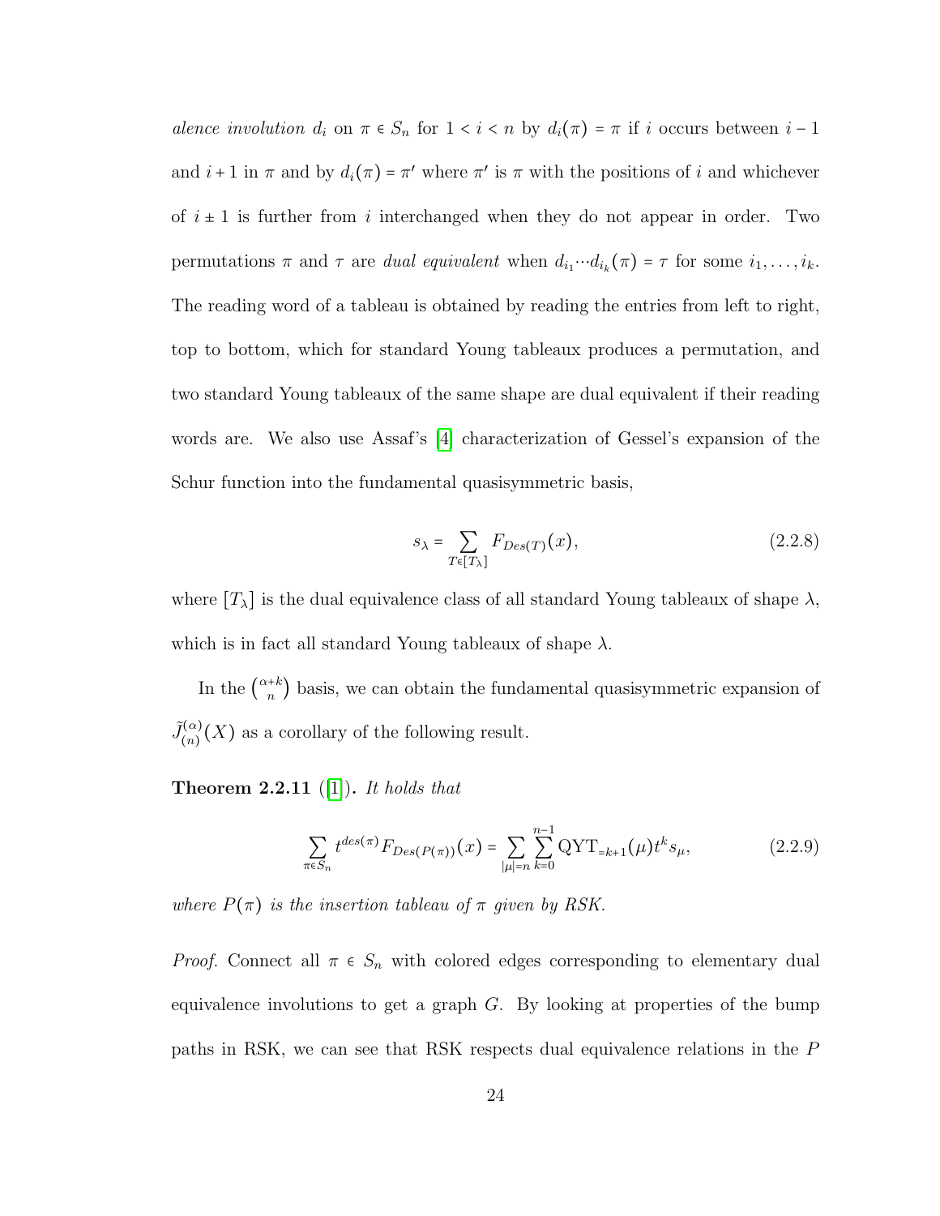*alence involution* $d_i$ on $\pi \in S_n$ for $1 < i < n$ by $d_i(\pi) = \pi$ if $i$ occurs between $i-1$ and $i+1$ in $\pi$ and by $d_i(\pi) = \pi'$ where $\pi'$ is $\pi$ with the positions of $i$ and whichever of $i \pm 1$ is further from $i$ interchanged when they do not appear in order. Two permutations $\pi$ and $\tau$ are *dual equivalent* when $d_{i_1} \cdots d_{i_k}(\pi) = \tau$ for some $i_1, \ldots, i_k$. The reading word of a tableau is obtained by reading the entries from left to right, top to bottom, which for standard Young tableaux produces a permutation, and two standard Young tableaux of the same shape are dual equivalent if their reading words are. We also use Assaf's [4] characterization of Gessel's expansion of the Schur function into the fundamental quasisymmetric basis,

$$s_\lambda = \sum_{T \in [T_\lambda]} F_{Des(T)}(x), \tag{2.2.8}$$

where $[T_\lambda]$ is the dual equivalence class of all standard Young tableaux of shape $\lambda$, which is in fact all standard Young tableaux of shape $\lambda$.

In the $\binom{\alpha+k}{n}$ basis, we can obtain the fundamental quasisymmetric expansion of $\tilde{J}^{(\alpha)}_{(n)}(X)$ as a corollary of the following result.

**Theorem 2.2.11** ([1])**.** *It holds that*

$$\sum_{\pi \in S_n} t^{des(\pi)} F_{Des(P(\pi))}(x) = \sum_{|\mu|=n} \sum_{k=0}^{n-1} \mathrm{QYT}_{=k+1}(\mu) t^k s_\mu, \tag{2.2.9}$$

*where $P(\pi)$ is the insertion tableau of $\pi$ given by RSK.*

*Proof.* Connect all $\pi \in S_n$ with colored edges corresponding to elementary dual equivalence involutions to get a graph $G$. By looking at properties of the bump paths in RSK, we can see that RSK respects dual equivalence relations in the $P$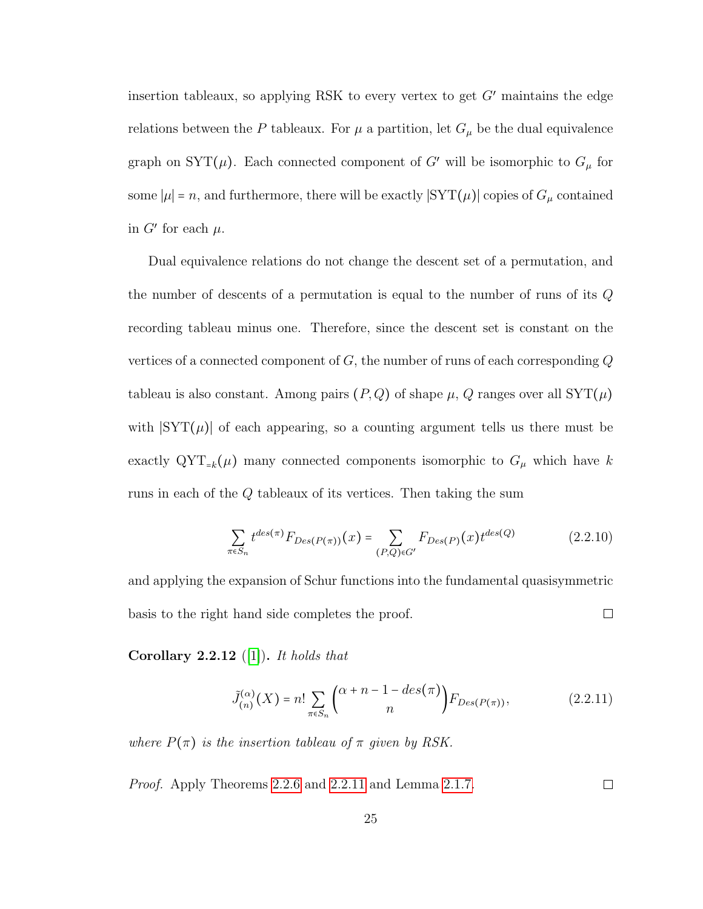insertion tableaux, so applying RSK to every vertex to get $G'$ maintains the edge relations between the $P$ tableaux. For $\mu$ a partition, let $G_\mu$ be the dual equivalence graph on $\mathrm{SYT}(\mu)$. Each connected component of $G'$ will be isomorphic to $G_\mu$ for some $|\mu| = n$, and furthermore, there will be exactly $|\mathrm{SYT}(\mu)|$ copies of $G_\mu$ contained in $G'$ for each $\mu$.

Dual equivalence relations do not change the descent set of a permutation, and the number of descents of a permutation is equal to the number of runs of its $Q$ recording tableau minus one. Therefore, since the descent set is constant on the vertices of a connected component of $G$, the number of runs of each corresponding $Q$ tableau is also constant. Among pairs $(P, Q)$ of shape $\mu$, $Q$ ranges over all $\mathrm{SYT}(\mu)$ with $|\mathrm{SYT}(\mu)|$ of each appearing, so a counting argument tells us there must be exactly $\mathrm{QYT}_{=k}(\mu)$ many connected components isomorphic to $G_\mu$ which have $k$ runs in each of the $Q$ tableaux of its vertices. Then taking the sum

$$\sum_{\pi \in S_n} t^{des(\pi)} F_{Des(P(\pi))}(x) = \sum_{(P,Q) \in G'} F_{Des(P)}(x) t^{des(Q)} \tag{2.2.10}$$

and applying the expansion of Schur functions into the fundamental quasisymmetric basis to the right hand side completes the proof. $\square$

**Corollary 2.2.12** ([1]). *It holds that*

$$\tilde{J}^{(\alpha)}_{(n)}(X) = n! \sum_{\pi \in S_n} \binom{\alpha + n - 1 - des(\pi)}{n} F_{Des(P(\pi))}, \tag{2.2.11}$$

*where $P(\pi)$ is the insertion tableau of $\pi$ given by RSK.*

*Proof.* Apply Theorems 2.2.6 and 2.2.11 and Lemma 2.1.7. $\square$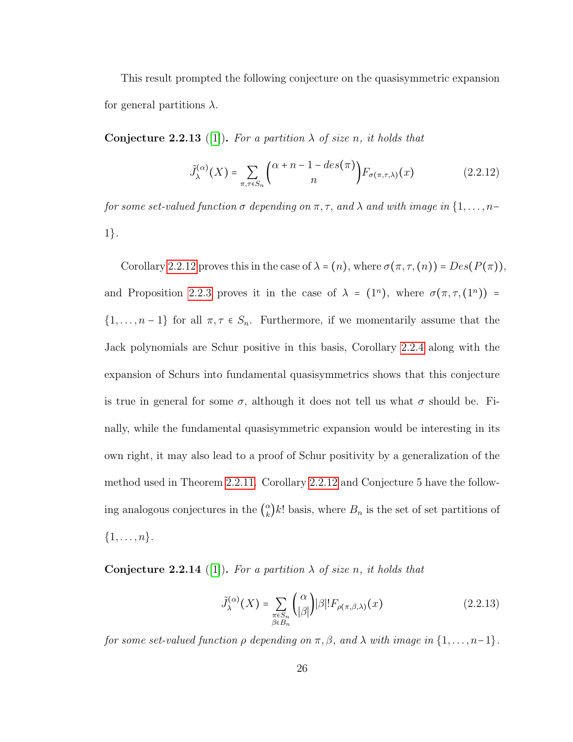This result prompted the following conjecture on the quasisymmetric expansion for general partitions $\lambda$.

**Conjecture 2.2.13** ([1]). *For a partition $\lambda$ of size $n$, it holds that*

$$\tilde{J}_{\lambda}^{(\alpha)}(X) = \sum_{\pi,\tau \in S_n} \binom{\alpha + n - 1 - des(\pi)}{n} F_{\sigma(\pi,\tau,\lambda)}(x) \tag{2.2.12}$$

*for some set-valued function $\sigma$ depending on $\pi, \tau$, and $\lambda$ and with image in $\{1, \ldots, n-1\}$.*

Corollary 2.2.12 proves this in the case of $\lambda = (n)$, where $\sigma(\pi, \tau, (n)) = Des(P(\pi))$, and Proposition 2.2.3 proves it in the case of $\lambda = (1^n)$, where $\sigma(\pi, \tau, (1^n)) = \{1, \ldots, n-1\}$ for all $\pi, \tau \in S_n$. Furthermore, if we momentarily assume that the Jack polynomials are Schur positive in this basis, Corollary 2.2.4 along with the expansion of Schurs into fundamental quasisymmetrics shows that this conjecture is true in general for some $\sigma$, although it does not tell us what $\sigma$ should be. Finally, while the fundamental quasisymmetric expansion would be interesting in its own right, it may also lead to a proof of Schur positivity by a generalization of the method used in Theorem 2.2.11. Corollary 2.2.12 and Conjecture 5 have the following analogous conjectures in the $\binom{\alpha}{k}k!$ basis, where $B_n$ is the set of set partitions of $\{1, \ldots, n\}$.

**Conjecture 2.2.14** ([1]). *For a partition $\lambda$ of size $n$, it holds that*

$$\tilde{J}_{\lambda}^{(\alpha)}(X) = \sum_{\substack{\pi \in S_n \\ \beta \in B_n}} \binom{\alpha}{|\beta|} |\beta|! F_{\rho(\pi,\beta,\lambda)}(x) \tag{2.2.13}$$

*for some set-valued function $\rho$ depending on $\pi, \beta$, and $\lambda$ with image in $\{1, \ldots, n-1\}$.*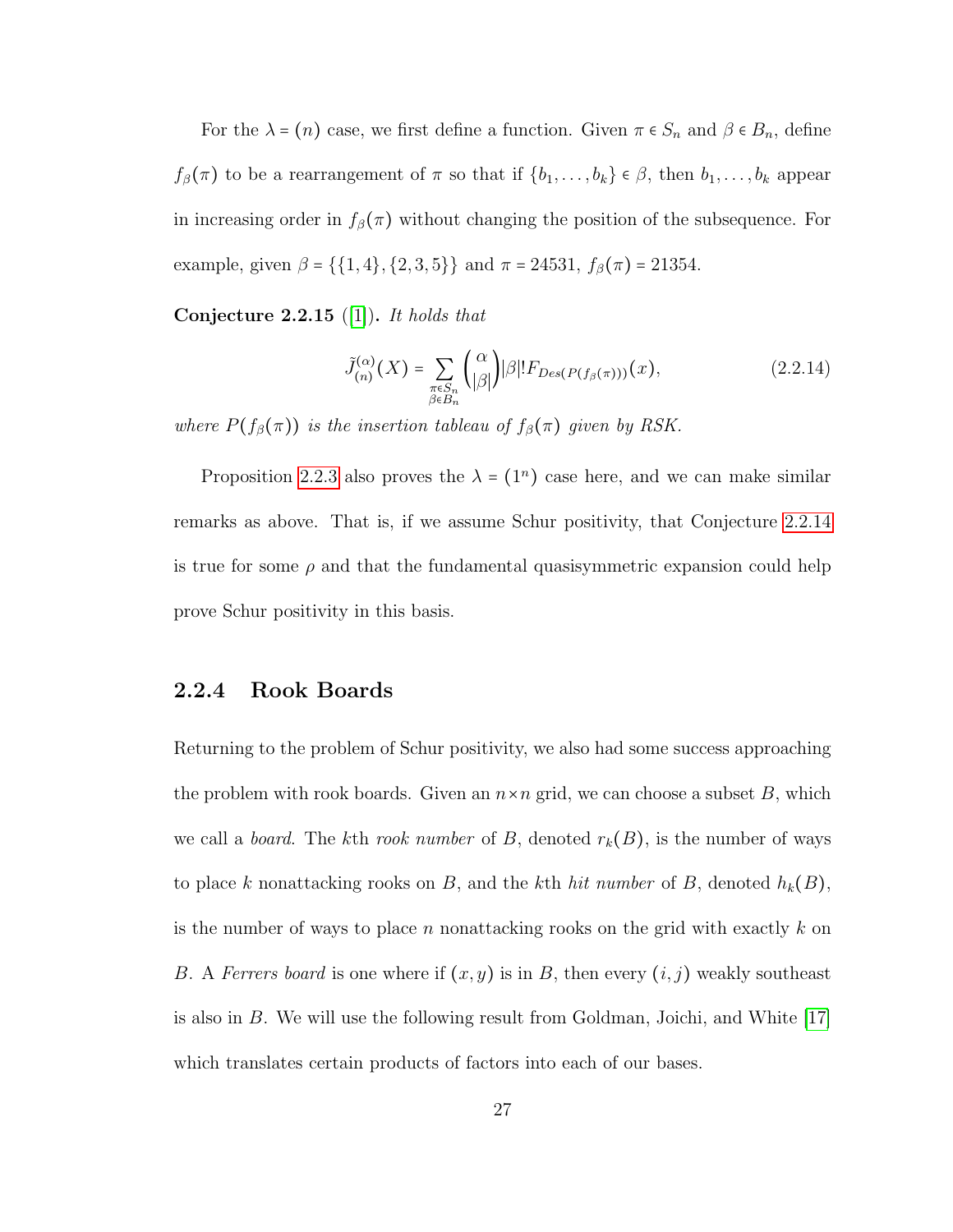For the $\lambda = (n)$ case, we first define a function. Given $\pi \in S_n$ and $\beta \in B_n$, define $f_\beta(\pi)$ to be a rearrangement of $\pi$ so that if $\{b_1, \dots, b_k\} \in \beta$, then $b_1, \dots, b_k$ appear in increasing order in $f_\beta(\pi)$ without changing the position of the subsequence. For example, given $\beta = \{\{1,4\},\{2,3,5\}\}$ and $\pi = 24531$, $f_\beta(\pi) = 21354$.

**Conjecture 2.2.15** ([1])**.** *It holds that*

$$\tilde{J}^{(\alpha)}_{(n)}(X) = \sum_{\substack{\pi \in S_n \\ \beta \in B_n}} \binom{\alpha}{|\beta|} |\beta|! F_{Des(P(f_\beta(\pi)))}(x), \tag{2.2.14}$$

*where $P(f_\beta(\pi))$ is the insertion tableau of $f_\beta(\pi)$ given by RSK.*

Proposition 2.2.3 also proves the $\lambda = (1^n)$ case here, and we can make similar remarks as above. That is, if we assume Schur positivity, that Conjecture 2.2.14 is true for some $\rho$ and that the fundamental quasisymmetric expansion could help prove Schur positivity in this basis.

### 2.2.4 Rook Boards

Returning to the problem of Schur positivity, we also had some success approaching the problem with rook boards. Given an $n \times n$ grid, we can choose a subset $B$, which we call a *board*. The $k$th *rook number* of $B$, denoted $r_k(B)$, is the number of ways to place $k$ nonattacking rooks on $B$, and the $k$th *hit number* of $B$, denoted $h_k(B)$, is the number of ways to place $n$ nonattacking rooks on the grid with exactly $k$ on $B$. A *Ferrers board* is one where if $(x, y)$ is in $B$, then every $(i, j)$ weakly southeast is also in $B$. We will use the following result from Goldman, Joichi, and White [17] which translates certain products of factors into each of our bases.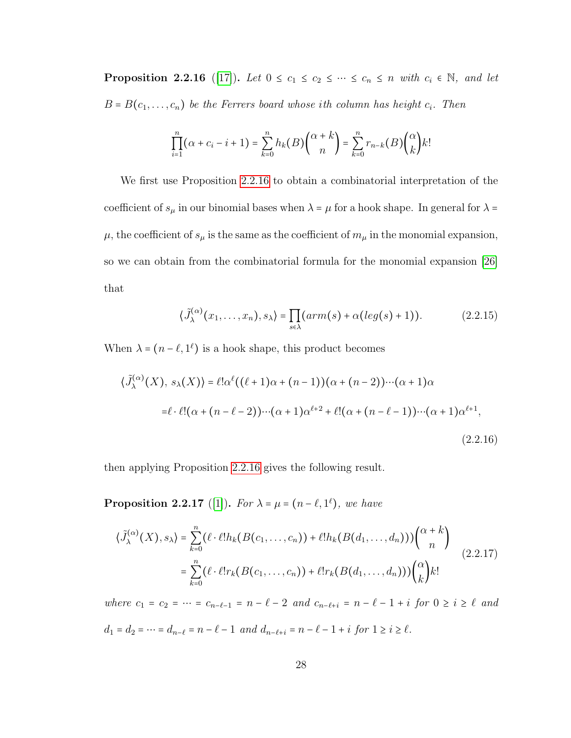**Proposition 2.2.16** ([17]). *Let $0 \le c_1 \le c_2 \le \cdots \le c_n \le n$ with $c_i \in \mathbb{N}$, and let $B = B(c_1, \ldots, c_n)$ be the Ferrers board whose ith column has height $c_i$. Then*

$$\prod_{i=1}^{n}(\alpha + c_i - i + 1) = \sum_{k=0}^{n} h_k(B)\binom{\alpha+k}{n} = \sum_{k=0}^{n} r_{n-k}(B)\binom{\alpha}{k}k!$$

We first use Proposition 2.2.16 to obtain a combinatorial interpretation of the coefficient of $s_\mu$ in our binomial bases when $\lambda = \mu$ for a hook shape. In general for $\lambda = \mu$, the coefficient of $s_\mu$ is the same as the coefficient of $m_\mu$ in the monomial expansion, so we can obtain from the combinatorial formula for the monomial expansion [26] that

$$\langle \tilde{J}_\lambda^{(\alpha)}(x_1, \ldots, x_n), s_\lambda \rangle = \prod_{s \in \lambda}(arm(s) + \alpha(leg(s) + 1)). \tag{2.2.15}$$

When $\lambda = (n-\ell, 1^\ell)$ is a hook shape, this product becomes

$$\begin{aligned}
\langle \tilde{J}_\lambda^{(\alpha)}(X),\, s_\lambda(X) \rangle &= \ell!\alpha^\ell((\ell+1)\alpha + (n-1))(\alpha + (n-2))\cdots(\alpha+1)\alpha \\
&= \ell \cdot \ell!(\alpha + (n-\ell-2))\cdots(\alpha+1)\alpha^{\ell+2} + \ell!(\alpha + (n-\ell-1))\cdots(\alpha+1)\alpha^{\ell+1},
\end{aligned} \tag{2.2.16}$$

then applying Proposition 2.2.16 gives the following result.

**Proposition 2.2.17** ([1]). *For $\lambda = \mu = (n-\ell, 1^\ell)$, we have*

$$\begin{aligned}
\langle \tilde{J}_\lambda^{(\alpha)}(X), s_\lambda \rangle &= \sum_{k=0}^{n}(\ell \cdot \ell! h_k(B(c_1, \ldots, c_n)) + \ell! h_k(B(d_1, \ldots, d_n)))\binom{\alpha+k}{n} \\
&= \sum_{k=0}^{n}(\ell \cdot \ell! r_k(B(c_1, \ldots, c_n)) + \ell! r_k(B(d_1, \ldots, d_n)))\binom{\alpha}{k}k!
\end{aligned} \tag{2.2.17}$$

*where $c_1 = c_2 = \cdots = c_{n-\ell-1} = n-\ell-2$ and $c_{n-\ell+i} = n-\ell-1+i$ for $0 \ge i \ge \ell$ and $d_1 = d_2 = \cdots = d_{n-\ell} = n-\ell-1$ and $d_{n-\ell+i} = n-\ell-1+i$ for $1 \ge i \ge \ell$.*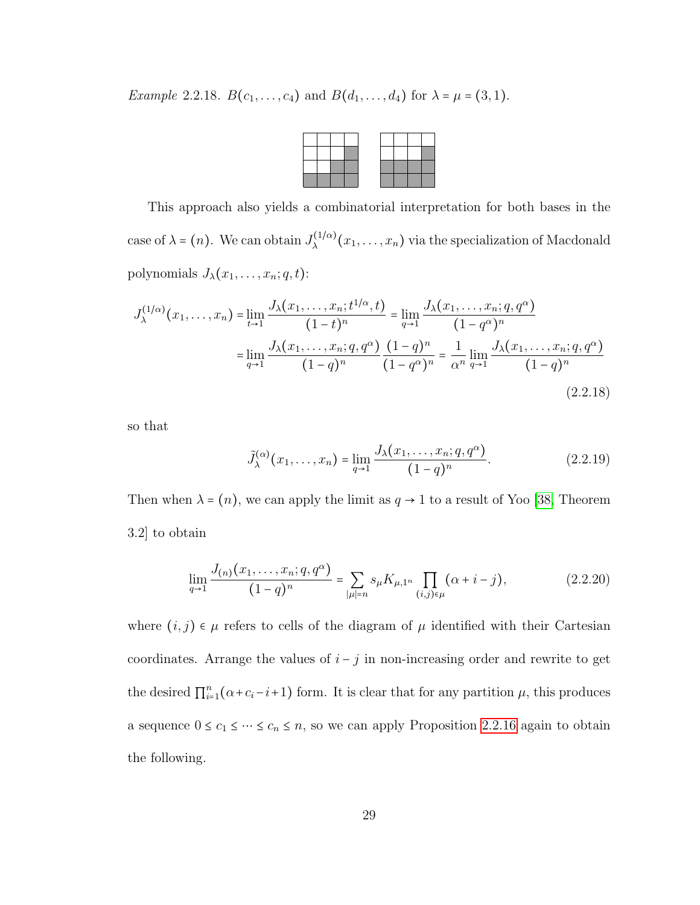*Example* 2.2.18. $B(c_1, \dots, c_4)$ and $B(d_1, \dots, d_4)$ for $\lambda = \mu = (3, 1)$.

This approach also yields a combinatorial interpretation for both bases in the case of $\lambda = (n)$. We can obtain $J_\lambda^{(1/\alpha)}(x_1, \dots, x_n)$ via the specialization of Macdonald polynomials $J_\lambda(x_1, \dots, x_n; q, t)$:

$$
\begin{aligned}
J_\lambda^{(1/\alpha)}(x_1, \dots, x_n) &= \lim_{t \to 1} \frac{J_\lambda(x_1, \dots, x_n; t^{1/\alpha}, t)}{(1-t)^n} = \lim_{q \to 1} \frac{J_\lambda(x_1, \dots, x_n; q, q^\alpha)}{(1-q^\alpha)^n} \\
&= \lim_{q \to 1} \frac{J_\lambda(x_1, \dots, x_n; q, q^\alpha)}{(1-q)^n} \frac{(1-q)^n}{(1-q^\alpha)^n} = \frac{1}{\alpha^n} \lim_{q \to 1} \frac{J_\lambda(x_1, \dots, x_n; q, q^\alpha)}{(1-q)^n}
\end{aligned}
\tag{2.2.18}
$$

so that

$$
\tilde{J}_\lambda^{(\alpha)}(x_1, \dots, x_n) = \lim_{q \to 1} \frac{J_\lambda(x_1, \dots, x_n; q, q^\alpha)}{(1-q)^n}. \tag{2.2.19}
$$

Then when $\lambda = (n)$, we can apply the limit as $q \to 1$ to a result of Yoo [38, Theorem 3.2] to obtain

$$
\lim_{q \to 1} \frac{J_{(n)}(x_1, \dots, x_n; q, q^\alpha)}{(1-q)^n} = \sum_{|\mu| = n} s_\mu K_{\mu, 1^n} \prod_{(i,j) \in \mu} (\alpha + i - j), \tag{2.2.20}
$$

where $(i, j) \in \mu$ refers to cells of the diagram of $\mu$ identified with their Cartesian coordinates. Arrange the values of $i - j$ in non-increasing order and rewrite to get the desired $\prod_{i=1}^n (\alpha + c_i - i + 1)$ form. It is clear that for any partition $\mu$, this produces a sequence $0 \le c_1 \le \dots \le c_n \le n$, so we can apply Proposition 2.2.16 again to obtain the following.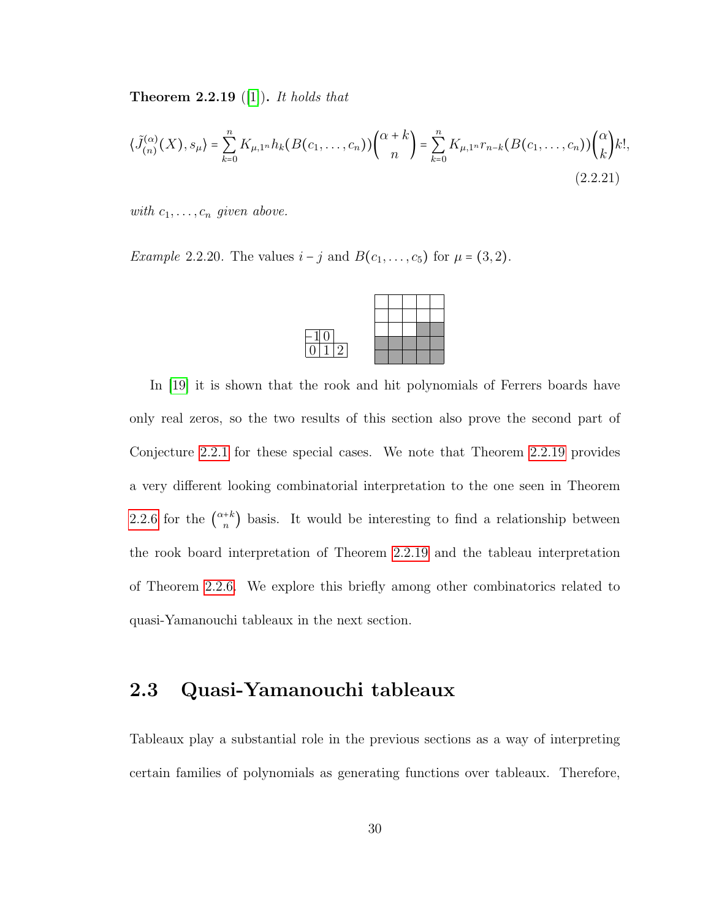**Theorem 2.2.19** ([1]). *It holds that*

$$\langle \tilde{J}^{(\alpha)}_{(n)}(X), s_\mu \rangle = \sum_{k=0}^{n} K_{\mu,1^n} h_k(B(c_1,\ldots,c_n)) \binom{\alpha+k}{n} = \sum_{k=0}^{n} K_{\mu,1^n} r_{n-k}(B(c_1,\ldots,c_n)) \binom{\alpha}{k} k!, \tag{2.2.21}$$

*with $c_1, \ldots, c_n$ given above.*

*Example* 2.2.20. The values $i-j$ and $B(c_1,\ldots,c_5)$ for $\mu = (3,2)$.

| -1 | 0 | |
|---|---|---|
| 0 | 1 | 2 |

In [19] it is shown that the rook and hit polynomials of Ferrers boards have only real zeros, so the two results of this section also prove the second part of Conjecture 2.2.1 for these special cases. We note that Theorem 2.2.19 provides a very different looking combinatorial interpretation to the one seen in Theorem 2.2.6 for the $\binom{\alpha+k}{n}$ basis. It would be interesting to find a relationship between the rook board interpretation of Theorem 2.2.19 and the tableau interpretation of Theorem 2.2.6. We explore this briefly among other combinatorics related to quasi-Yamanouchi tableaux in the next section.

## 2.3 Quasi-Yamanouchi tableaux

Tableaux play a substantial role in the previous sections as a way of interpreting certain families of polynomials as generating functions over tableaux. Therefore,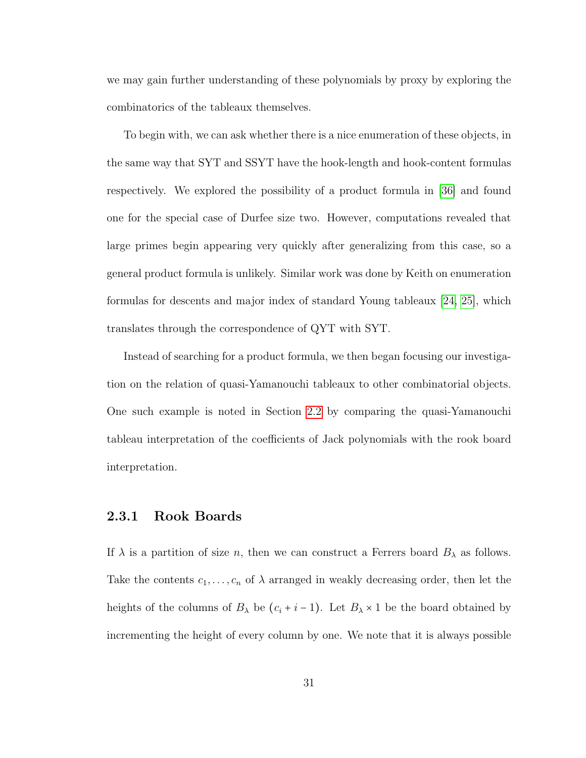we may gain further understanding of these polynomials by proxy by exploring the combinatorics of the tableaux themselves.

To begin with, we can ask whether there is a nice enumeration of these objects, in the same way that SYT and SSYT have the hook-length and hook-content formulas respectively. We explored the possibility of a product formula in [36] and found one for the special case of Durfee size two. However, computations revealed that large primes begin appearing very quickly after generalizing from this case, so a general product formula is unlikely. Similar work was done by Keith on enumeration formulas for descents and major index of standard Young tableaux [24, 25], which translates through the correspondence of QYT with SYT.

Instead of searching for a product formula, we then began focusing our investigation on the relation of quasi-Yamanouchi tableaux to other combinatorial objects. One such example is noted in Section 2.2 by comparing the quasi-Yamanouchi tableau interpretation of the coefficients of Jack polynomials with the rook board interpretation.

### 2.3.1 Rook Boards

If $\lambda$ is a partition of size $n$, then we can construct a Ferrers board $B_\lambda$ as follows. Take the contents $c_1, \ldots, c_n$ of $\lambda$ arranged in weakly decreasing order, then let the heights of the columns of $B_\lambda$ be $(c_i + i - 1)$. Let $B_\lambda \times 1$ be the board obtained by incrementing the height of every column by one. We note that it is always possible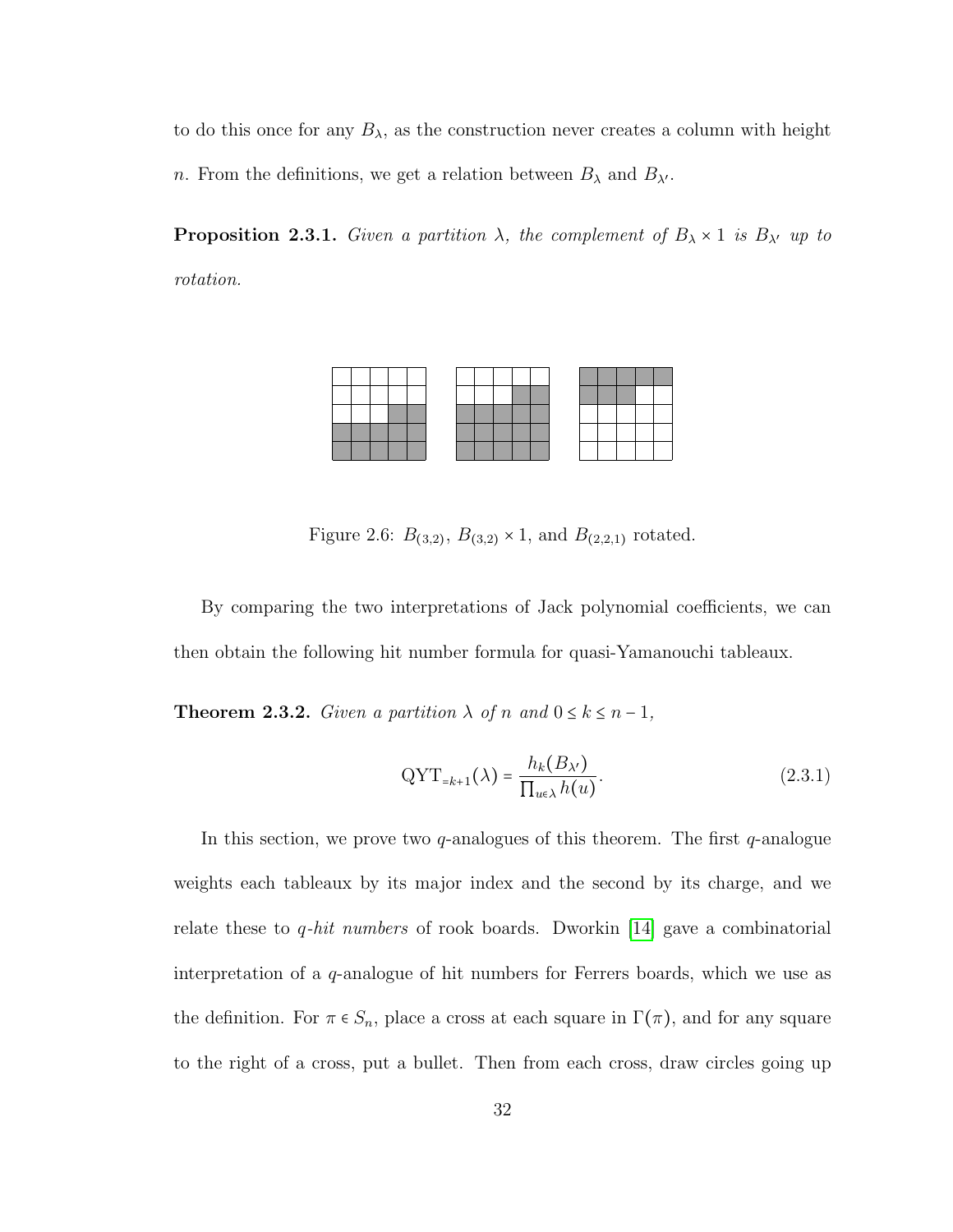to do this once for any $B_\lambda$, as the construction never creates a column with height $n$. From the definitions, we get a relation between $B_\lambda$ and $B_{\lambda'}$.

**Proposition 2.3.1.** *Given a partition $\lambda$, the complement of $B_\lambda \times 1$ is $B_{\lambda'}$ up to rotation.*

Figure 2.6: $B_{(3,2)}$, $B_{(3,2)} \times 1$, and $B_{(2,2,1)}$ rotated.

By comparing the two interpretations of Jack polynomial coefficients, we can then obtain the following hit number formula for quasi-Yamanouchi tableaux.

**Theorem 2.3.2.** *Given a partition $\lambda$ of $n$ and $0 \le k \le n-1$,*

$$\mathrm{QYT}_{=k+1}(\lambda) = \frac{h_k(B_{\lambda'})}{\prod_{u \in \lambda} h(u)}. \tag{2.3.1}$$

In this section, we prove two $q$-analogues of this theorem. The first $q$-analogue weights each tableaux by its major index and the second by its charge, and we relate these to *$q$-hit numbers* of rook boards. Dworkin [14] gave a combinatorial interpretation of a $q$-analogue of hit numbers for Ferrers boards, which we use as the definition. For $\pi \in S_n$, place a cross at each square in $\Gamma(\pi)$, and for any square to the right of a cross, put a bullet. Then from each cross, draw circles going up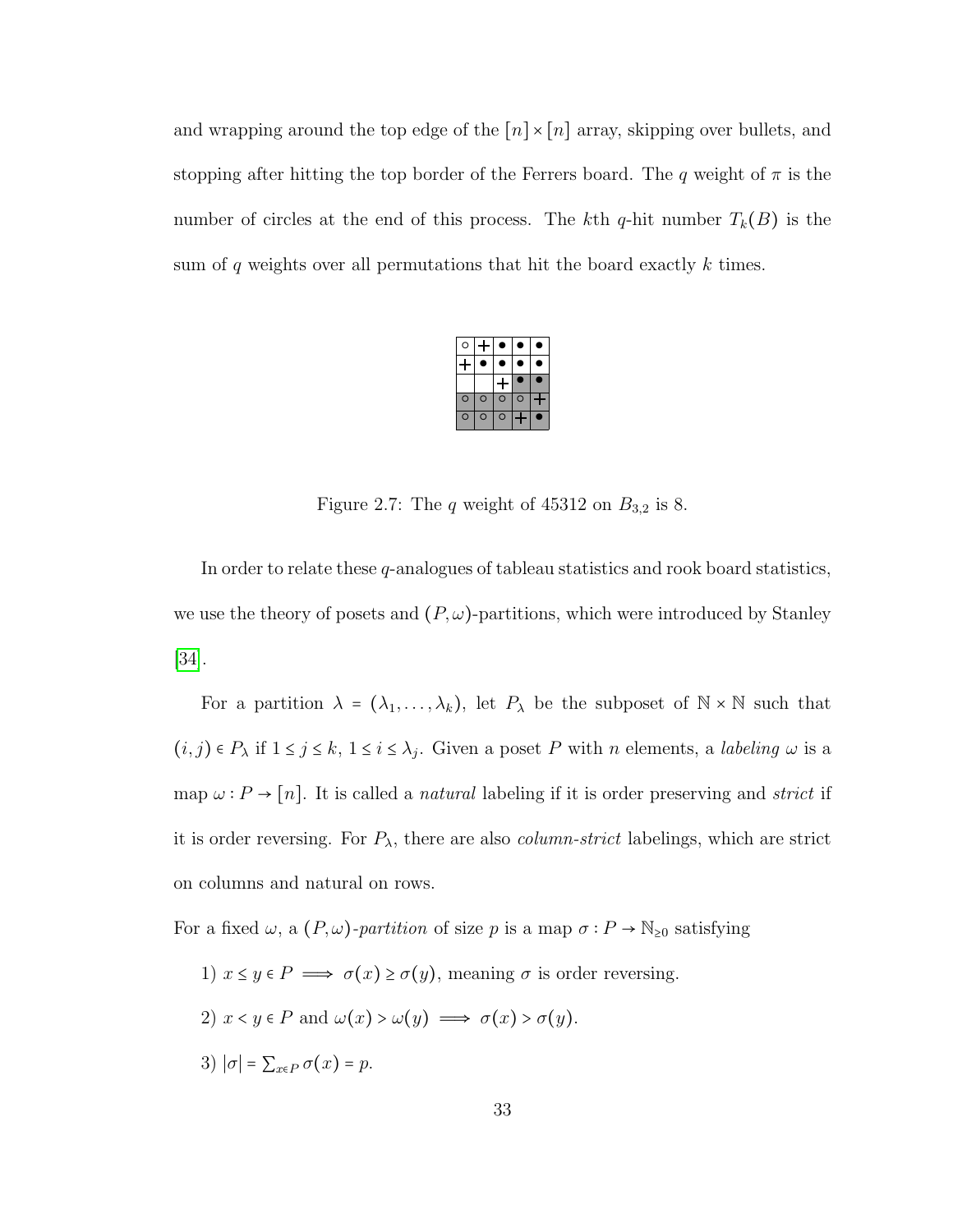and wrapping around the top edge of the $[n] \times [n]$ array, skipping over bullets, and stopping after hitting the top border of the Ferrers board. The $q$ weight of $\pi$ is the number of circles at the end of this process. The $k$th $q$-hit number $T_k(B)$ is the sum of $q$ weights over all permutations that hit the board exactly $k$ times.

Figure 2.7: The $q$ weight of 45312 on $B_{3,2}$ is 8.

In order to relate these $q$-analogues of tableau statistics and rook board statistics, we use the theory of posets and $(P, \omega)$-partitions, which were introduced by Stanley [34].

For a partition $\lambda = (\lambda_1, \ldots, \lambda_k)$, let $P_\lambda$ be the subposet of $\mathbb{N} \times \mathbb{N}$ such that $(i, j) \in P_\lambda$ if $1 \leq j \leq k$, $1 \leq i \leq \lambda_j$. Given a poset $P$ with $n$ elements, a *labeling* $\omega$ is a map $\omega : P \to [n]$. It is called a *natural* labeling if it is order preserving and *strict* if it is order reversing. For $P_\lambda$, there are also *column-strict* labelings, which are strict on columns and natural on rows.

For a fixed $\omega$, a $(P, \omega)$*-partition* of size $p$ is a map $\sigma : P \to \mathbb{N}_{\geq 0}$ satisfying

1) $x \leq y \in P \implies \sigma(x) \geq \sigma(y)$, meaning $\sigma$ is order reversing.

2) $x < y \in P$ and $\omega(x) > \omega(y) \implies \sigma(x) > \sigma(y)$.

3) $|\sigma| = \sum_{x \in P} \sigma(x) = p$.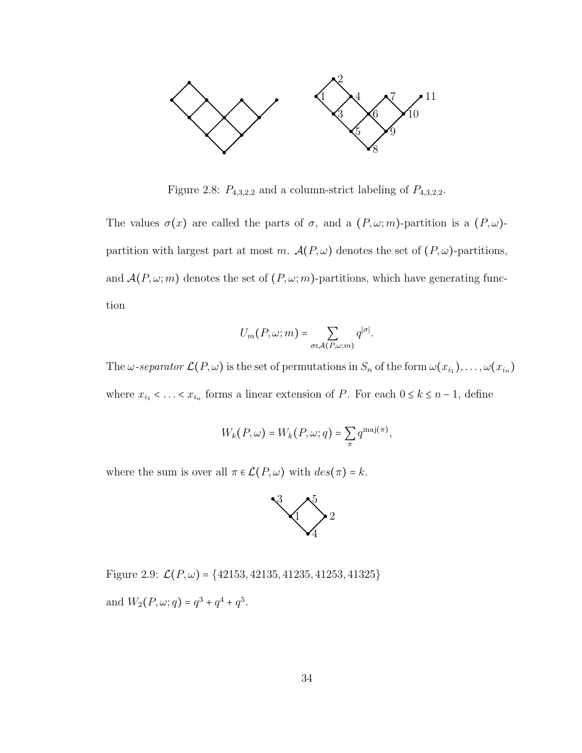Figure 2.8: $P_{4,3,2,2}$ and a column-strict labeling of $P_{4,3,2,2}$.

The values $\sigma(x)$ are called the parts of $\sigma$, and a $(P,\omega;m)$-partition is a $(P,\omega)$-partition with largest part at most $m$. $\mathcal{A}(P,\omega)$ denotes the set of $(P,\omega)$-partitions, and $\mathcal{A}(P,\omega;m)$ denotes the set of $(P,\omega;m)$-partitions, which have generating function

$$U_m(P,\omega;m) = \sum_{\sigma\in\mathcal{A}(P,\omega;m)} q^{|\sigma|}.$$

The $\omega$-*separator* $\mathcal{L}(P,\omega)$ is the set of permutations in $S_n$ of the form $\omega(x_{i_1}),\ldots,\omega(x_{i_n})$ where $x_{i_1} < \ldots < x_{i_n}$ forms a linear extension of $P$. For each $0 \le k \le n-1$, define

$$W_k(P,\omega) = W_k(P,\omega;q) = \sum_{\pi} q^{\mathrm{maj}(\pi)},$$

where the sum is over all $\pi \in \mathcal{L}(P,\omega)$ with $des(\pi) = k$.

Figure 2.9: $\mathcal{L}(P,\omega) = \{42153, 42135, 41235, 41253, 41325\}$ and $W_2(P,\omega;q) = q^3 + q^4 + q^5$.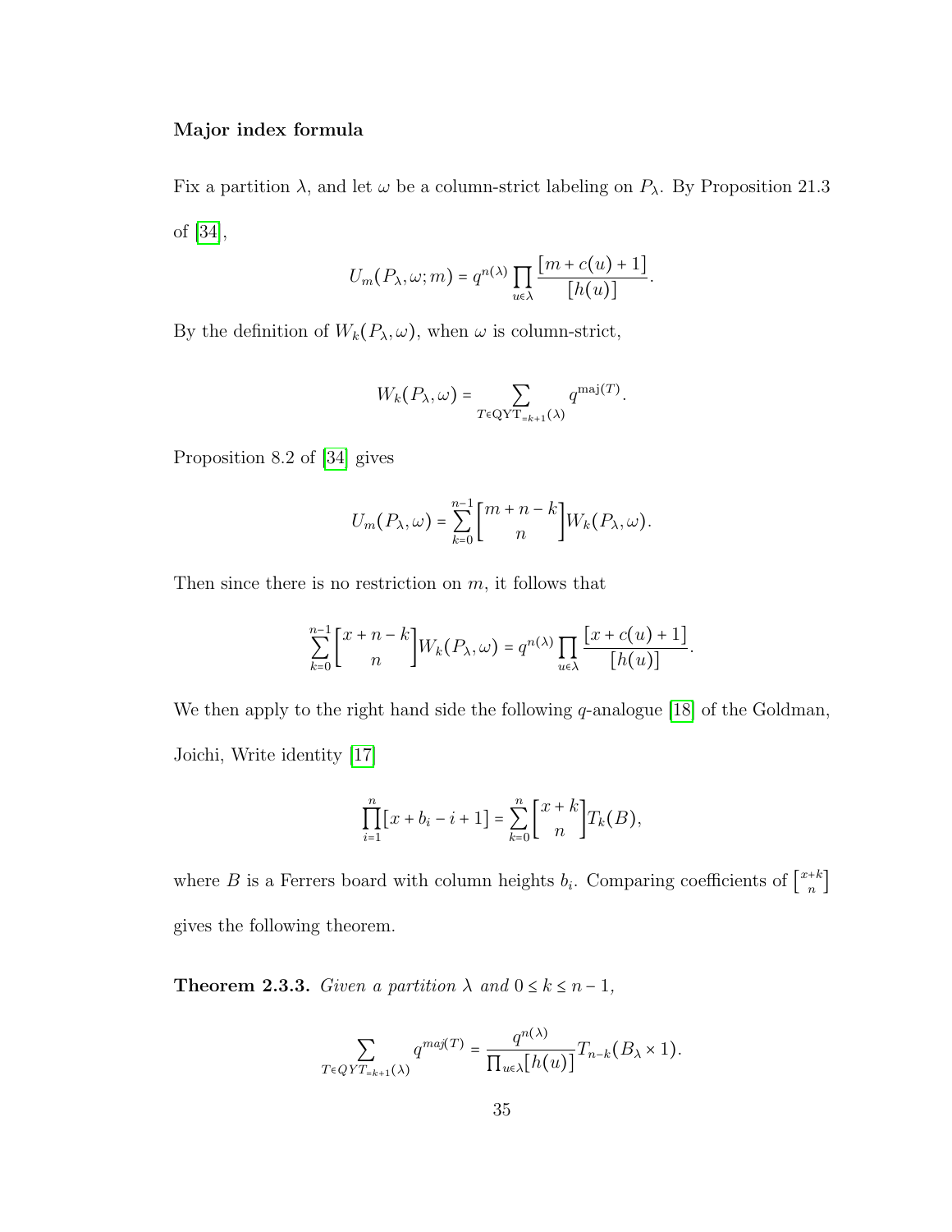### Major index formula

Fix a partition $\lambda$, and let $\omega$ be a column-strict labeling on $P_\lambda$. By Proposition 21.3 of [34],

$$U_m(P_\lambda, \omega; m) = q^{n(\lambda)} \prod_{u \in \lambda} \frac{[m + c(u) + 1]}{[h(u)]}.$$

By the definition of $W_k(P_\lambda, \omega)$, when $\omega$ is column-strict,

$$W_k(P_\lambda, \omega) = \sum_{T \in \mathrm{QYT}_{=k+1}(\lambda)} q^{\mathrm{maj}(T)}.$$

Proposition 8.2 of [34] gives

$$U_m(P_\lambda, \omega) = \sum_{k=0}^{n-1} \begin{bmatrix} m + n - k \\ n \end{bmatrix} W_k(P_\lambda, \omega).$$

Then since there is no restriction on $m$, it follows that

$$\sum_{k=0}^{n-1} \begin{bmatrix} x + n - k \\ n \end{bmatrix} W_k(P_\lambda, \omega) = q^{n(\lambda)} \prod_{u \in \lambda} \frac{[x + c(u) + 1]}{[h(u)]}.$$

We then apply to the right hand side the following $q$-analogue [18] of the Goldman, Joichi, Write identity [17]

$$\prod_{i=1}^{n} [x + b_i - i + 1] = \sum_{k=0}^{n} \begin{bmatrix} x + k \\ n \end{bmatrix} T_k(B),$$

where $B$ is a Ferrers board with column heights $b_i$. Comparing coefficients of $\left[\begin{smallmatrix} x+k \\ n \end{smallmatrix}\right]$ gives the following theorem.

**Theorem 2.3.3.** *Given a partition $\lambda$ and $0 \le k \le n-1$,*

$$\sum_{T \in QYT_{=k+1}(\lambda)} q^{maj(T)} = \frac{q^{n(\lambda)}}{\prod_{u \in \lambda} [h(u)]} T_{n-k}(B_\lambda \times 1).$$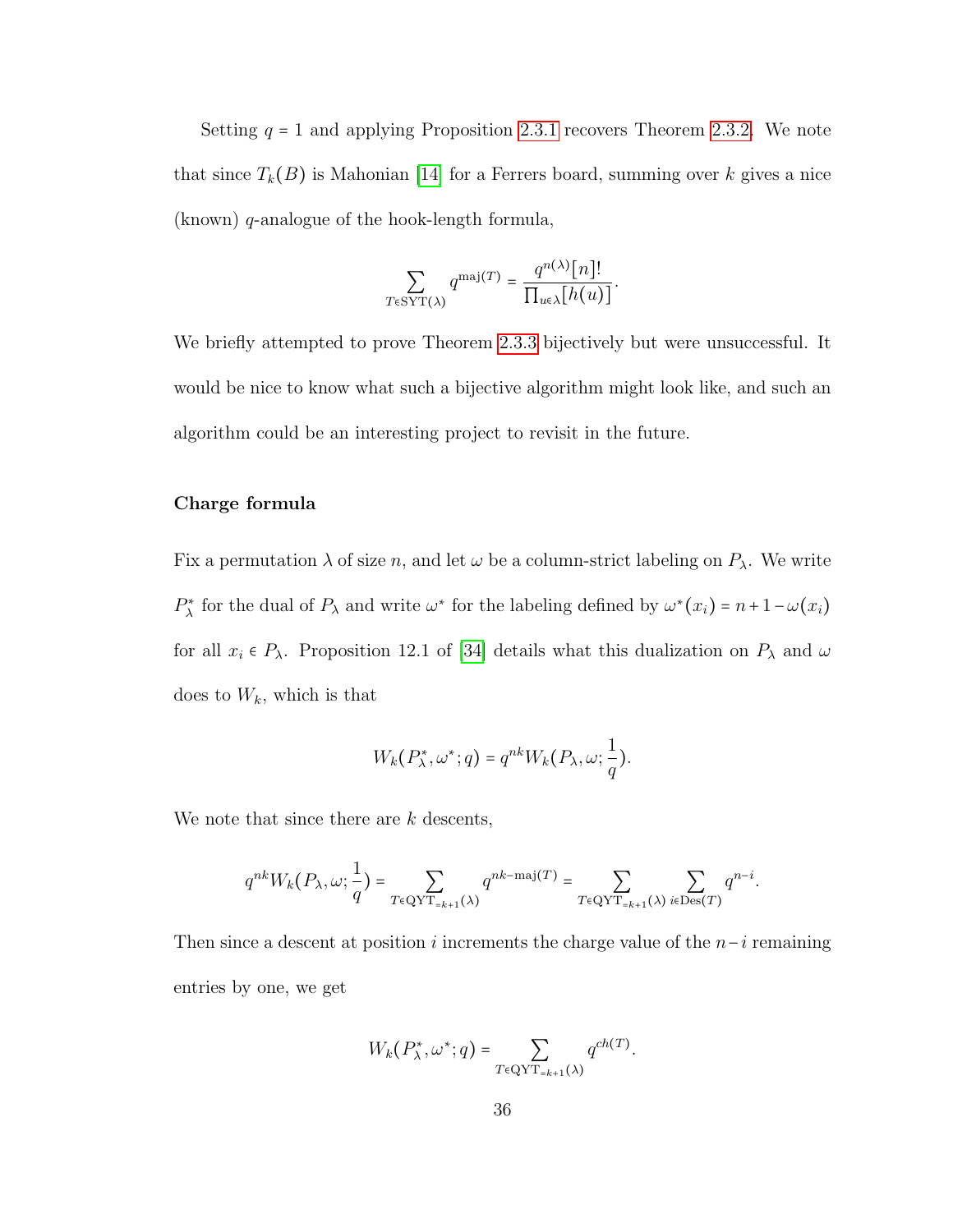Setting $q = 1$ and applying Proposition 2.3.1 recovers Theorem 2.3.2. We note that since $T_k(B)$ is Mahonian [14] for a Ferrers board, summing over $k$ gives a nice (known) $q$-analogue of the hook-length formula,

$$\sum_{T \in \mathrm{SYT}(\lambda)} q^{\mathrm{maj}(T)} = \frac{q^{n(\lambda)}[n]!}{\prod_{u \in \lambda}[h(u)]}.$$

We briefly attempted to prove Theorem 2.3.3 bijectively but were unsuccessful. It would be nice to know what such a bijective algorithm might look like, and such an algorithm could be an interesting project to revisit in the future.

**Charge formula**

Fix a permutation $\lambda$ of size $n$, and let $\omega$ be a column-strict labeling on $P_\lambda$. We write $P_\lambda^*$ for the dual of $P_\lambda$ and write $\omega^*$ for the labeling defined by $\omega^*(x_i) = n + 1 - \omega(x_i)$ for all $x_i \in P_\lambda$. Proposition 12.1 of [34] details what this dualization on $P_\lambda$ and $\omega$ does to $W_k$, which is that

$$W_k(P_\lambda^*, \omega^*; q) = q^{nk} W_k(P_\lambda, \omega; \frac{1}{q}).$$

We note that since there are $k$ descents,

$$q^{nk} W_k(P_\lambda, \omega; \frac{1}{q}) = \sum_{T \in \mathrm{QYT}_{=k+1}(\lambda)} q^{nk - \mathrm{maj}(T)} = \sum_{T \in \mathrm{QYT}_{=k+1}(\lambda)} \sum_{i \in \mathrm{Des}(T)} q^{n-i}.$$

Then since a descent at position $i$ increments the charge value of the $n - i$ remaining entries by one, we get

$$W_k(P_\lambda^*, \omega^*; q) = \sum_{T \in \mathrm{QYT}_{=k+1}(\lambda)} q^{ch(T)}.$$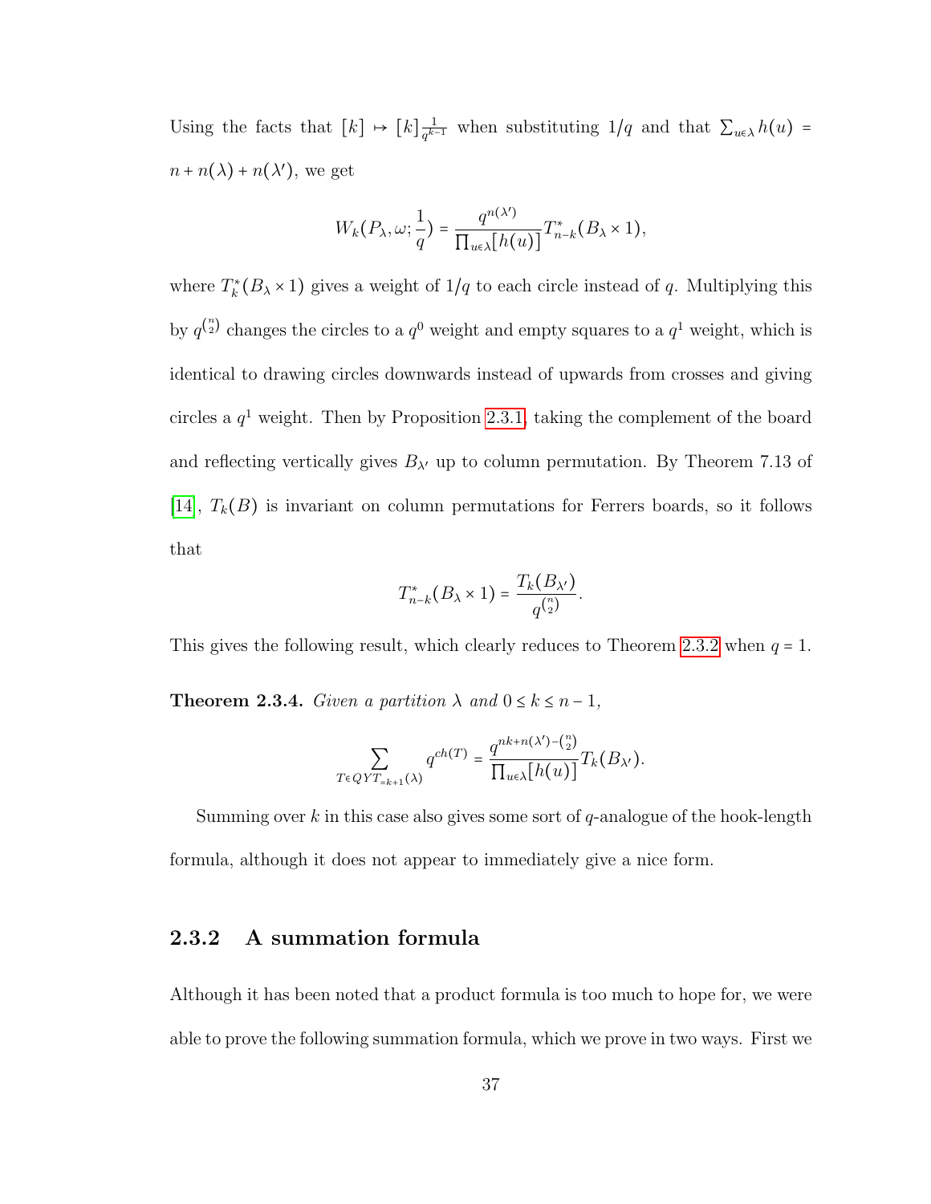Using the facts that $[k] \mapsto [k]\frac{1}{q^{k-1}}$ when substituting $1/q$ and that $\sum_{u\in\lambda} h(u) = n + n(\lambda) + n(\lambda')$, we get

$$W_k(P_\lambda, \omega; \frac{1}{q}) = \frac{q^{n(\lambda')}}{\prod_{u\in\lambda}[h(u)]} T^*_{n-k}(B_\lambda \times 1),$$

where $T^*_k(B_\lambda \times 1)$ gives a weight of $1/q$ to each circle instead of $q$. Multiplying this by $q^{\binom{n}{2}}$ changes the circles to a $q^0$ weight and empty squares to a $q^1$ weight, which is identical to drawing circles downwards instead of upwards from crosses and giving circles a $q^1$ weight. Then by Proposition 2.3.1, taking the complement of the board and reflecting vertically gives $B_{\lambda'}$ up to column permutation. By Theorem 7.13 of [14], $T_k(B)$ is invariant on column permutations for Ferrers boards, so it follows that

$$T^*_{n-k}(B_\lambda \times 1) = \frac{T_k(B_{\lambda'})}{q^{\binom{n}{2}}}.$$

This gives the following result, which clearly reduces to Theorem 2.3.2 when $q = 1$.

**Theorem 2.3.4.** *Given a partition $\lambda$ and $0 \le k \le n-1$,*

$$\sum_{T\in QYT_{=k+1}(\lambda)} q^{ch(T)} = \frac{q^{nk+n(\lambda')-\binom{n}{2}}}{\prod_{u\in\lambda}[h(u)]} T_k(B_{\lambda'}).$$

Summing over $k$ in this case also gives some sort of $q$-analogue of the hook-length formula, although it does not appear to immediately give a nice form.

### 2.3.2 A summation formula

Although it has been noted that a product formula is too much to hope for, we were able to prove the following summation formula, which we prove in two ways. First we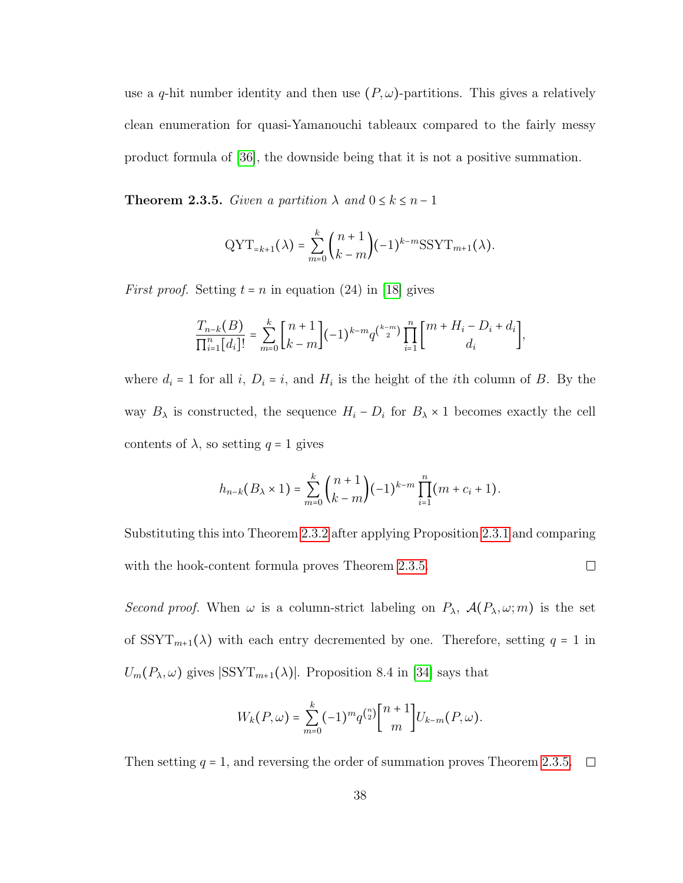use a $q$-hit number identity and then use $(P, \omega)$-partitions. This gives a relatively clean enumeration for quasi-Yamanouchi tableaux compared to the fairly messy product formula of [36], the downside being that it is not a positive summation.

**Theorem 2.3.5.** *Given a partition $\lambda$ and $0 \le k \le n-1$*

$$\mathrm{QYT}_{=k+1}(\lambda) = \sum_{m=0}^{k} \binom{n+1}{k-m} (-1)^{k-m} \mathrm{SSYT}_{m+1}(\lambda).$$

*First proof.* Setting $t = n$ in equation (24) in [18] gives

$$\frac{T_{n-k}(B)}{\prod_{i=1}^{n}[d_i]!} = \sum_{m=0}^{k} \begin{bmatrix} n+1 \\ k-m \end{bmatrix} (-1)^{k-m} q^{\binom{k-m}{2}} \prod_{i=1}^{n} \begin{bmatrix} m + H_i - D_i + d_i \\ d_i \end{bmatrix},$$

where $d_i = 1$ for all $i$, $D_i = i$, and $H_i$ is the height of the $i$th column of $B$. By the way $B_\lambda$ is constructed, the sequence $H_i - D_i$ for $B_\lambda \times 1$ becomes exactly the cell contents of $\lambda$, so setting $q = 1$ gives

$$h_{n-k}(B_\lambda \times 1) = \sum_{m=0}^{k} \binom{n+1}{k-m} (-1)^{k-m} \prod_{i=1}^{n} (m + c_i + 1).$$

Substituting this into Theorem 2.3.2 after applying Proposition 2.3.1 and comparing with the hook-content formula proves Theorem 2.3.5. □

*Second proof.* When $\omega$ is a column-strict labeling on $P_\lambda$, $\mathcal{A}(P_\lambda, \omega; m)$ is the set of $\mathrm{SSYT}_{m+1}(\lambda)$ with each entry decremented by one. Therefore, setting $q = 1$ in $U_m(P_\lambda, \omega)$ gives $|\mathrm{SSYT}_{m+1}(\lambda)|$. Proposition 8.4 in [34] says that

$$W_k(P, \omega) = \sum_{m=0}^{k} (-1)^m q^{\binom{n}{2}} \begin{bmatrix} n+1 \\ m \end{bmatrix} U_{k-m}(P, \omega).$$

Then setting $q = 1$, and reversing the order of summation proves Theorem 2.3.5. □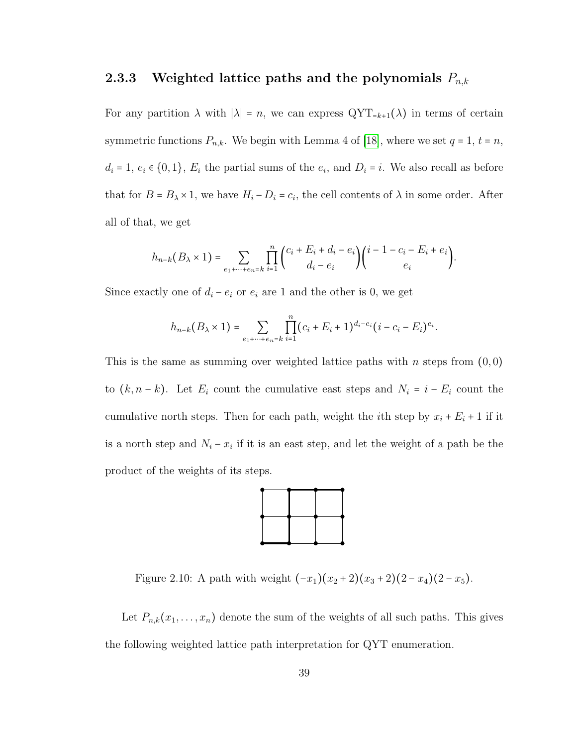### 2.3.3 Weighted lattice paths and the polynomials $P_{n,k}$

For any partition $\lambda$ with $|\lambda| = n$, we can express $\mathrm{QYT}_{=k+1}(\lambda)$ in terms of certain symmetric functions $P_{n,k}$. We begin with Lemma 4 of [18], where we set $q = 1$, $t = n$, $d_i = 1$, $e_i \in \{0,1\}$, $E_i$ the partial sums of the $e_i$, and $D_i = i$. We also recall as before that for $B = B_\lambda \times 1$, we have $H_i - D_i = c_i$, the cell contents of $\lambda$ in some order. After all of that, we get

$$h_{n-k}(B_\lambda \times 1) = \sum_{e_1+\cdots+e_n=k} \prod_{i=1}^{n} \binom{c_i + E_i + d_i - e_i}{d_i - e_i} \binom{i - 1 - c_i - E_i + e_i}{e_i}.$$

Since exactly one of $d_i - e_i$ or $e_i$ are 1 and the other is 0, we get

$$h_{n-k}(B_\lambda \times 1) = \sum_{e_1+\cdots+e_n=k} \prod_{i=1}^{n} (c_i + E_i + 1)^{d_i - e_i} (i - c_i - E_i)^{e_i}.$$

This is the same as summing over weighted lattice paths with $n$ steps from $(0,0)$ to $(k, n-k)$. Let $E_i$ count the cumulative east steps and $N_i = i - E_i$ count the cumulative north steps. Then for each path, weight the $i$th step by $x_i + E_i + 1$ if it is a north step and $N_i - x_i$ if it is an east step, and let the weight of a path be the product of the weights of its steps.

Figure 2.10: A path with weight $(-x_1)(x_2 + 2)(x_3 + 2)(2 - x_4)(2 - x_5)$.

Let $P_{n,k}(x_1, \ldots, x_n)$ denote the sum of the weights of all such paths. This gives the following weighted lattice path interpretation for QYT enumeration.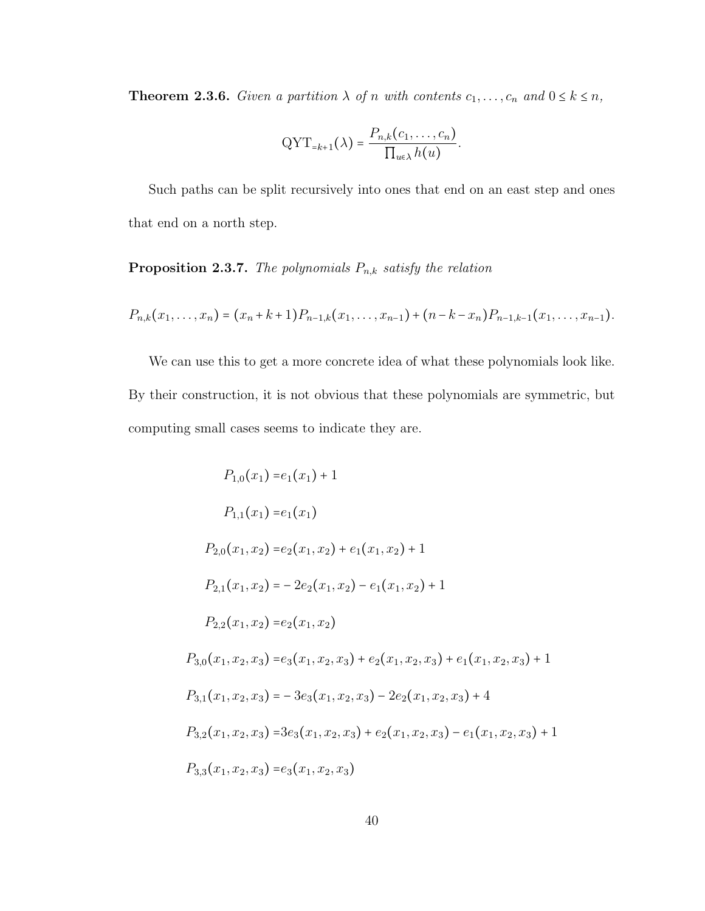**Theorem 2.3.6.** *Given a partition $\lambda$ of $n$ with contents $c_1, \ldots, c_n$ and $0 \le k \le n$,*

$$\mathrm{QYT}_{=k+1}(\lambda) = \frac{P_{n,k}(c_1, \ldots, c_n)}{\prod_{u \in \lambda} h(u)}.$$

Such paths can be split recursively into ones that end on an east step and ones that end on a north step.

**Proposition 2.3.7.** *The polynomials $P_{n,k}$ satisfy the relation*

$$P_{n,k}(x_1, \ldots, x_n) = (x_n + k + 1)P_{n-1,k}(x_1, \ldots, x_{n-1}) + (n - k - x_n)P_{n-1,k-1}(x_1, \ldots, x_{n-1}).$$

We can use this to get a more concrete idea of what these polynomials look like. By their construction, it is not obvious that these polynomials are symmetric, but computing small cases seems to indicate they are.

$$P_{1,0}(x_1) = e_1(x_1) + 1$$

$$P_{1,1}(x_1) = e_1(x_1)$$

$$P_{2,0}(x_1, x_2) = e_2(x_1, x_2) + e_1(x_1, x_2) + 1$$

$$P_{2,1}(x_1, x_2) = -2e_2(x_1, x_2) - e_1(x_1, x_2) + 1$$

$$P_{2,2}(x_1, x_2) = e_2(x_1, x_2)$$

$$P_{3,0}(x_1, x_2, x_3) = e_3(x_1, x_2, x_3) + e_2(x_1, x_2, x_3) + e_1(x_1, x_2, x_3) + 1$$

$$P_{3,1}(x_1, x_2, x_3) = -3e_3(x_1, x_2, x_3) - 2e_2(x_1, x_2, x_3) + 4$$

$$P_{3,2}(x_1, x_2, x_3) = 3e_3(x_1, x_2, x_3) + e_2(x_1, x_2, x_3) - e_1(x_1, x_2, x_3) + 1$$

$$P_{3,3}(x_1, x_2, x_3) = e_3(x_1, x_2, x_3)$$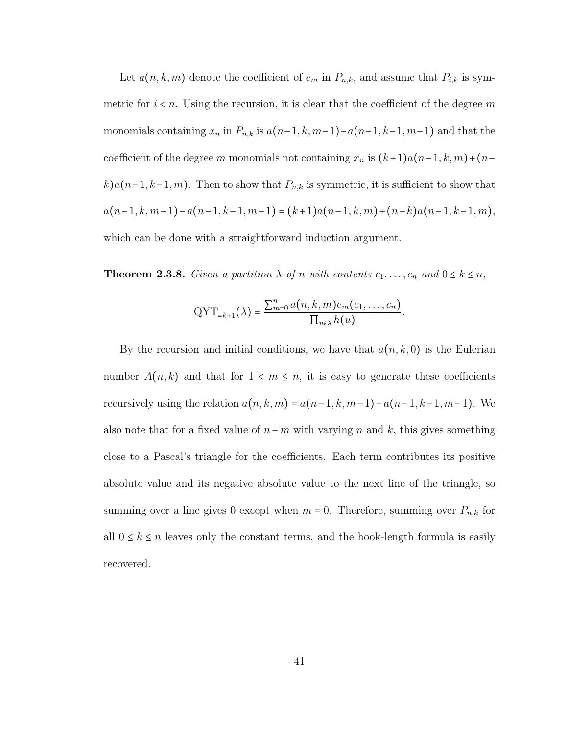Let $a(n,k,m)$ denote the coefficient of $e_m$ in $P_{n,k}$, and assume that $P_{i,k}$ is symmetric for $i < n$. Using the recursion, it is clear that the coefficient of the degree $m$ monomials containing $x_n$ in $P_{n,k}$ is $a(n-1,k,m-1) - a(n-1,k-1,m-1)$ and that the coefficient of the degree $m$ monomials not containing $x_n$ is $(k+1)a(n-1,k,m) + (n-k)a(n-1,k-1,m)$. Then to show that $P_{n,k}$ is symmetric, it is sufficient to show that $a(n-1,k,m-1) - a(n-1,k-1,m-1) = (k+1)a(n-1,k,m) + (n-k)a(n-1,k-1,m)$, which can be done with a straightforward induction argument.

**Theorem 2.3.8.** *Given a partition $\lambda$ of $n$ with contents $c_1, \ldots, c_n$ and $0 \leq k \leq n$,*

$$\mathrm{QYT}_{=k+1}(\lambda) = \frac{\sum_{m=0}^{n} a(n,k,m) e_m(c_1, \ldots, c_n)}{\prod_{u \in \lambda} h(u)}.$$

By the recursion and initial conditions, we have that $a(n,k,0)$ is the Eulerian number $A(n,k)$ and that for $1 < m \leq n$, it is easy to generate these coefficients recursively using the relation $a(n,k,m) = a(n-1,k,m-1) - a(n-1,k-1,m-1)$. We also note that for a fixed value of $n-m$ with varying $n$ and $k$, this gives something close to a Pascal's triangle for the coefficients. Each term contributes its positive absolute value and its negative absolute value to the next line of the triangle, so summing over a line gives 0 except when $m = 0$. Therefore, summing over $P_{n,k}$ for all $0 \leq k \leq n$ leaves only the constant terms, and the hook-length formula is easily recovered.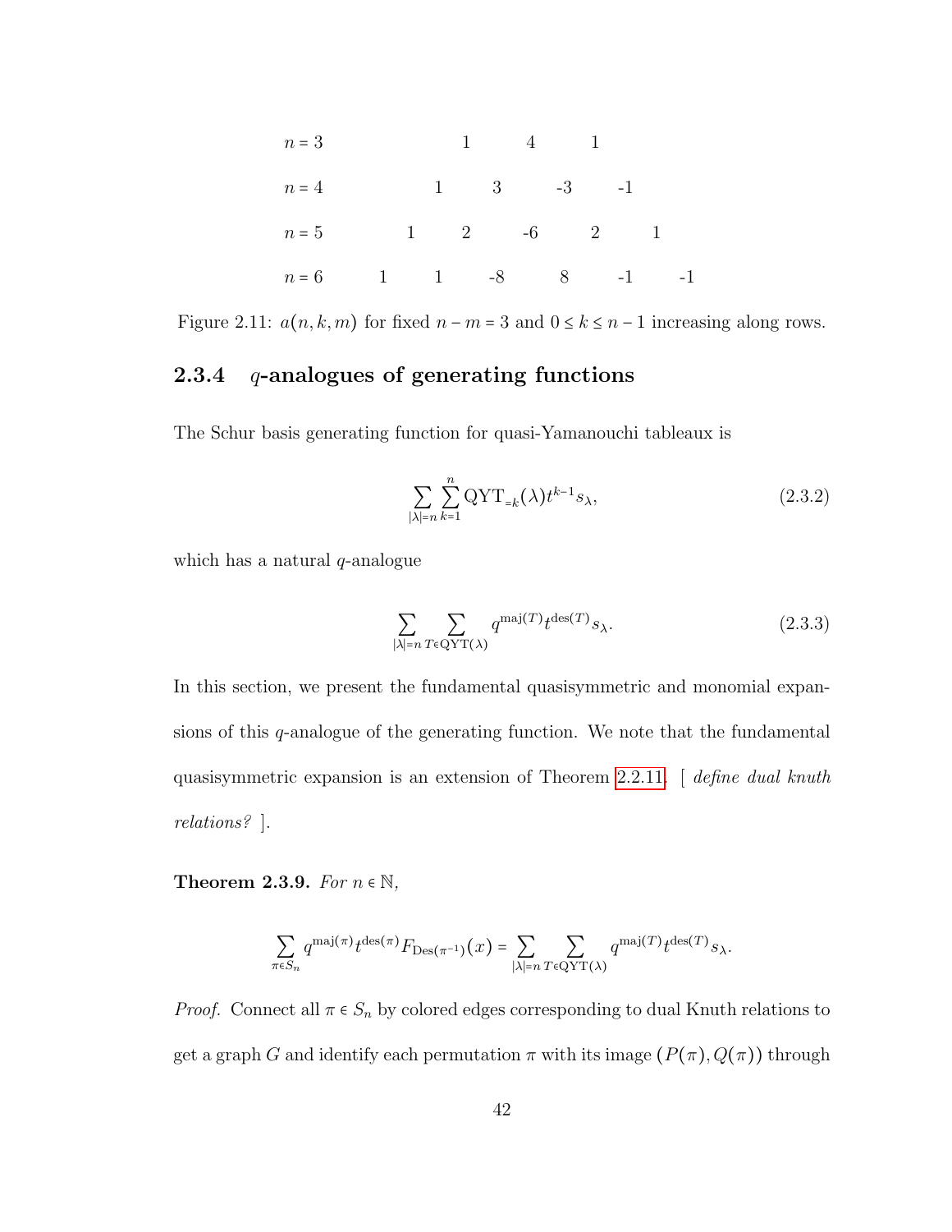| | | | | | | |
|---|---|---|---|---|---|---|
| $n=3$ | 1 | 4 | 1 | | | |
| $n=4$ | 1 | 3 | -3 | -1 | | |
| $n=5$ | 1 | 2 | -6 | 2 | 1 | |
| $n=6$ | 1 | 1 | -8 | 8 | -1 | -1 |

Figure 2.11: $a(n,k,m)$ for fixed $n-m=3$ and $0 \leq k \leq n-1$ increasing along rows.

### 2.3.4 $q$-analogues of generating functions

The Schur basis generating function for quasi-Yamanouchi tableaux is

$$\sum_{|\lambda|=n} \sum_{k=1}^{n} \mathrm{QYT}_{=k}(\lambda) t^{k-1} s_\lambda, \tag{2.3.2}$$

which has a natural $q$-analogue

$$\sum_{|\lambda|=n} \sum_{T \in \mathrm{QYT}(\lambda)} q^{\mathrm{maj}(T)} t^{\mathrm{des}(T)} s_\lambda. \tag{2.3.3}$$

In this section, we present the fundamental quasisymmetric and monomial expansions of this $q$-analogue of the generating function. We note that the fundamental quasisymmetric expansion is an extension of Theorem 2.2.11. [ *define dual knuth relations?* ].

**Theorem 2.3.9.** *For $n \in \mathbb{N}$,*

$$\sum_{\pi \in S_n} q^{\mathrm{maj}(\pi)} t^{\mathrm{des}(\pi)} F_{\mathrm{Des}(\pi^{-1})}(x) = \sum_{|\lambda|=n} \sum_{T \in \mathrm{QYT}(\lambda)} q^{\mathrm{maj}(T)} t^{\mathrm{des}(T)} s_\lambda.$$

*Proof.* Connect all $\pi \in S_n$ by colored edges corresponding to dual Knuth relations to get a graph $G$ and identify each permutation $\pi$ with its image $(P(\pi), Q(\pi))$ through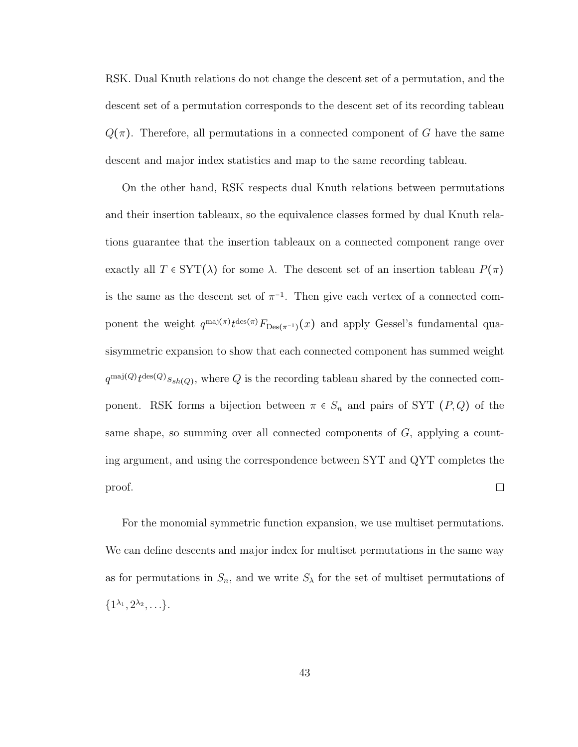RSK. Dual Knuth relations do not change the descent set of a permutation, and the descent set of a permutation corresponds to the descent set of its recording tableau $Q(\pi)$. Therefore, all permutations in a connected component of $G$ have the same descent and major index statistics and map to the same recording tableau.

On the other hand, RSK respects dual Knuth relations between permutations and their insertion tableaux, so the equivalence classes formed by dual Knuth relations guarantee that the insertion tableaux on a connected component range over exactly all $T \in \mathrm{SYT}(\lambda)$ for some $\lambda$. The descent set of an insertion tableau $P(\pi)$ is the same as the descent set of $\pi^{-1}$. Then give each vertex of a connected component the weight $q^{\mathrm{maj}(\pi)} t^{\mathrm{des}(\pi)} F_{\mathrm{Des}(\pi^{-1})}(x)$ and apply Gessel's fundamental quasisymmetric expansion to show that each connected component has summed weight $q^{\mathrm{maj}(Q)} t^{\mathrm{des}(Q)} s_{sh(Q)}$, where $Q$ is the recording tableau shared by the connected component. RSK forms a bijection between $\pi \in S_n$ and pairs of SYT $(P, Q)$ of the same shape, so summing over all connected components of $G$, applying a counting argument, and using the correspondence between SYT and QYT completes the proof. □

For the monomial symmetric function expansion, we use multiset permutations. We can define descents and major index for multiset permutations in the same way as for permutations in $S_n$, and we write $S_\lambda$ for the set of multiset permutations of $\{1^{\lambda_1}, 2^{\lambda_2}, \ldots\}$.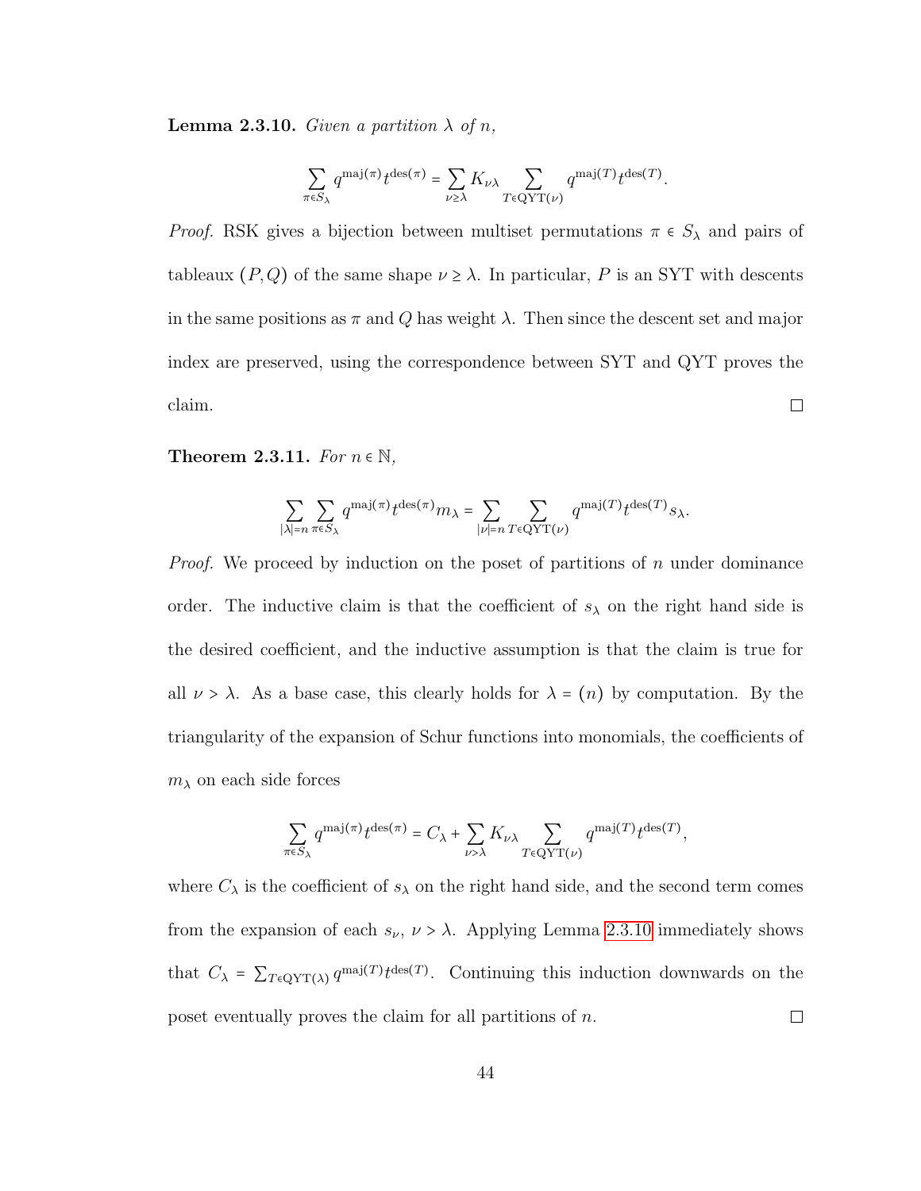**Lemma 2.3.10.** *Given a partition $\lambda$ of $n$,*

$$\sum_{\pi \in S_\lambda} q^{\mathrm{maj}(\pi)} t^{\mathrm{des}(\pi)} = \sum_{\nu \geq \lambda} K_{\nu\lambda} \sum_{T \in \mathrm{QYT}(\nu)} q^{\mathrm{maj}(T)} t^{\mathrm{des}(T)}.$$

*Proof.* RSK gives a bijection between multiset permutations $\pi \in S_\lambda$ and pairs of tableaux $(P, Q)$ of the same shape $\nu \geq \lambda$. In particular, $P$ is an SYT with descents in the same positions as $\pi$ and $Q$ has weight $\lambda$. Then since the descent set and major index are preserved, using the correspondence between SYT and QYT proves the claim. $\square$

**Theorem 2.3.11.** *For $n \in \mathbb{N}$,*

$$\sum_{|\lambda|=n} \sum_{\pi \in S_\lambda} q^{\mathrm{maj}(\pi)} t^{\mathrm{des}(\pi)} m_\lambda = \sum_{|\nu|=n} \sum_{T \in \mathrm{QYT}(\nu)} q^{\mathrm{maj}(T)} t^{\mathrm{des}(T)} s_\lambda.$$

*Proof.* We proceed by induction on the poset of partitions of $n$ under dominance order. The inductive claim is that the coefficient of $s_\lambda$ on the right hand side is the desired coefficient, and the inductive assumption is that the claim is true for all $\nu > \lambda$. As a base case, this clearly holds for $\lambda = (n)$ by computation. By the triangularity of the expansion of Schur functions into monomials, the coefficients of $m_\lambda$ on each side forces

$$\sum_{\pi \in S_\lambda} q^{\mathrm{maj}(\pi)} t^{\mathrm{des}(\pi)} = C_\lambda + \sum_{\nu > \lambda} K_{\nu\lambda} \sum_{T \in \mathrm{QYT}(\nu)} q^{\mathrm{maj}(T)} t^{\mathrm{des}(T)},$$

where $C_\lambda$ is the coefficient of $s_\lambda$ on the right hand side, and the second term comes from the expansion of each $s_\nu$, $\nu > \lambda$. Applying Lemma 2.3.10 immediately shows that $C_\lambda = \sum_{T \in \mathrm{QYT}(\lambda)} q^{\mathrm{maj}(T)} t^{\mathrm{des}(T)}$. Continuing this induction downwards on the poset eventually proves the claim for all partitions of $n$. $\square$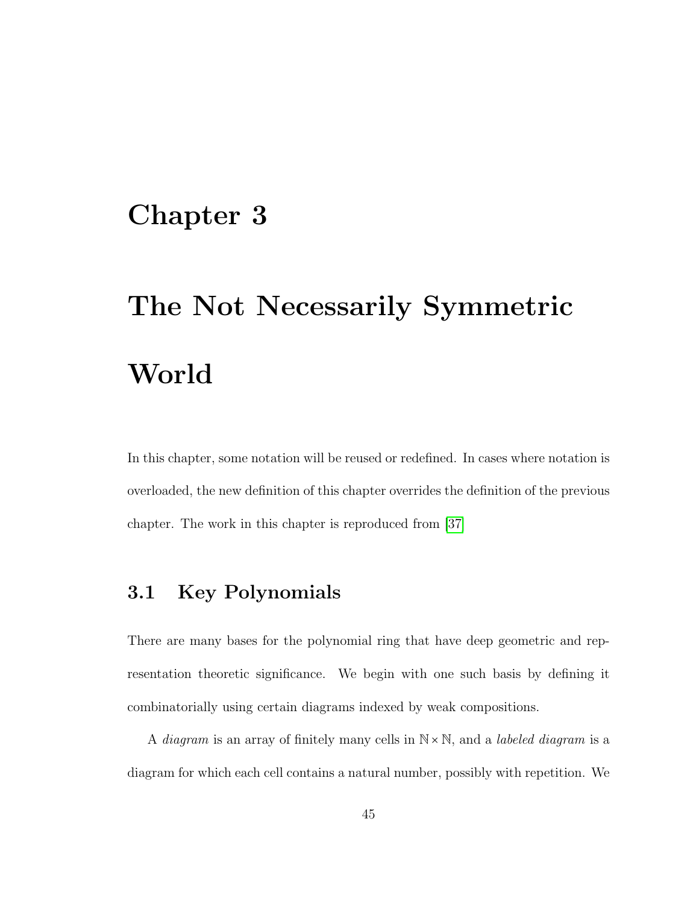# Chapter 3

# The Not Necessarily Symmetric World

In this chapter, some notation will be reused or redefined. In cases where notation is overloaded, the new definition of this chapter overrides the definition of the previous chapter. The work in this chapter is reproduced from [37]

## 3.1 Key Polynomials

There are many bases for the polynomial ring that have deep geometric and representation theoretic significance. We begin with one such basis by defining it combinatorially using certain diagrams indexed by weak compositions.

A *diagram* is an array of finitely many cells in $\mathbb{N} \times \mathbb{N}$, and a *labeled diagram* is a diagram for which each cell contains a natural number, possibly with repetition. We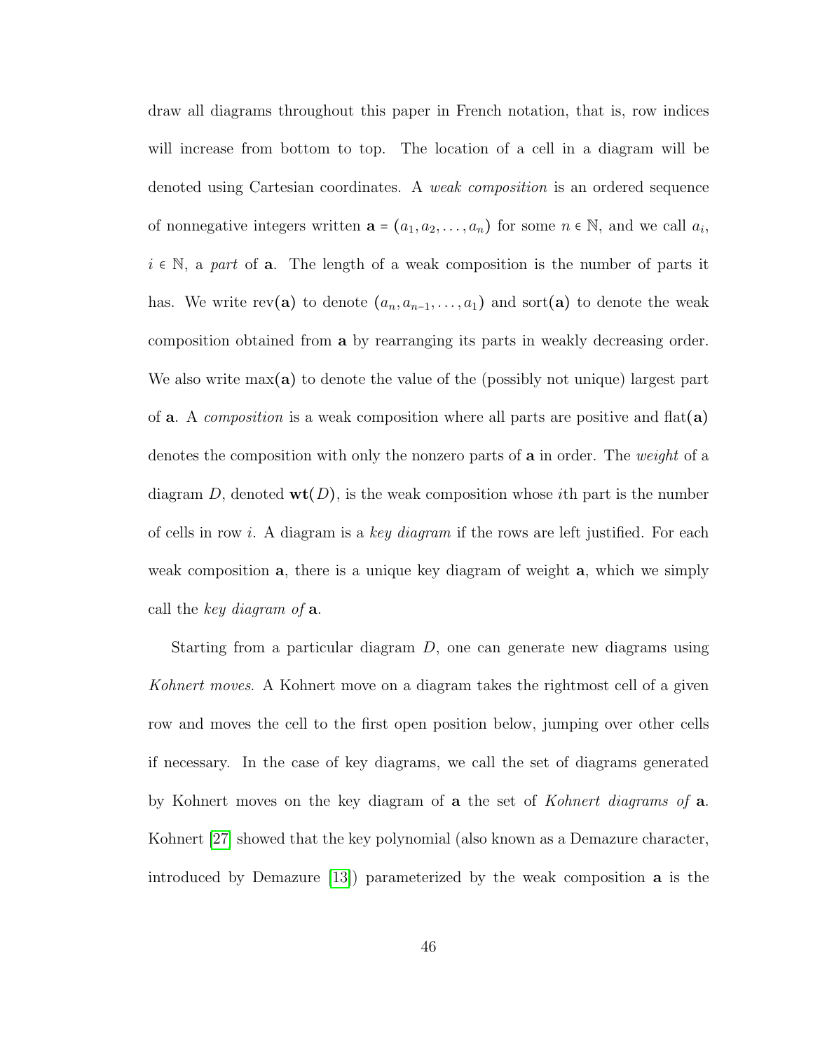draw all diagrams throughout this paper in French notation, that is, row indices will increase from bottom to top. The location of a cell in a diagram will be denoted using Cartesian coordinates. A *weak composition* is an ordered sequence of nonnegative integers written $\mathbf{a} = (a_1, a_2, \ldots, a_n)$ for some $n \in \mathbb{N}$, and we call $a_i$, $i \in \mathbb{N}$, a *part* of $\mathbf{a}$. The length of a weak composition is the number of parts it has. We write $\text{rev}(\mathbf{a})$ to denote $(a_n, a_{n-1}, \ldots, a_1)$ and $\text{sort}(\mathbf{a})$ to denote the weak composition obtained from $\mathbf{a}$ by rearranging its parts in weakly decreasing order. We also write $\max(\mathbf{a})$ to denote the value of the (possibly not unique) largest part of $\mathbf{a}$. A *composition* is a weak composition where all parts are positive and $\text{flat}(\mathbf{a})$ denotes the composition with only the nonzero parts of $\mathbf{a}$ in order. The *weight* of a diagram $D$, denoted $\mathbf{wt}(D)$, is the weak composition whose $i$th part is the number of cells in row $i$. A diagram is a *key diagram* if the rows are left justified. For each weak composition $\mathbf{a}$, there is a unique key diagram of weight $\mathbf{a}$, which we simply call the *key diagram of* $\mathbf{a}$.

Starting from a particular diagram $D$, one can generate new diagrams using *Kohnert moves*. A Kohnert move on a diagram takes the rightmost cell of a given row and moves the cell to the first open position below, jumping over other cells if necessary. In the case of key diagrams, we call the set of diagrams generated by Kohnert moves on the key diagram of $\mathbf{a}$ the set of *Kohnert diagrams of* $\mathbf{a}$. Kohnert [27] showed that the key polynomial (also known as a Demazure character, introduced by Demazure [13]) parameterized by the weak composition $\mathbf{a}$ is the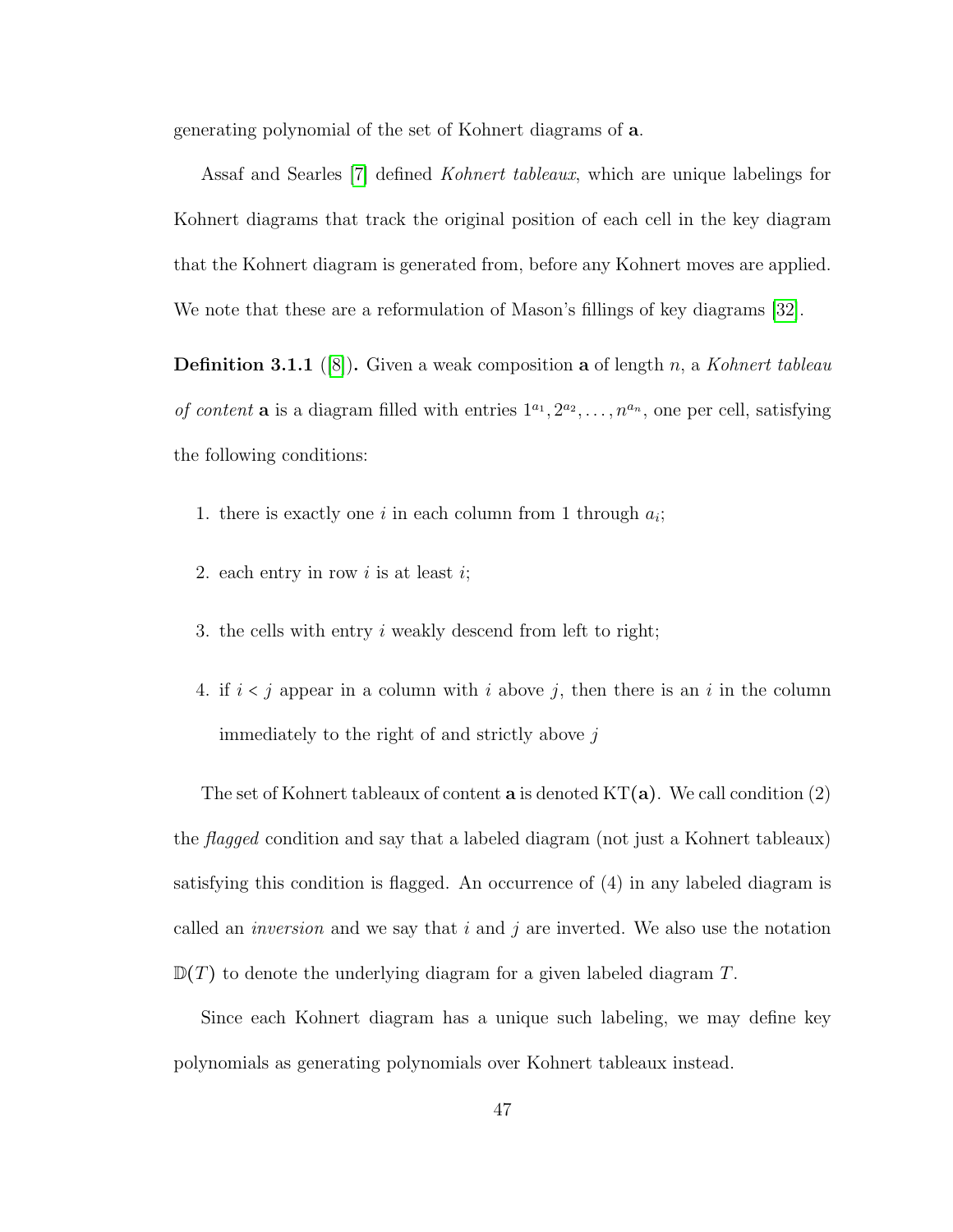generating polynomial of the set of Kohnert diagrams of $\mathbf{a}$.

Assaf and Searles [7] defined *Kohnert tableaux*, which are unique labelings for Kohnert diagrams that track the original position of each cell in the key diagram that the Kohnert diagram is generated from, before any Kohnert moves are applied. We note that these are a reformulation of Mason's fillings of key diagrams [32].

**Definition 3.1.1** ([8])**.** Given a weak composition $\mathbf{a}$ of length $n$, a *Kohnert tableau of content* $\mathbf{a}$ is a diagram filled with entries $1^{a_1}, 2^{a_2}, \ldots, n^{a_n}$, one per cell, satisfying the following conditions:

1. there is exactly one $i$ in each column from 1 through $a_i$;
2. each entry in row $i$ is at least $i$;
3. the cells with entry $i$ weakly descend from left to right;
4. if $i < j$ appear in a column with $i$ above $j$, then there is an $i$ in the column immediately to the right of and strictly above $j$

The set of Kohnert tableaux of content $\mathbf{a}$ is denoted $\mathrm{KT}(\mathbf{a})$. We call condition (2) the *flagged* condition and say that a labeled diagram (not just a Kohnert tableaux) satisfying this condition is flagged. An occurrence of (4) in any labeled diagram is called an *inversion* and we say that $i$ and $j$ are inverted. We also use the notation $\mathbb{D}(T)$ to denote the underlying diagram for a given labeled diagram $T$.

Since each Kohnert diagram has a unique such labeling, we may define key polynomials as generating polynomials over Kohnert tableaux instead.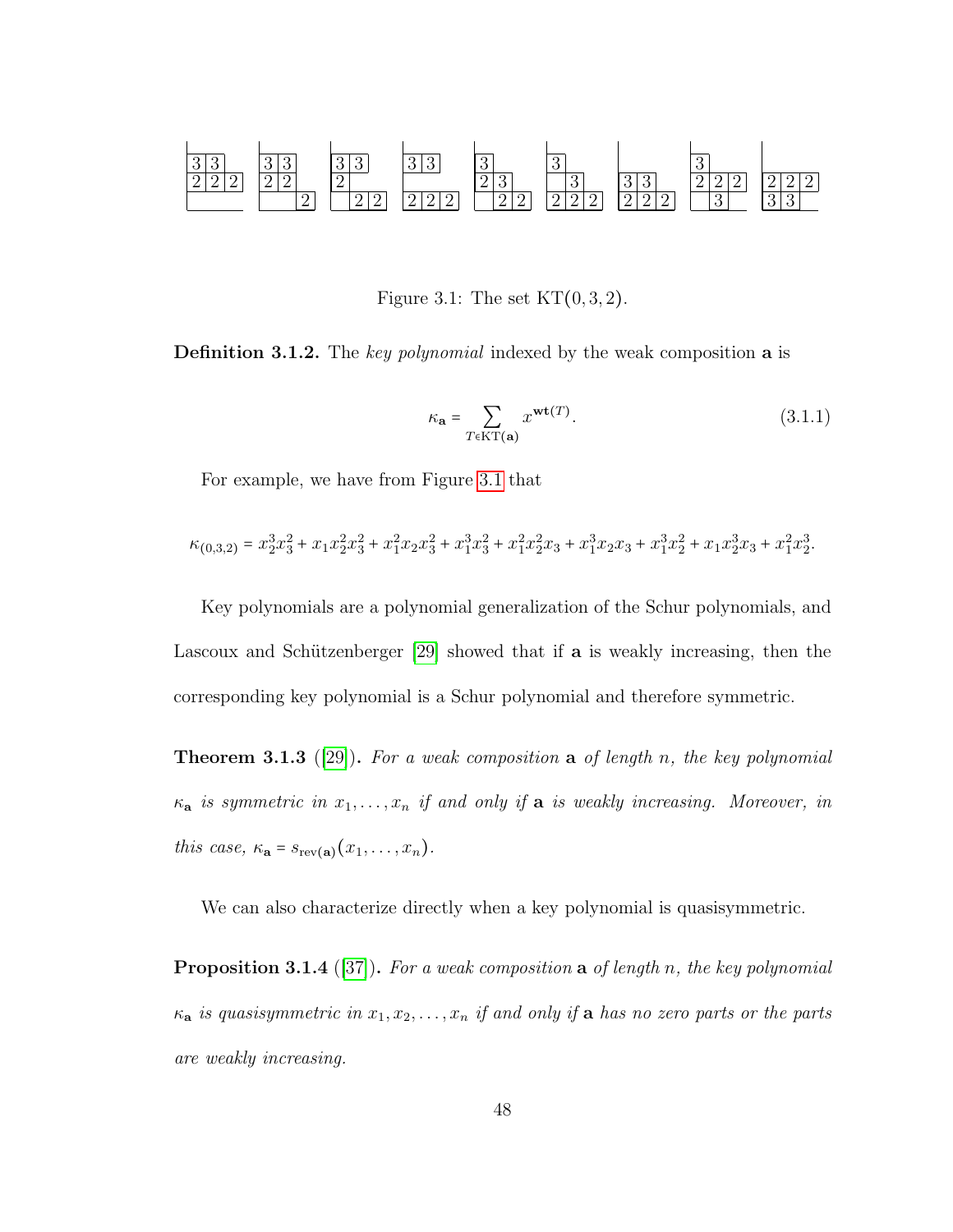Figure 3.1: The set $\mathrm{KT}(0,3,2)$.

**Definition 3.1.2.** The *key polynomial* indexed by the weak composition $\mathbf{a}$ is

$$\kappa_{\mathbf{a}} = \sum_{T \in \mathrm{KT}(\mathbf{a})} x^{\mathbf{wt}(T)}. \tag{3.1.1}$$

For example, we have from Figure 3.1 that

$$\kappa_{(0,3,2)} = x_2^3x_3^2 + x_1x_2^2x_3^2 + x_1^2x_2x_3^2 + x_1^3x_3^2 + x_1^2x_2^2x_3 + x_1^3x_2x_3 + x_1^3x_2^2 + x_1x_2^3x_3 + x_1^2x_2^3.$$

Key polynomials are a polynomial generalization of the Schur polynomials, and Lascoux and Schützenberger [29] showed that if $\mathbf{a}$ is weakly increasing, then the corresponding key polynomial is a Schur polynomial and therefore symmetric.

**Theorem 3.1.3** ([29])**.** *For a weak composition $\mathbf{a}$ of length $n$, the key polynomial $\kappa_{\mathbf{a}}$ is symmetric in $x_1, \ldots, x_n$ if and only if $\mathbf{a}$ is weakly increasing. Moreover, in this case, $\kappa_{\mathbf{a}} = s_{\mathrm{rev}(\mathbf{a})}(x_1, \ldots, x_n)$.*

We can also characterize directly when a key polynomial is quasisymmetric.

**Proposition 3.1.4** ([37])**.** *For a weak composition $\mathbf{a}$ of length $n$, the key polynomial $\kappa_{\mathbf{a}}$ is quasisymmetric in $x_1, x_2, \ldots, x_n$ if and only if $\mathbf{a}$ has no zero parts or the parts are weakly increasing.*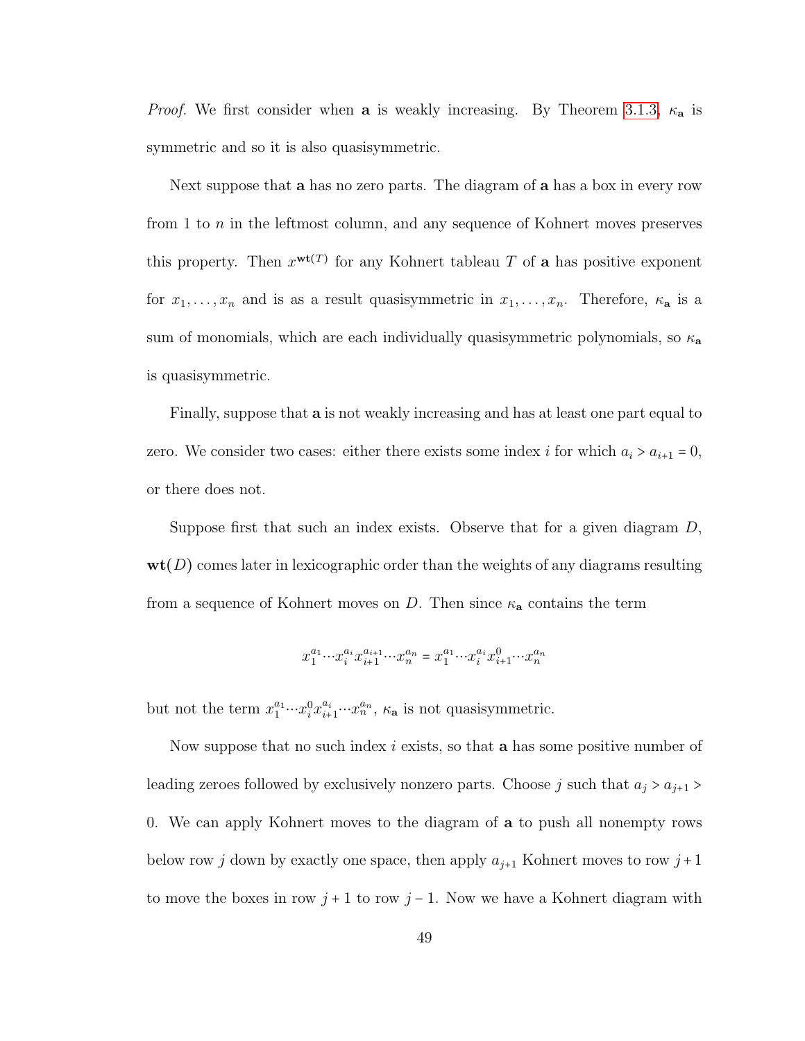*Proof.* We first consider when $\mathbf{a}$ is weakly increasing. By Theorem 3.1.3, $\kappa_{\mathbf{a}}$ is symmetric and so it is also quasisymmetric.

Next suppose that $\mathbf{a}$ has no zero parts. The diagram of $\mathbf{a}$ has a box in every row from 1 to $n$ in the leftmost column, and any sequence of Kohnert moves preserves this property. Then $x^{\mathbf{wt}(T)}$ for any Kohnert tableau $T$ of $\mathbf{a}$ has positive exponent for $x_1, \ldots, x_n$ and is as a result quasisymmetric in $x_1, \ldots, x_n$. Therefore, $\kappa_{\mathbf{a}}$ is a sum of monomials, which are each individually quasisymmetric polynomials, so $\kappa_{\mathbf{a}}$ is quasisymmetric.

Finally, suppose that $\mathbf{a}$ is not weakly increasing and has at least one part equal to zero. We consider two cases: either there exists some index $i$ for which $a_i > a_{i+1} = 0$, or there does not.

Suppose first that such an index exists. Observe that for a given diagram $D$, $\mathbf{wt}(D)$ comes later in lexicographic order than the weights of any diagrams resulting from a sequence of Kohnert moves on $D$. Then since $\kappa_{\mathbf{a}}$ contains the term

$$x_1^{a_1} \cdots x_i^{a_i} x_{i+1}^{a_{i+1}} \cdots x_n^{a_n} = x_1^{a_1} \cdots x_i^{a_i} x_{i+1}^{0} \cdots x_n^{a_n}$$

but not the term $x_1^{a_1} \cdots x_i^{0} x_{i+1}^{a_i} \cdots x_n^{a_n}$, $\kappa_{\mathbf{a}}$ is not quasisymmetric.

Now suppose that no such index $i$ exists, so that $\mathbf{a}$ has some positive number of leading zeroes followed by exclusively nonzero parts. Choose $j$ such that $a_j > a_{j+1} > 0$. We can apply Kohnert moves to the diagram of $\mathbf{a}$ to push all nonempty rows below row $j$ down by exactly one space, then apply $a_{j+1}$ Kohnert moves to row $j+1$ to move the boxes in row $j+1$ to row $j-1$. Now we have a Kohnert diagram with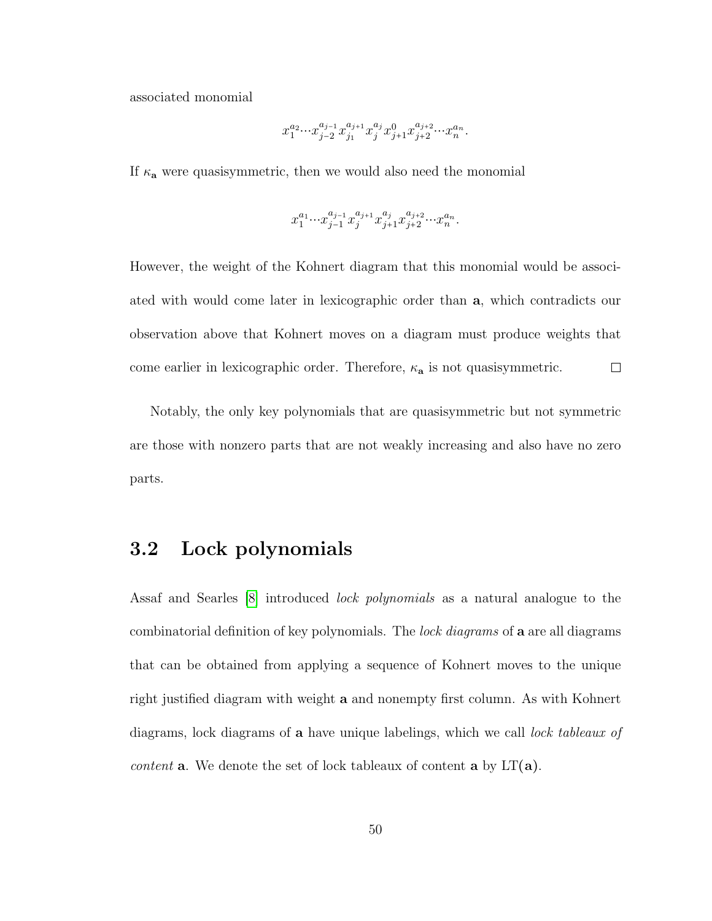associated monomial

$$x_1^{a_2} \cdots x_{j-2}^{a_{j-1}} x_{j_1}^{a_{j+1}} x_j^{a_j} x_{j+1}^{0} x_{j+2}^{a_{j+2}} \cdots x_n^{a_n}.$$

If $\kappa_{\mathbf{a}}$ were quasisymmetric, then we would also need the monomial

$$x_1^{a_1} \cdots x_{j-1}^{a_{j-1}} x_j^{a_{j+1}} x_{j+1}^{a_j} x_{j+2}^{a_{j+2}} \cdots x_n^{a_n}.$$

However, the weight of the Kohnert diagram that this monomial would be associated with would come later in lexicographic order than $\mathbf{a}$, which contradicts our observation above that Kohnert moves on a diagram must produce weights that come earlier in lexicographic order. Therefore, $\kappa_{\mathbf{a}}$ is not quasisymmetric. □

Notably, the only key polynomials that are quasisymmetric but not symmetric are those with nonzero parts that are not weakly increasing and also have no zero parts.

## 3.2 Lock polynomials

Assaf and Searles [8] introduced *lock polynomials* as a natural analogue to the combinatorial definition of key polynomials. The *lock diagrams* of $\mathbf{a}$ are all diagrams that can be obtained from applying a sequence of Kohnert moves to the unique right justified diagram with weight $\mathbf{a}$ and nonempty first column. As with Kohnert diagrams, lock diagrams of $\mathbf{a}$ have unique labelings, which we call *lock tableaux of content* $\mathbf{a}$. We denote the set of lock tableaux of content $\mathbf{a}$ by $\mathrm{LT}(\mathbf{a})$.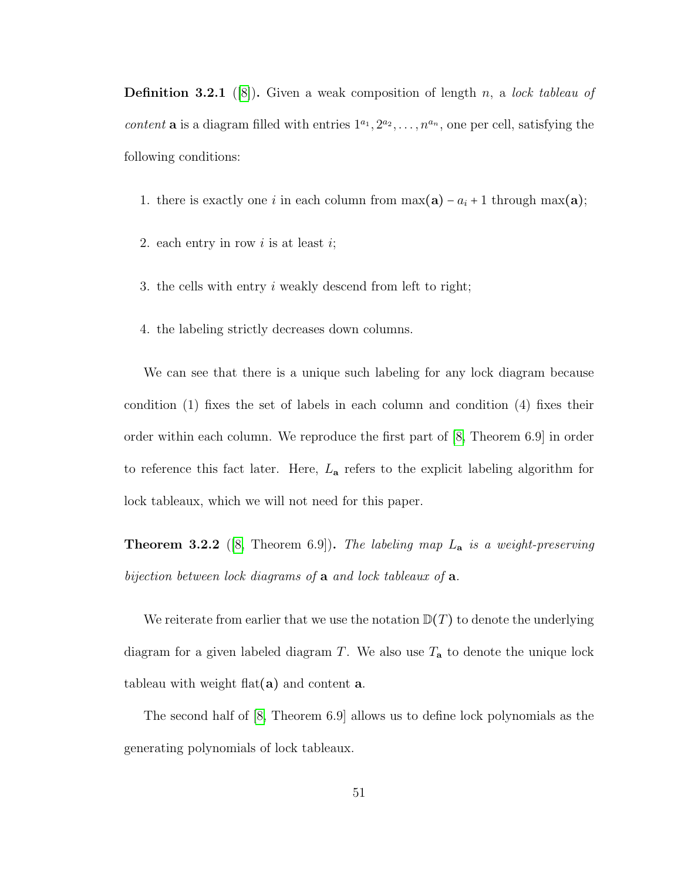**Definition 3.2.1** ([8]). Given a weak composition of length $n$, a *lock tableau of content* $\mathbf{a}$ is a diagram filled with entries $1^{a_1}, 2^{a_2}, \ldots, n^{a_n}$, one per cell, satisfying the following conditions:

1. there is exactly one $i$ in each column from $\max(\mathbf{a}) - a_i + 1$ through $\max(\mathbf{a})$;
2. each entry in row $i$ is at least $i$;
3. the cells with entry $i$ weakly descend from left to right;
4. the labeling strictly decreases down columns.

We can see that there is a unique such labeling for any lock diagram because condition (1) fixes the set of labels in each column and condition (4) fixes their order within each column. We reproduce the first part of [8, Theorem 6.9] in order to reference this fact later. Here, $L_{\mathbf{a}}$ refers to the explicit labeling algorithm for lock tableaux, which we will not need for this paper.

**Theorem 3.2.2** ([8, Theorem 6.9]). *The labeling map $L_{\mathbf{a}}$ is a weight-preserving bijection between lock diagrams of $\mathbf{a}$ and lock tableaux of $\mathbf{a}$.*

We reiterate from earlier that we use the notation $\mathbb{D}(T)$ to denote the underlying diagram for a given labeled diagram $T$. We also use $T_{\mathbf{a}}$ to denote the unique lock tableau with weight $\text{flat}(\mathbf{a})$ and content $\mathbf{a}$.

The second half of [8, Theorem 6.9] allows us to define lock polynomials as the generating polynomials of lock tableaux.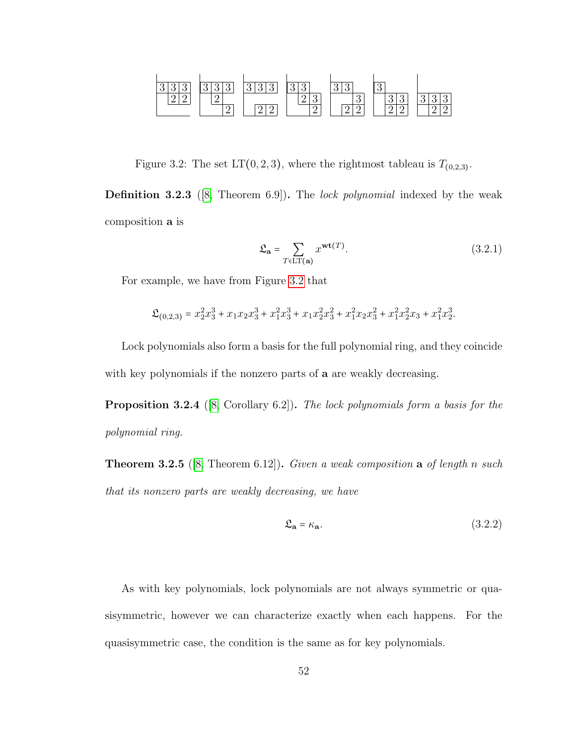Figure 3.2: The set $\mathrm{LT}(0,2,3)$, where the rightmost tableau is $T_{(0,2,3)}$.

**Definition 3.2.3** ([8, Theorem 6.9])**.** The *lock polynomial* indexed by the weak composition $\mathbf{a}$ is

$$\mathfrak{L}_{\mathbf{a}} = \sum_{T \in \mathrm{LT}(\mathbf{a})} x^{\mathbf{wt}(T)}. \tag{3.2.1}$$

For example, we have from Figure 3.2 that

$$\mathfrak{L}_{(0,2,3)} = x_2^2 x_3^3 + x_1 x_2 x_3^3 + x_1^2 x_3^3 + x_1 x_2^2 x_3^2 + x_1^2 x_2 x_3^2 + x_1^2 x_2^2 x_3 + x_1^2 x_2^3.$$

Lock polynomials also form a basis for the full polynomial ring, and they coincide with key polynomials if the nonzero parts of $\mathbf{a}$ are weakly decreasing.

**Proposition 3.2.4** ([8, Corollary 6.2])**.** *The lock polynomials form a basis for the polynomial ring.*

**Theorem 3.2.5** ([8, Theorem 6.12])**.** *Given a weak composition* $\mathbf{a}$ *of length* $n$ *such that its nonzero parts are weakly decreasing, we have*

$$\mathfrak{L}_{\mathbf{a}} = \kappa_{\mathbf{a}}. \tag{3.2.2}$$

As with key polynomials, lock polynomials are not always symmetric or quasisymmetric, however we can characterize exactly when each happens. For the quasisymmetric case, the condition is the same as for key polynomials.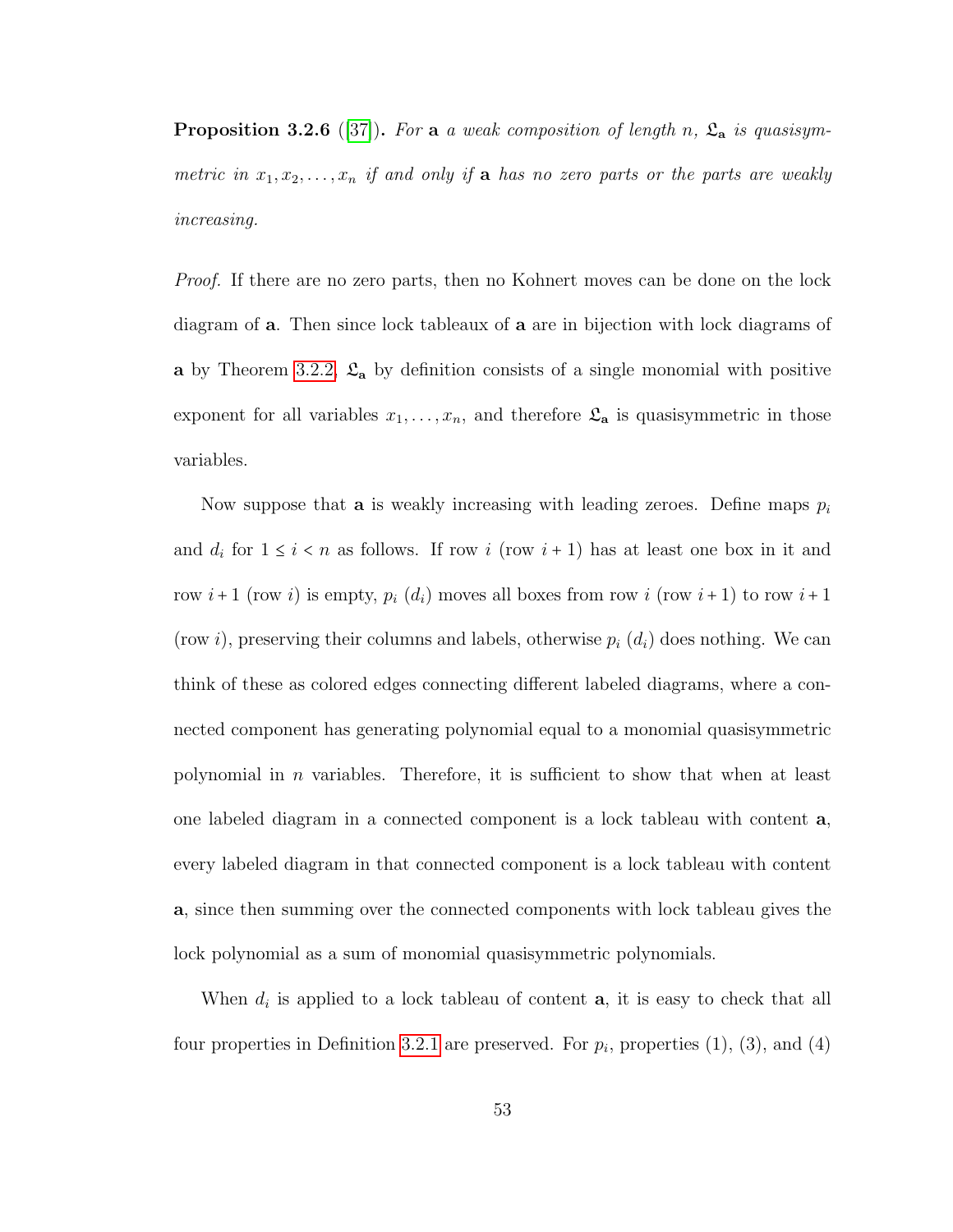**Proposition 3.2.6** ([37]). *For* $\mathbf{a}$ *a weak composition of length* $n$*,* $\mathfrak{L}_{\mathbf{a}}$ *is quasisymmetric in* $x_1, x_2, \ldots, x_n$ *if and only if* $\mathbf{a}$ *has no zero parts or the parts are weakly increasing.*

*Proof.* If there are no zero parts, then no Kohnert moves can be done on the lock diagram of $\mathbf{a}$. Then since lock tableaux of $\mathbf{a}$ are in bijection with lock diagrams of $\mathbf{a}$ by Theorem 3.2.2, $\mathfrak{L}_{\mathbf{a}}$ by definition consists of a single monomial with positive exponent for all variables $x_1, \ldots, x_n$, and therefore $\mathfrak{L}_{\mathbf{a}}$ is quasisymmetric in those variables.

Now suppose that $\mathbf{a}$ is weakly increasing with leading zeroes. Define maps $p_i$ and $d_i$ for $1 \le i < n$ as follows. If row $i$ (row $i+1$) has at least one box in it and row $i+1$ (row $i$) is empty, $p_i$ ($d_i$) moves all boxes from row $i$ (row $i+1$) to row $i+1$ (row $i$), preserving their columns and labels, otherwise $p_i$ ($d_i$) does nothing. We can think of these as colored edges connecting different labeled diagrams, where a connected component has generating polynomial equal to a monomial quasisymmetric polynomial in $n$ variables. Therefore, it is sufficient to show that when at least one labeled diagram in a connected component is a lock tableau with content $\mathbf{a}$, every labeled diagram in that connected component is a lock tableau with content $\mathbf{a}$, since then summing over the connected components with lock tableau gives the lock polynomial as a sum of monomial quasisymmetric polynomials.

When $d_i$ is applied to a lock tableau of content $\mathbf{a}$, it is easy to check that all four properties in Definition 3.2.1 are preserved. For $p_i$, properties (1), (3), and (4)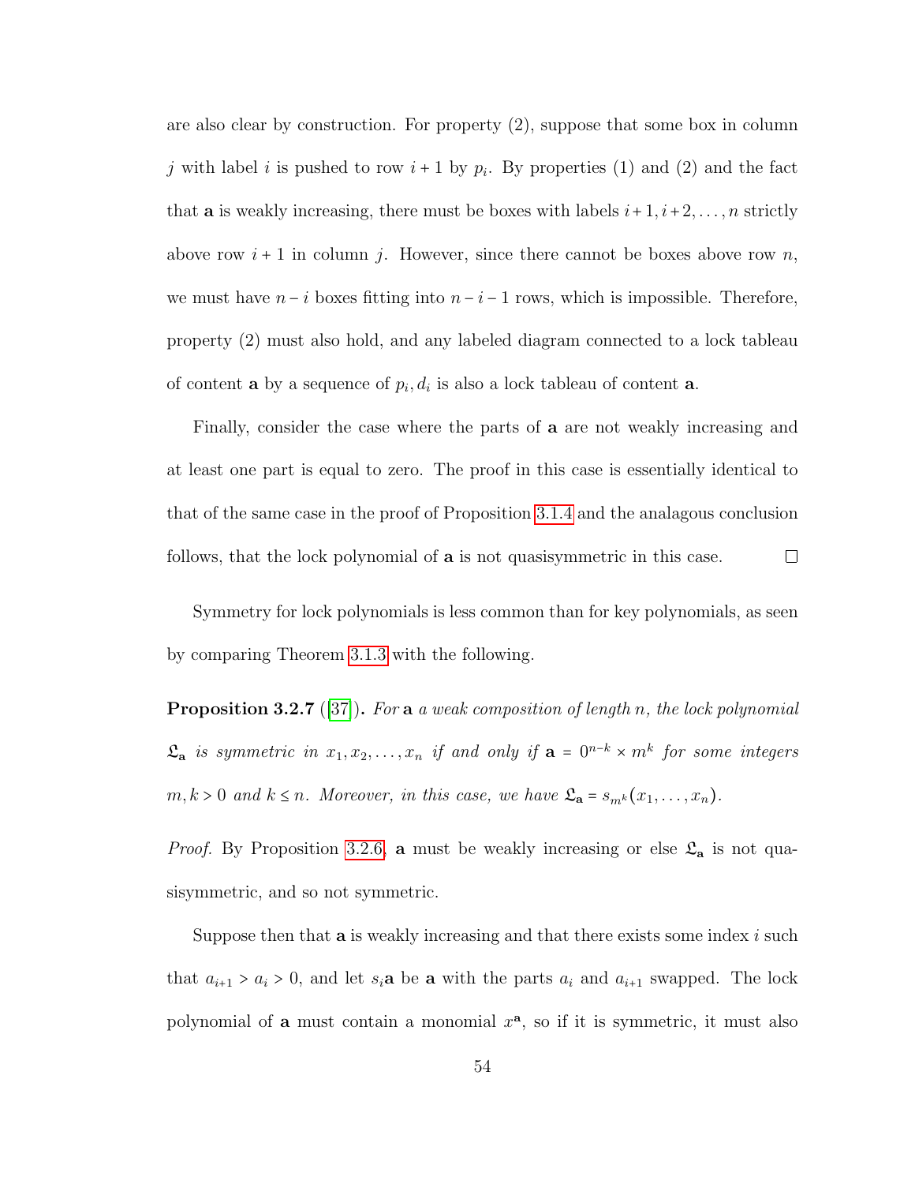are also clear by construction. For property (2), suppose that some box in column $j$ with label $i$ is pushed to row $i+1$ by $p_i$. By properties (1) and (2) and the fact that $\mathbf{a}$ is weakly increasing, there must be boxes with labels $i+1, i+2, \ldots, n$ strictly above row $i+1$ in column $j$. However, since there cannot be boxes above row $n$, we must have $n-i$ boxes fitting into $n-i-1$ rows, which is impossible. Therefore, property (2) must also hold, and any labeled diagram connected to a lock tableau of content $\mathbf{a}$ by a sequence of $p_i, d_i$ is also a lock tableau of content $\mathbf{a}$.

Finally, consider the case where the parts of $\mathbf{a}$ are not weakly increasing and at least one part is equal to zero. The proof in this case is essentially identical to that of the same case in the proof of Proposition 3.1.4 and the analagous conclusion follows, that the lock polynomial of $\mathbf{a}$ is not quasisymmetric in this case. □

Symmetry for lock polynomials is less common than for key polynomials, as seen by comparing Theorem 3.1.3 with the following.

**Proposition 3.2.7** ([37])**.** *For* $\mathbf{a}$ *a weak composition of length* $n$*, the lock polynomial* $\mathfrak{L}_{\mathbf{a}}$ *is symmetric in* $x_1, x_2, \ldots, x_n$ *if and only if* $\mathbf{a} = 0^{n-k} \times m^k$ *for some integers* $m, k > 0$ *and* $k \leq n$*. Moreover, in this case, we have* $\mathfrak{L}_{\mathbf{a}} = s_{m^k}(x_1, \ldots, x_n)$*.*

*Proof.* By Proposition 3.2.6, $\mathbf{a}$ must be weakly increasing or else $\mathfrak{L}_{\mathbf{a}}$ is not quasisymmetric, and so not symmetric.

Suppose then that $\mathbf{a}$ is weakly increasing and that there exists some index $i$ such that $a_{i+1} > a_i > 0$, and let $s_i\mathbf{a}$ be $\mathbf{a}$ with the parts $a_i$ and $a_{i+1}$ swapped. The lock polynomial of $\mathbf{a}$ must contain a monomial $x^{\mathbf{a}}$, so if it is symmetric, it must also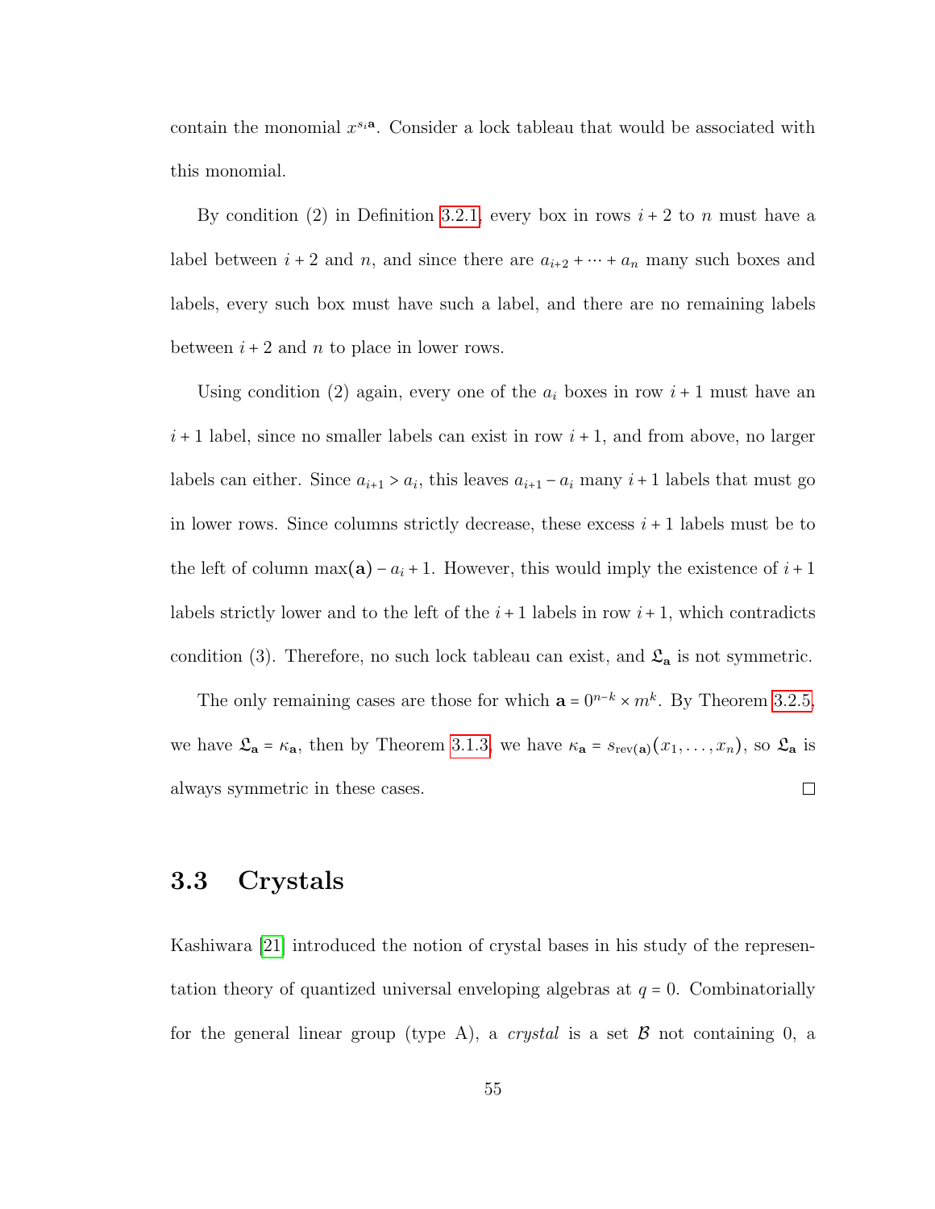contain the monomial $x^{s_i \mathbf{a}}$. Consider a lock tableau that would be associated with this monomial.

By condition (2) in Definition 3.2.1, every box in rows $i+2$ to $n$ must have a label between $i+2$ and $n$, and since there are $a_{i+2} + \cdots + a_n$ many such boxes and labels, every such box must have such a label, and there are no remaining labels between $i+2$ and $n$ to place in lower rows.

Using condition (2) again, every one of the $a_i$ boxes in row $i+1$ must have an $i+1$ label, since no smaller labels can exist in row $i+1$, and from above, no larger labels can either. Since $a_{i+1} > a_i$, this leaves $a_{i+1} - a_i$ many $i+1$ labels that must go in lower rows. Since columns strictly decrease, these excess $i+1$ labels must be to the left of column $\max(\mathbf{a}) - a_i + 1$. However, this would imply the existence of $i+1$ labels strictly lower and to the left of the $i+1$ labels in row $i+1$, which contradicts condition (3). Therefore, no such lock tableau can exist, and $\mathfrak{L}_{\mathbf{a}}$ is not symmetric.

The only remaining cases are those for which $\mathbf{a} = 0^{n-k} \times m^k$. By Theorem 3.2.5, we have $\mathfrak{L}_{\mathbf{a}} = \kappa_{\mathbf{a}}$, then by Theorem 3.1.3, we have $\kappa_{\mathbf{a}} = s_{\mathrm{rev}(\mathbf{a})}(x_1, \ldots, x_n)$, so $\mathfrak{L}_{\mathbf{a}}$ is always symmetric in these cases. □

## 3.3 Crystals

Kashiwara [21] introduced the notion of crystal bases in his study of the representation theory of quantized universal enveloping algebras at $q = 0$. Combinatorially for the general linear group (type A), a *crystal* is a set $\mathcal{B}$ not containing 0, a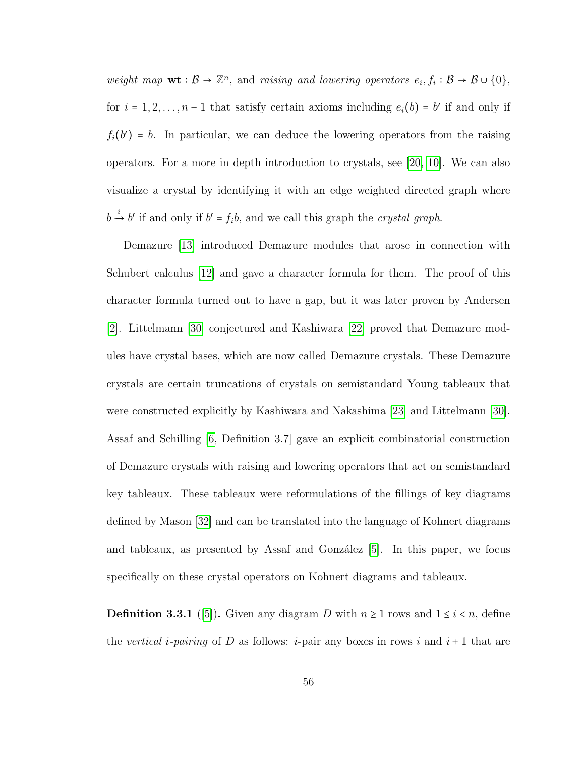*weight map* $\mathbf{wt} : \mathcal{B} \to \mathbb{Z}^n$, and *raising and lowering operators* $e_i, f_i : \mathcal{B} \to \mathcal{B} \cup \{0\}$, for $i = 1, 2, \ldots, n-1$ that satisfy certain axioms including $e_i(b) = b'$ if and only if $f_i(b') = b$. In particular, we can deduce the lowering operators from the raising operators. For a more in depth introduction to crystals, see [20, 10]. We can also visualize a crystal by identifying it with an edge weighted directed graph where $b \xrightarrow{i} b'$ if and only if $b' = f_i b$, and we call this graph the *crystal graph*.

Demazure [13] introduced Demazure modules that arose in connection with Schubert calculus [12] and gave a character formula for them. The proof of this character formula turned out to have a gap, but it was later proven by Andersen [2]. Littelmann [30] conjectured and Kashiwara [22] proved that Demazure modules have crystal bases, which are now called Demazure crystals. These Demazure crystals are certain truncations of crystals on semistandard Young tableaux that were constructed explicitly by Kashiwara and Nakashima [23] and Littelmann [30]. Assaf and Schilling [6, Definition 3.7] gave an explicit combinatorial construction of Demazure crystals with raising and lowering operators that act on semistandard key tableaux. These tableaux were reformulations of the fillings of key diagrams defined by Mason [32] and can be translated into the language of Kohnert diagrams and tableaux, as presented by Assaf and González [5]. In this paper, we focus specifically on these crystal operators on Kohnert diagrams and tableaux.

**Definition 3.3.1** ([5])**.** Given any diagram $D$ with $n \geq 1$ rows and $1 \leq i < n$, define the *vertical i-pairing* of $D$ as follows: $i$-pair any boxes in rows $i$ and $i+1$ that are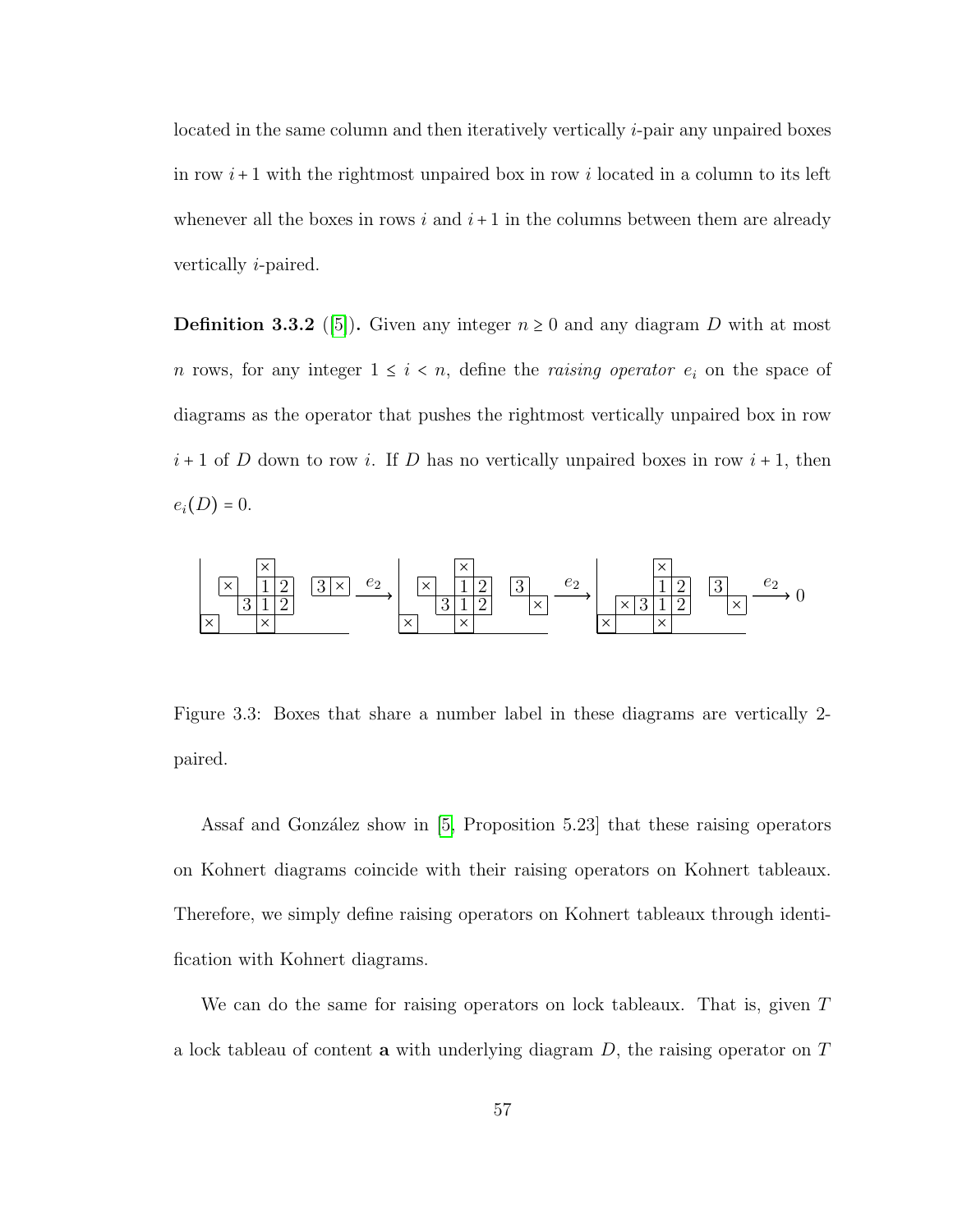located in the same column and then iteratively vertically $i$-pair any unpaired boxes in row $i+1$ with the rightmost unpaired box in row $i$ located in a column to its left whenever all the boxes in rows $i$ and $i+1$ in the columns between them are already vertically $i$-paired.

**Definition 3.3.2** ([5]). Given any integer $n \geq 0$ and any diagram $D$ with at most $n$ rows, for any integer $1 \leq i < n$, define the *raising operator* $e_i$ on the space of diagrams as the operator that pushes the rightmost vertically unpaired box in row $i+1$ of $D$ down to row $i$. If $D$ has no vertically unpaired boxes in row $i+1$, then $e_i(D) = 0$.

Figure 3.3: Boxes that share a number label in these diagrams are vertically 2-paired.

Assaf and González show in [5, Proposition 5.23] that these raising operators on Kohnert diagrams coincide with their raising operators on Kohnert tableaux. Therefore, we simply define raising operators on Kohnert tableaux through identification with Kohnert diagrams.

We can do the same for raising operators on lock tableaux. That is, given $T$ a lock tableau of content $\mathbf{a}$ with underlying diagram $D$, the raising operator on $T$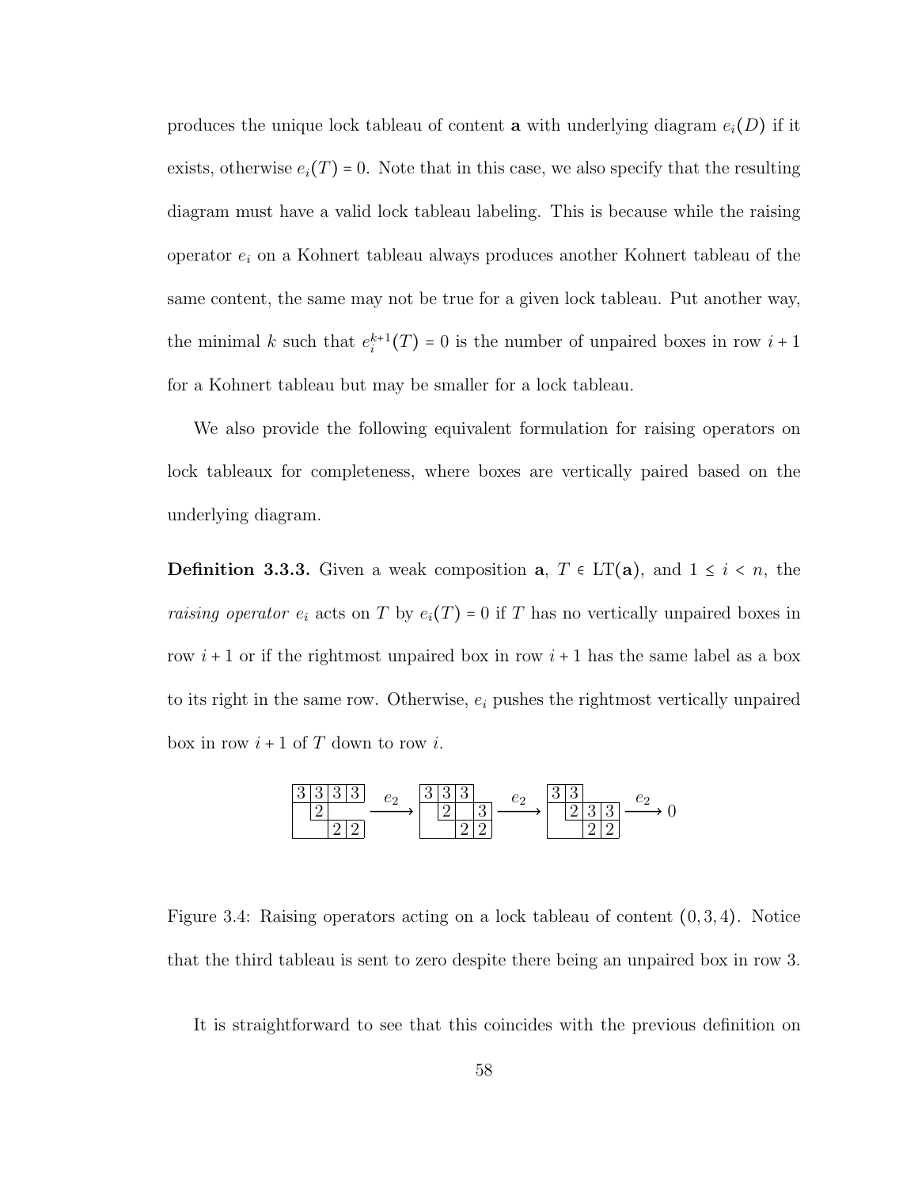produces the unique lock tableau of content $\mathbf{a}$ with underlying diagram $e_i(D)$ if it exists, otherwise $e_i(T) = 0$. Note that in this case, we also specify that the resulting diagram must have a valid lock tableau labeling. This is because while the raising operator $e_i$ on a Kohnert tableau always produces another Kohnert tableau of the same content, the same may not be true for a given lock tableau. Put another way, the minimal $k$ such that $e_i^{k+1}(T) = 0$ is the number of unpaired boxes in row $i+1$ for a Kohnert tableau but may be smaller for a lock tableau.

We also provide the following equivalent formulation for raising operators on lock tableaux for completeness, where boxes are vertically paired based on the underlying diagram.

**Definition 3.3.3.** Given a weak composition $\mathbf{a}$, $T \in \mathrm{LT}(\mathbf{a})$, and $1 \leq i < n$, the *raising operator* $e_i$ acts on $T$ by $e_i(T) = 0$ if $T$ has no vertically unpaired boxes in row $i+1$ or if the rightmost unpaired box in row $i+1$ has the same label as a box to its right in the same row. Otherwise, $e_i$ pushes the rightmost vertically unpaired box in row $i+1$ of $T$ down to row $i$.

Figure 3.4: Raising operators acting on a lock tableau of content $(0, 3, 4)$. Notice that the third tableau is sent to zero despite there being an unpaired box in row 3.

It is straightforward to see that this coincides with the previous definition on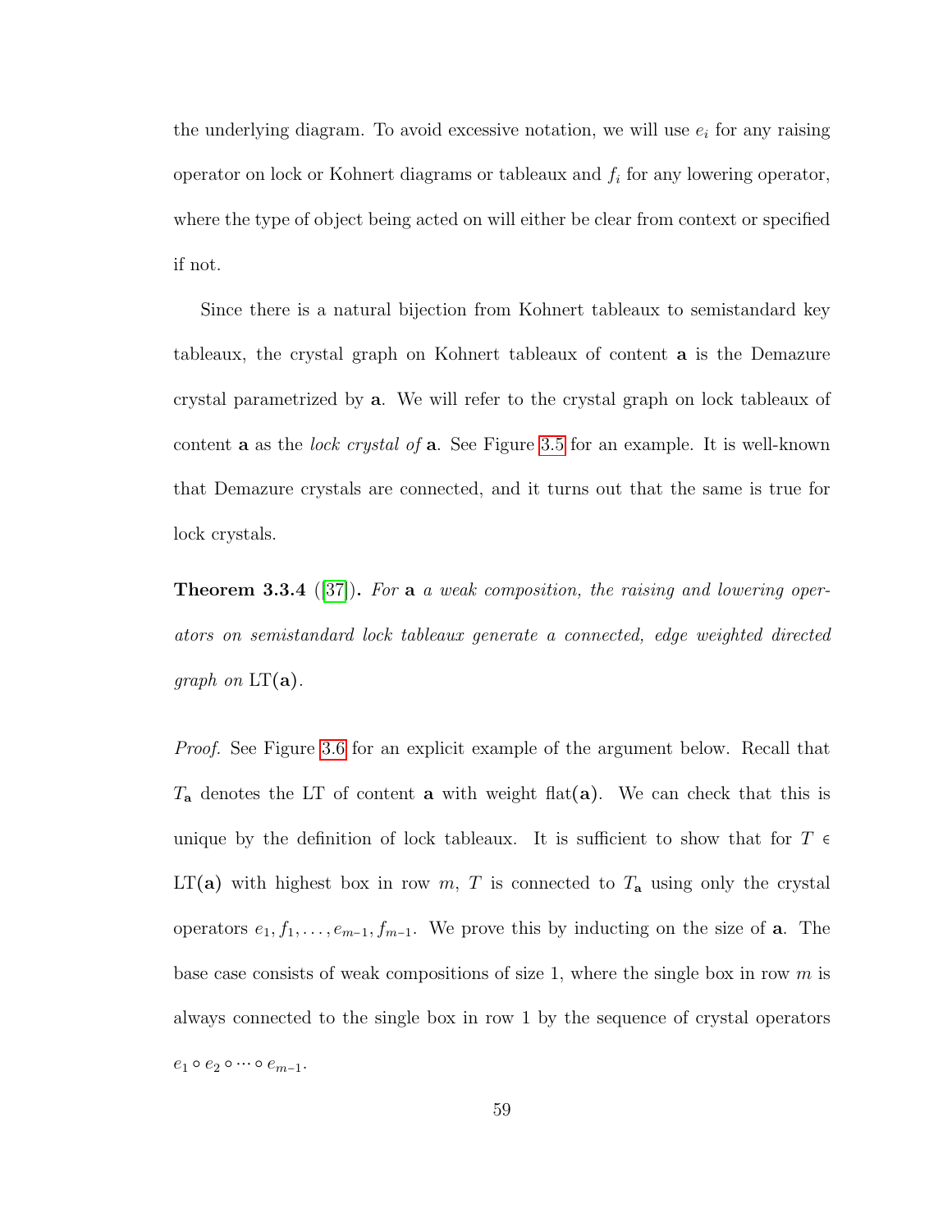the underlying diagram. To avoid excessive notation, we will use $e_i$ for any raising operator on lock or Kohnert diagrams or tableaux and $f_i$ for any lowering operator, where the type of object being acted on will either be clear from context or specified if not.

Since there is a natural bijection from Kohnert tableaux to semistandard key tableaux, the crystal graph on Kohnert tableaux of content $\mathbf{a}$ is the Demazure crystal parametrized by $\mathbf{a}$. We will refer to the crystal graph on lock tableaux of content $\mathbf{a}$ as the *lock crystal of* $\mathbf{a}$. See Figure 3.5 for an example. It is well-known that Demazure crystals are connected, and it turns out that the same is true for lock crystals.

**Theorem 3.3.4** ([37]). *For $\mathbf{a}$ a weak composition, the raising and lowering operators on semistandard lock tableaux generate a connected, edge weighted directed graph on $\mathrm{LT}(\mathbf{a})$.*

*Proof.* See Figure 3.6 for an explicit example of the argument below. Recall that $T_{\mathbf{a}}$ denotes the LT of content $\mathbf{a}$ with weight $\mathrm{flat}(\mathbf{a})$. We can check that this is unique by the definition of lock tableaux. It is sufficient to show that for $T \in \mathrm{LT}(\mathbf{a})$ with highest box in row $m$, $T$ is connected to $T_{\mathbf{a}}$ using only the crystal operators $e_1, f_1, \ldots, e_{m-1}, f_{m-1}$. We prove this by inducting on the size of $\mathbf{a}$. The base case consists of weak compositions of size 1, where the single box in row $m$ is always connected to the single box in row 1 by the sequence of crystal operators $e_1 \circ e_2 \circ \cdots \circ e_{m-1}$.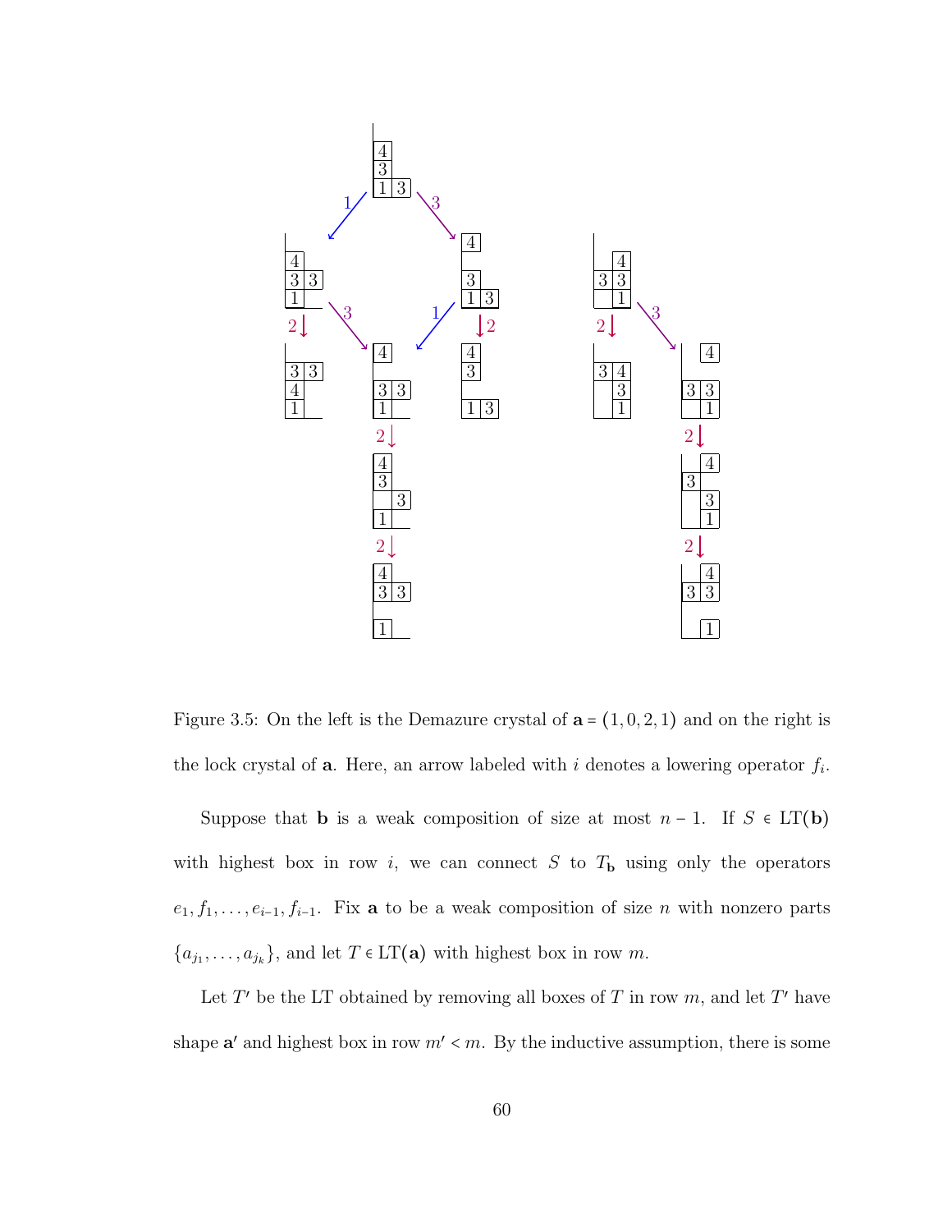Figure 3.5: On the left is the Demazure crystal of $\mathbf{a} = (1, 0, 2, 1)$ and on the right is the lock crystal of $\mathbf{a}$. Here, an arrow labeled with $i$ denotes a lowering operator $f_i$.

Suppose that $\mathbf{b}$ is a weak composition of size at most $n - 1$. If $S \in \mathrm{LT}(\mathbf{b})$ with highest box in row $i$, we can connect $S$ to $T_{\mathbf{b}}$ using only the operators $e_1, f_1, \ldots, e_{i-1}, f_{i-1}$. Fix $\mathbf{a}$ to be a weak composition of size $n$ with nonzero parts $\{a_{j_1}, \ldots, a_{j_k}\}$, and let $T \in \mathrm{LT}(\mathbf{a})$ with highest box in row $m$.

Let $T'$ be the LT obtained by removing all boxes of $T$ in row $m$, and let $T'$ have shape $\mathbf{a}'$ and highest box in row $m' < m$. By the inductive assumption, there is some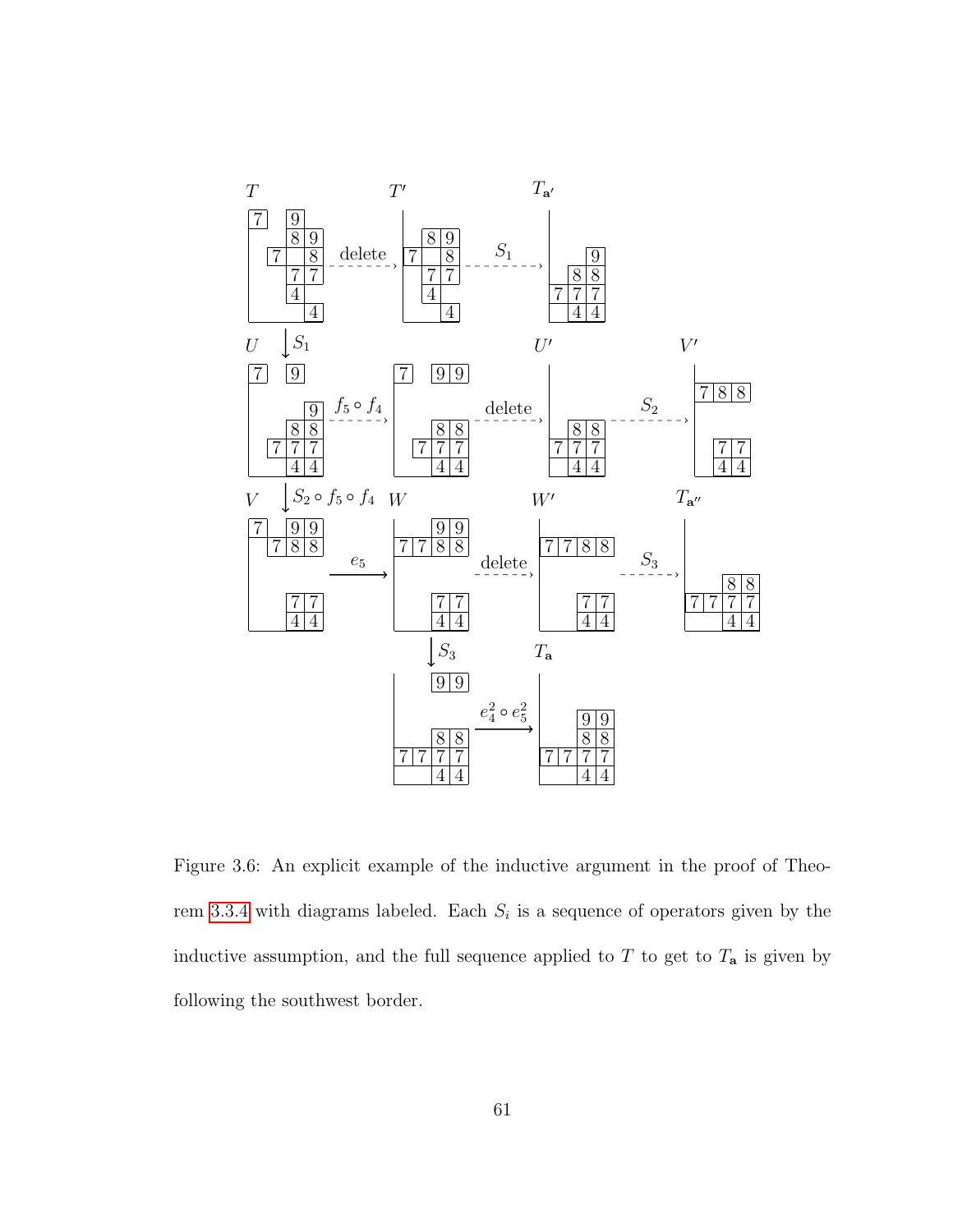Figure 3.6: An explicit example of the inductive argument in the proof of Theorem 3.3.4 with diagrams labeled. Each $S_i$ is a sequence of operators given by the inductive assumption, and the full sequence applied to $T$ to get to $T_{\mathbf{a}}$ is given by following the southwest border.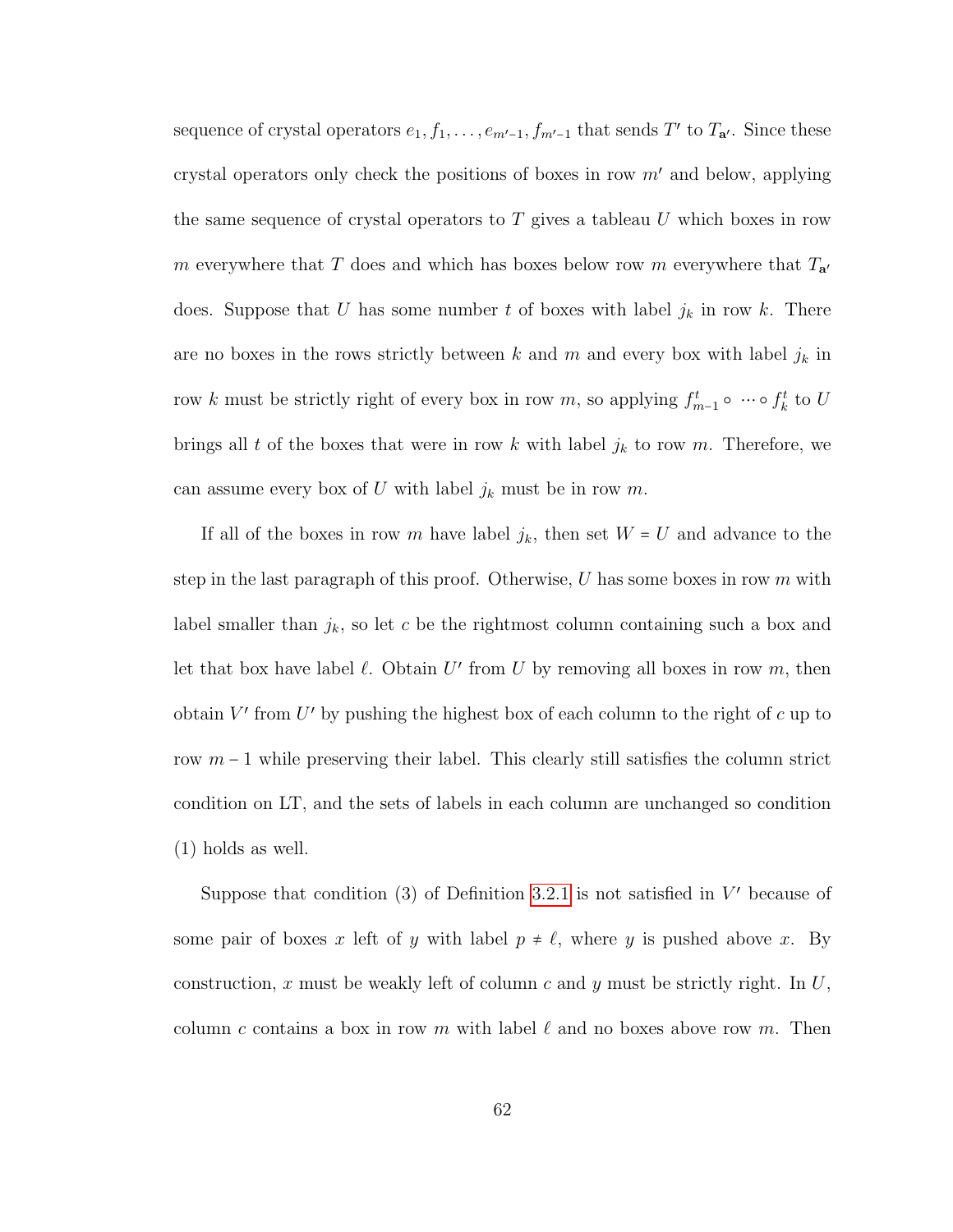sequence of crystal operators $e_1, f_1, \ldots, e_{m'-1}, f_{m'-1}$ that sends $T'$ to $T_{\mathbf{a}'}$. Since these crystal operators only check the positions of boxes in row $m'$ and below, applying the same sequence of crystal operators to $T$ gives a tableau $U$ which boxes in row $m$ everywhere that $T$ does and which has boxes below row $m$ everywhere that $T_{\mathbf{a}'}$ does. Suppose that $U$ has some number $t$ of boxes with label $j_k$ in row $k$. There are no boxes in the rows strictly between $k$ and $m$ and every box with label $j_k$ in row $k$ must be strictly right of every box in row $m$, so applying $f_{m-1}^t \circ \cdots \circ f_k^t$ to $U$ brings all $t$ of the boxes that were in row $k$ with label $j_k$ to row $m$. Therefore, we can assume every box of $U$ with label $j_k$ must be in row $m$.

If all of the boxes in row $m$ have label $j_k$, then set $W = U$ and advance to the step in the last paragraph of this proof. Otherwise, $U$ has some boxes in row $m$ with label smaller than $j_k$, so let $c$ be the rightmost column containing such a box and let that box have label $\ell$. Obtain $U'$ from $U$ by removing all boxes in row $m$, then obtain $V'$ from $U'$ by pushing the highest box of each column to the right of $c$ up to row $m-1$ while preserving their label. This clearly still satisfies the column strict condition on LT, and the sets of labels in each column are unchanged so condition (1) holds as well.

Suppose that condition (3) of Definition 3.2.1 is not satisfied in $V'$ because of some pair of boxes $x$ left of $y$ with label $p \neq \ell$, where $y$ is pushed above $x$. By construction, $x$ must be weakly left of column $c$ and $y$ must be strictly right. In $U$, column $c$ contains a box in row $m$ with label $\ell$ and no boxes above row $m$. Then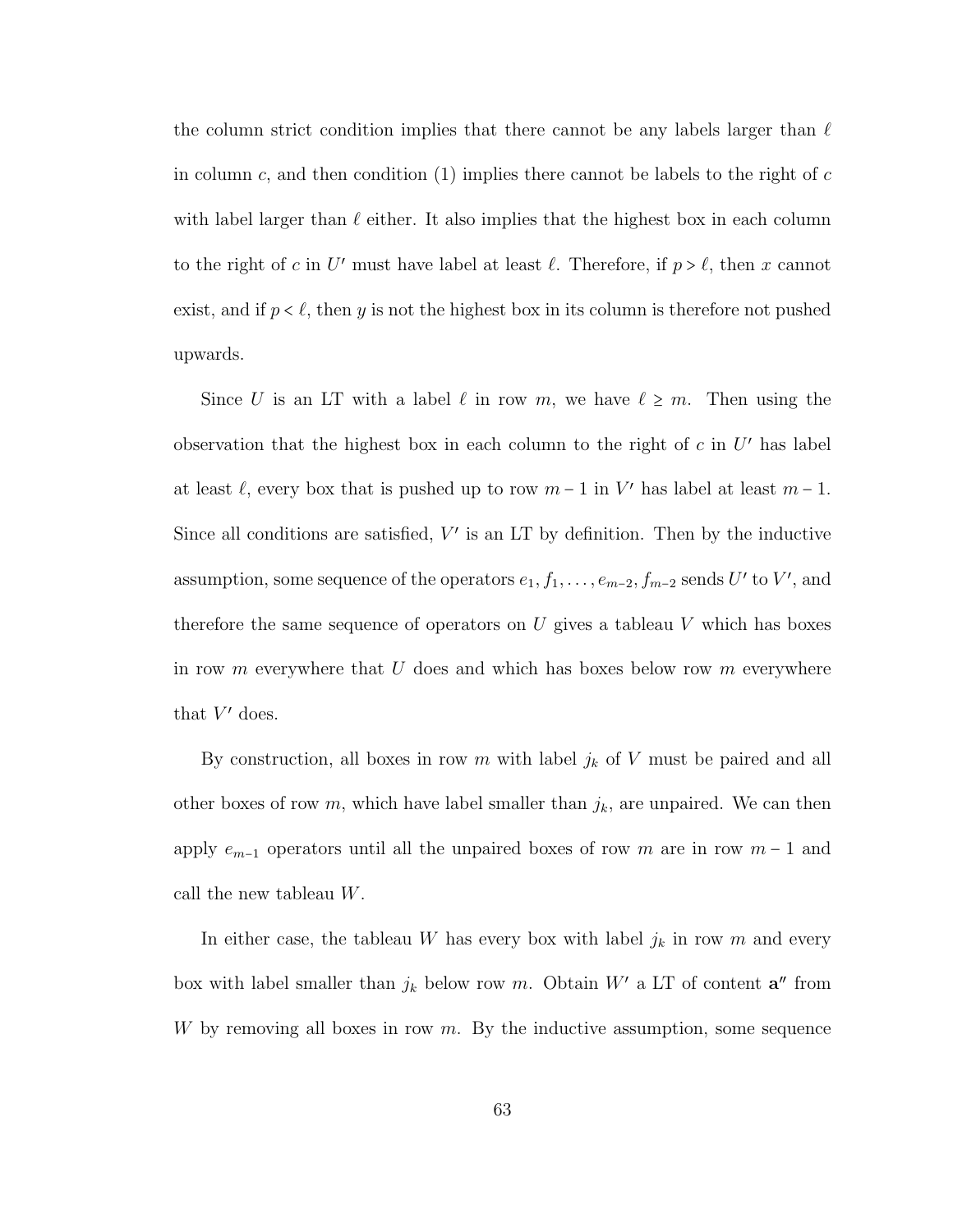the column strict condition implies that there cannot be any labels larger than $\ell$ in column $c$, and then condition (1) implies there cannot be labels to the right of $c$ with label larger than $\ell$ either. It also implies that the highest box in each column to the right of $c$ in $U'$ must have label at least $\ell$. Therefore, if $p > \ell$, then $x$ cannot exist, and if $p < \ell$, then $y$ is not the highest box in its column is therefore not pushed upwards.

Since $U$ is an LT with a label $\ell$ in row $m$, we have $\ell \geq m$. Then using the observation that the highest box in each column to the right of $c$ in $U'$ has label at least $\ell$, every box that is pushed up to row $m-1$ in $V'$ has label at least $m-1$. Since all conditions are satisfied, $V'$ is an LT by definition. Then by the inductive assumption, some sequence of the operators $e_1, f_1, \ldots, e_{m-2}, f_{m-2}$ sends $U'$ to $V'$, and therefore the same sequence of operators on $U$ gives a tableau $V$ which has boxes in row $m$ everywhere that $U$ does and which has boxes below row $m$ everywhere that $V'$ does.

By construction, all boxes in row $m$ with label $j_k$ of $V$ must be paired and all other boxes of row $m$, which have label smaller than $j_k$, are unpaired. We can then apply $e_{m-1}$ operators until all the unpaired boxes of row $m$ are in row $m-1$ and call the new tableau $W$.

In either case, the tableau $W$ has every box with label $j_k$ in row $m$ and every box with label smaller than $j_k$ below row $m$. Obtain $W'$ a LT of content $\mathbf{a}''$ from $W$ by removing all boxes in row $m$. By the inductive assumption, some sequence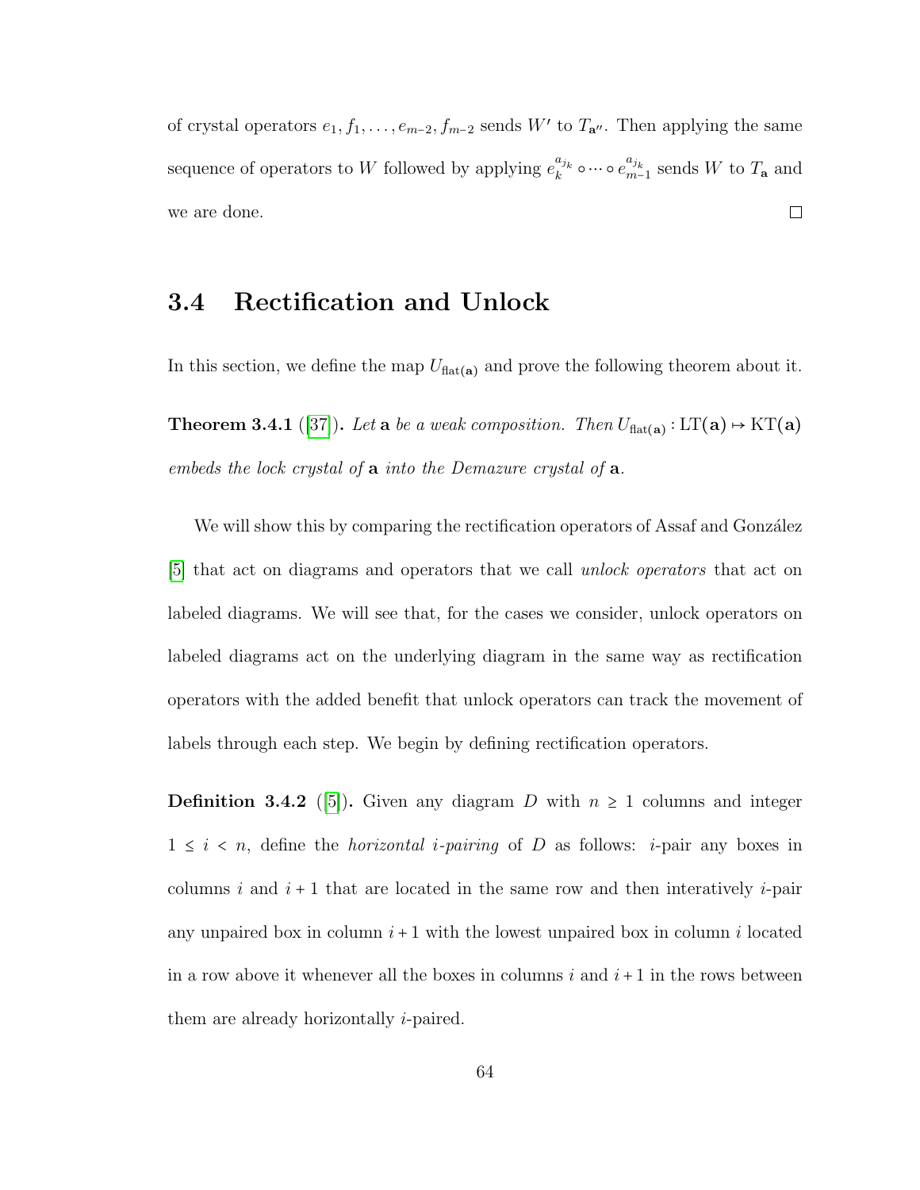of crystal operators $e_1, f_1, \ldots, e_{m-2}, f_{m-2}$ sends $W'$ to $T_{\mathbf{a}''}$. Then applying the same sequence of operators to $W$ followed by applying $e_k^{a_{j_k}} \circ \cdots \circ e_{m-1}^{a_{j_k}}$ sends $W$ to $T_{\mathbf{a}}$ and we are done. ∎

## 3.4 Rectification and Unlock

In this section, we define the map $U_{\text{flat}(\mathbf{a})}$ and prove the following theorem about it.

**Theorem 3.4.1** ([37]). *Let* $\mathbf{a}$ *be a weak composition. Then* $U_{\text{flat}(\mathbf{a})} : \text{LT}(\mathbf{a}) \mapsto \text{KT}(\mathbf{a})$ *embeds the lock crystal of* $\mathbf{a}$ *into the Demazure crystal of* $\mathbf{a}$.

We will show this by comparing the rectification operators of Assaf and González [5] that act on diagrams and operators that we call *unlock operators* that act on labeled diagrams. We will see that, for the cases we consider, unlock operators on labeled diagrams act on the underlying diagram in the same way as rectification operators with the added benefit that unlock operators can track the movement of labels through each step. We begin by defining rectification operators.

**Definition 3.4.2** ([5]). Given any diagram $D$ with $n \geq 1$ columns and integer $1 \leq i < n$, define the *horizontal i-pairing* of $D$ as follows: $i$-pair any boxes in columns $i$ and $i+1$ that are located in the same row and then interatively $i$-pair any unpaired box in column $i+1$ with the lowest unpaired box in column $i$ located in a row above it whenever all the boxes in columns $i$ and $i+1$ in the rows between them are already horizontally $i$-paired.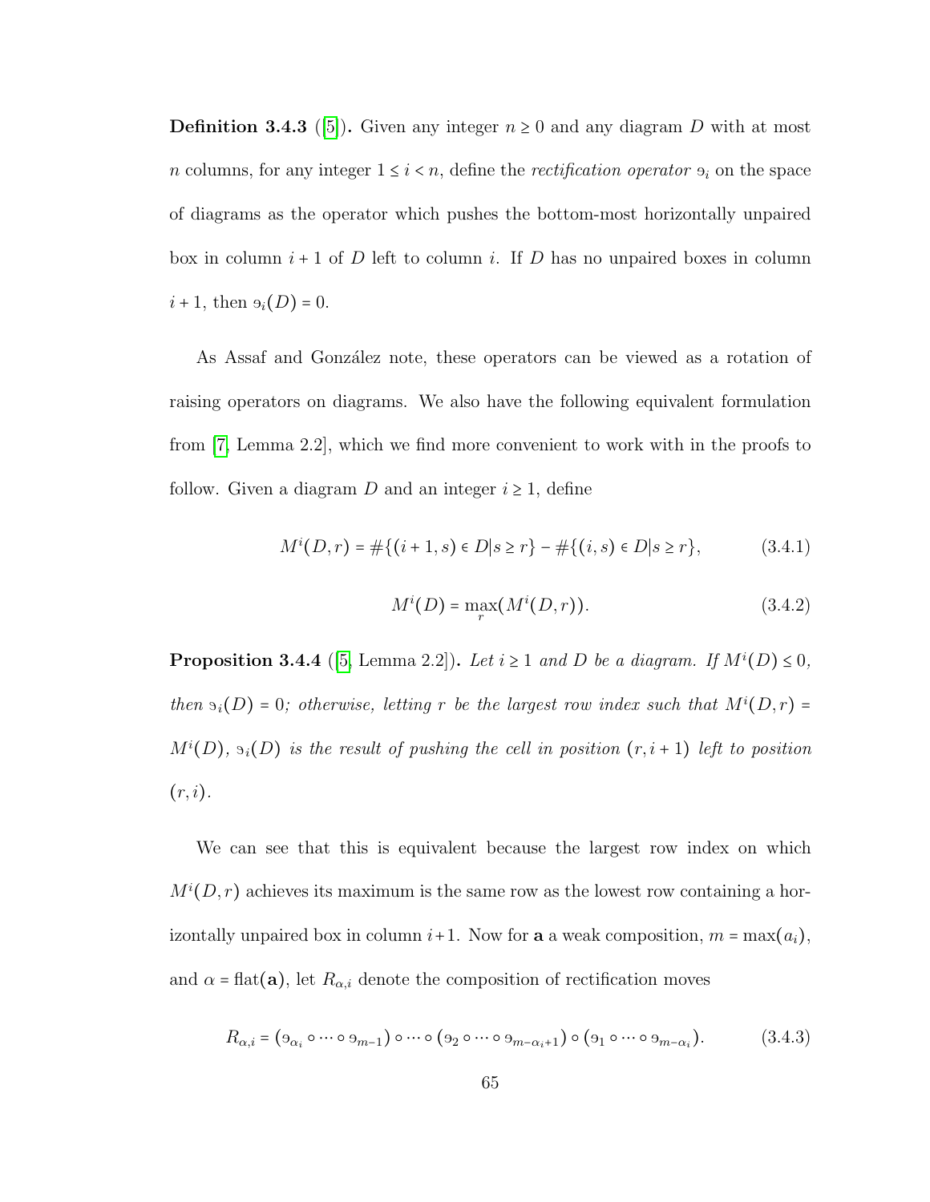**Definition 3.4.3** ([5])**.** Given any integer $n \geq 0$ and any diagram $D$ with at most $n$ columns, for any integer $1 \leq i < n$, define the *rectification operator* $\text{э}_i$ on the space of diagrams as the operator which pushes the bottom-most horizontally unpaired box in column $i+1$ of $D$ left to column $i$. If $D$ has no unpaired boxes in column $i+1$, then $\text{э}_i(D) = 0$.

As Assaf and González note, these operators can be viewed as a rotation of raising operators on diagrams. We also have the following equivalent formulation from [7, Lemma 2.2], which we find more convenient to work with in the proofs to follow. Given a diagram $D$ and an integer $i \geq 1$, define

$$M^i(D,r) = \#\{(i+1,s) \in D | s \geq r\} - \#\{(i,s) \in D | s \geq r\}, \tag{3.4.1}$$

$$M^i(D) = \max_r (M^i(D,r)). \tag{3.4.2}$$

**Proposition 3.4.4** ([5, Lemma 2.2])**.** *Let $i \geq 1$ and $D$ be a diagram. If $M^i(D) \leq 0$, then $\text{э}_i(D) = 0$; otherwise, letting $r$ be the largest row index such that $M^i(D,r) = M^i(D)$, $\text{э}_i(D)$ is the result of pushing the cell in position $(r, i+1)$ left to position $(r,i)$.*

We can see that this is equivalent because the largest row index on which $M^i(D,r)$ achieves its maximum is the same row as the lowest row containing a horizontally unpaired box in column $i+1$. Now for $\mathbf{a}$ a weak composition, $m = \max(a_i)$, and $\alpha = \text{flat}(\mathbf{a})$, let $R_{\alpha,i}$ denote the composition of rectification moves

$$R_{\alpha,i} = (\text{э}_{\alpha_i} \circ \cdots \circ \text{э}_{m-1}) \circ \cdots \circ (\text{э}_2 \circ \cdots \circ \text{э}_{m-\alpha_i+1}) \circ (\text{э}_1 \circ \cdots \circ \text{э}_{m-\alpha_i}). \tag{3.4.3}$$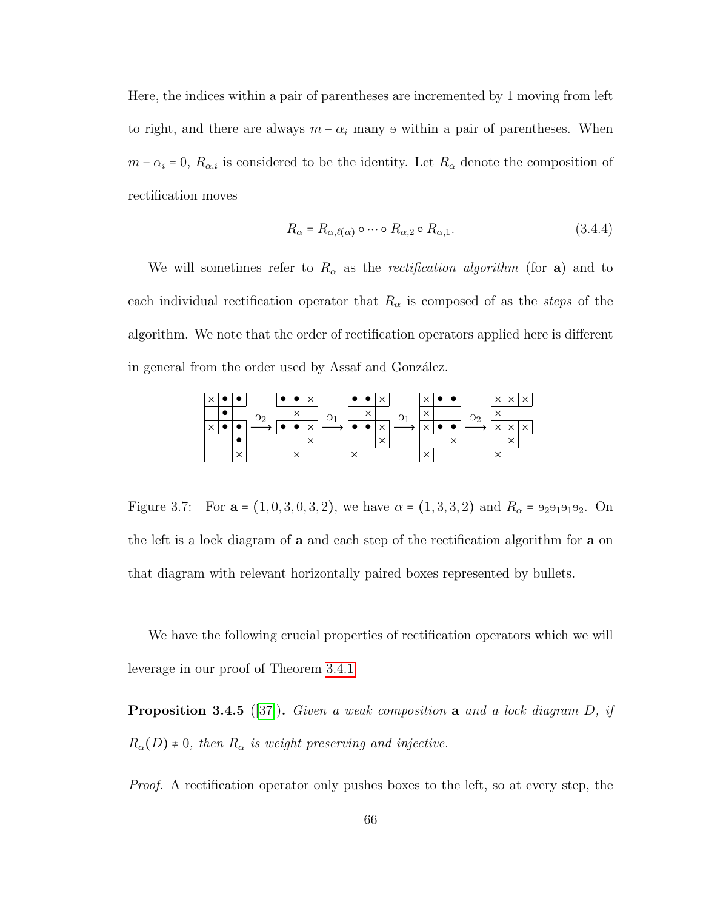Here, the indices within a pair of parentheses are incremented by 1 moving from left to right, and there are always $m - \alpha_i$ many $\partial$ within a pair of parentheses. When $m - \alpha_i = 0$, $R_{\alpha,i}$ is considered to be the identity. Let $R_\alpha$ denote the composition of rectification moves

$$R_\alpha = R_{\alpha,\ell(\alpha)} \circ \cdots \circ R_{\alpha,2} \circ R_{\alpha,1}. \tag{3.4.4}$$

We will sometimes refer to $R_\alpha$ as the *rectification algorithm* (for $\mathbf{a}$) and to each individual rectification operator that $R_\alpha$ is composed of as the *steps* of the algorithm. We note that the order of rectification operators applied here is different in general from the order used by Assaf and González.

Figure 3.7: For $\mathbf{a} = (1,0,3,0,3,2)$, we have $\alpha = (1,3,3,2)$ and $R_\alpha = \partial_2\partial_1\partial_1\partial_2$. On the left is a lock diagram of $\mathbf{a}$ and each step of the rectification algorithm for $\mathbf{a}$ on that diagram with relevant horizontally paired boxes represented by bullets.

We have the following crucial properties of rectification operators which we will leverage in our proof of Theorem 3.4.1.

**Proposition 3.4.5** ([37]). *Given a weak composition* $\mathbf{a}$ *and a lock diagram* $D$*, if* $R_\alpha(D) \neq 0$*, then* $R_\alpha$ *is weight preserving and injective.*

*Proof.* A rectification operator only pushes boxes to the left, so at every step, the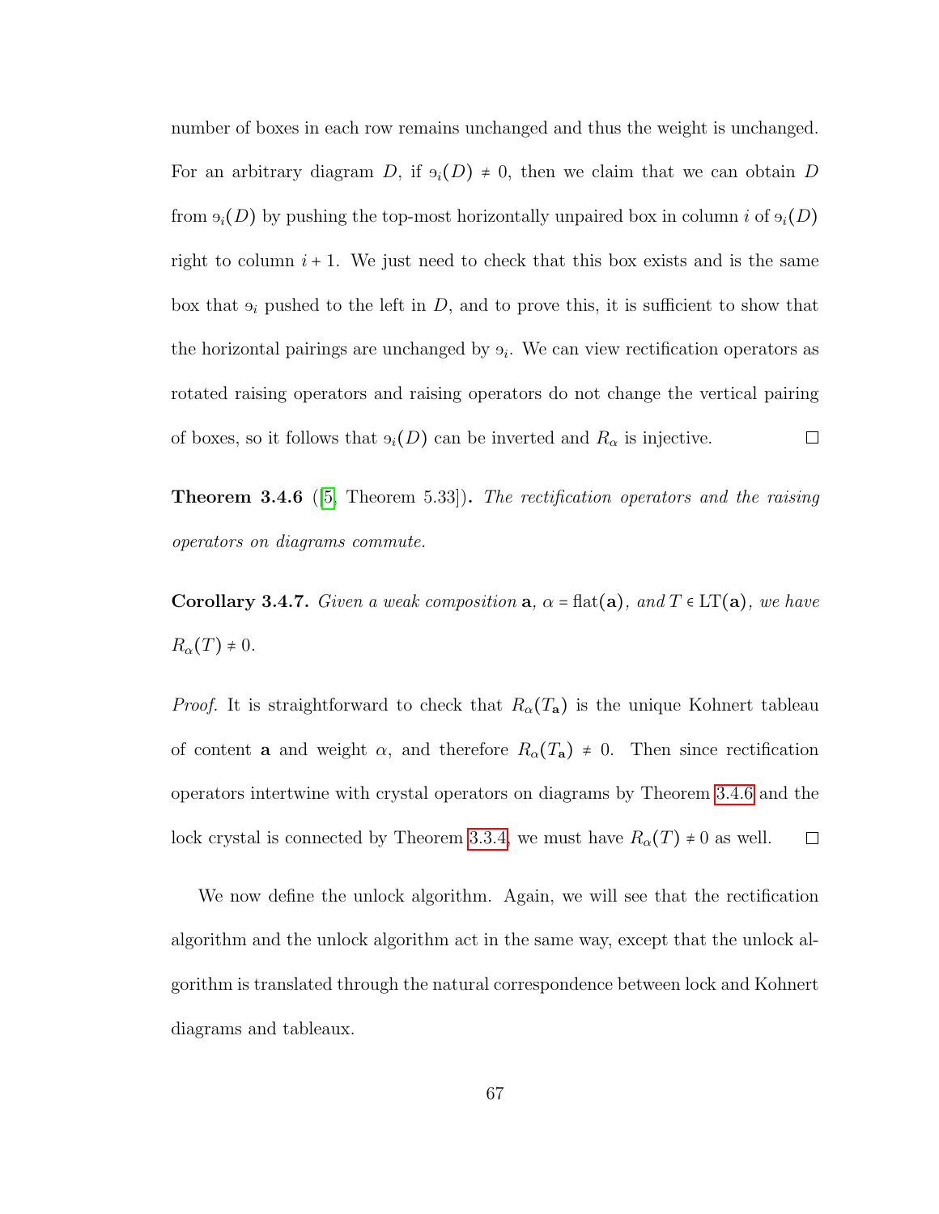number of boxes in each row remains unchanged and thus the weight is unchanged. For an arbitrary diagram $D$, if $\mathfrak{s}_i(D) \neq 0$, then we claim that we can obtain $D$ from $\mathfrak{s}_i(D)$ by pushing the top-most horizontally unpaired box in column $i$ of $\mathfrak{s}_i(D)$ right to column $i+1$. We just need to check that this box exists and is the same box that $\mathfrak{s}_i$ pushed to the left in $D$, and to prove this, it is sufficient to show that the horizontal pairings are unchanged by $\mathfrak{s}_i$. We can view rectification operators as rotated raising operators and raising operators do not change the vertical pairing of boxes, so it follows that $\mathfrak{s}_i(D)$ can be inverted and $R_\alpha$ is injective. □

**Theorem 3.4.6** ([5, Theorem 5.33]). *The rectification operators and the raising operators on diagrams commute.*

**Corollary 3.4.7.** *Given a weak composition* $\mathbf{a}$*,* $\alpha = \mathrm{flat}(\mathbf{a})$*, and* $T \in \mathrm{LT}(\mathbf{a})$*, we have* $R_\alpha(T) \neq 0$*.*

*Proof.* It is straightforward to check that $R_\alpha(T_\mathbf{a})$ is the unique Kohnert tableau of content $\mathbf{a}$ and weight $\alpha$, and therefore $R_\alpha(T_\mathbf{a}) \neq 0$. Then since rectification operators intertwine with crystal operators on diagrams by Theorem 3.4.6 and the lock crystal is connected by Theorem 3.3.4, we must have $R_\alpha(T) \neq 0$ as well. □

We now define the unlock algorithm. Again, we will see that the rectification algorithm and the unlock algorithm act in the same way, except that the unlock algorithm is translated through the natural correspondence between lock and Kohnert diagrams and tableaux.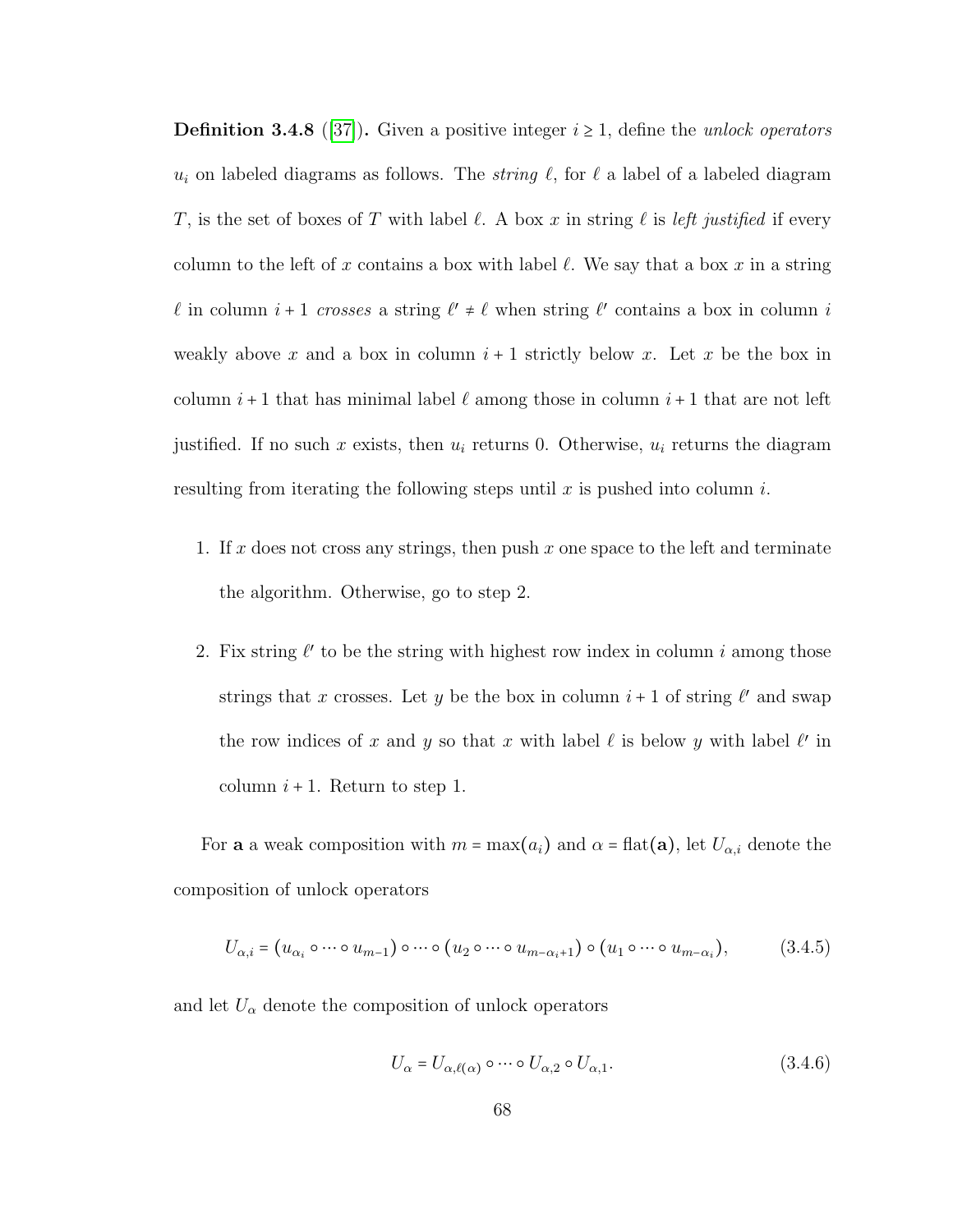**Definition 3.4.8** ([37])**.** Given a positive integer $i \geq 1$, define the *unlock operators* $u_i$ on labeled diagrams as follows. The *string* $\ell$, for $\ell$ a label of a labeled diagram $T$, is the set of boxes of $T$ with label $\ell$. A box $x$ in string $\ell$ is *left justified* if every column to the left of $x$ contains a box with label $\ell$. We say that a box $x$ in a string $\ell$ in column $i+1$ *crosses* a string $\ell' \neq \ell$ when string $\ell'$ contains a box in column $i$ weakly above $x$ and a box in column $i+1$ strictly below $x$. Let $x$ be the box in column $i+1$ that has minimal label $\ell$ among those in column $i+1$ that are not left justified. If no such $x$ exists, then $u_i$ returns 0. Otherwise, $u_i$ returns the diagram resulting from iterating the following steps until $x$ is pushed into column $i$.

1. If $x$ does not cross any strings, then push $x$ one space to the left and terminate the algorithm. Otherwise, go to step 2.
2. Fix string $\ell'$ to be the string with highest row index in column $i$ among those strings that $x$ crosses. Let $y$ be the box in column $i+1$ of string $\ell'$ and swap the row indices of $x$ and $y$ so that $x$ with label $\ell$ is below $y$ with label $\ell'$ in column $i+1$. Return to step 1.

For $\mathbf{a}$ a weak composition with $m = \max(a_i)$ and $\alpha = \mathrm{flat}(\mathbf{a})$, let $U_{\alpha,i}$ denote the composition of unlock operators

$$U_{\alpha,i} = (u_{\alpha_i} \circ \cdots \circ u_{m-1}) \circ \cdots \circ (u_2 \circ \cdots \circ u_{m-\alpha_i+1}) \circ (u_1 \circ \cdots \circ u_{m-\alpha_i}), \tag{3.4.5}$$

and let $U_\alpha$ denote the composition of unlock operators

$$U_\alpha = U_{\alpha,\ell(\alpha)} \circ \cdots \circ U_{\alpha,2} \circ U_{\alpha,1}. \tag{3.4.6}$$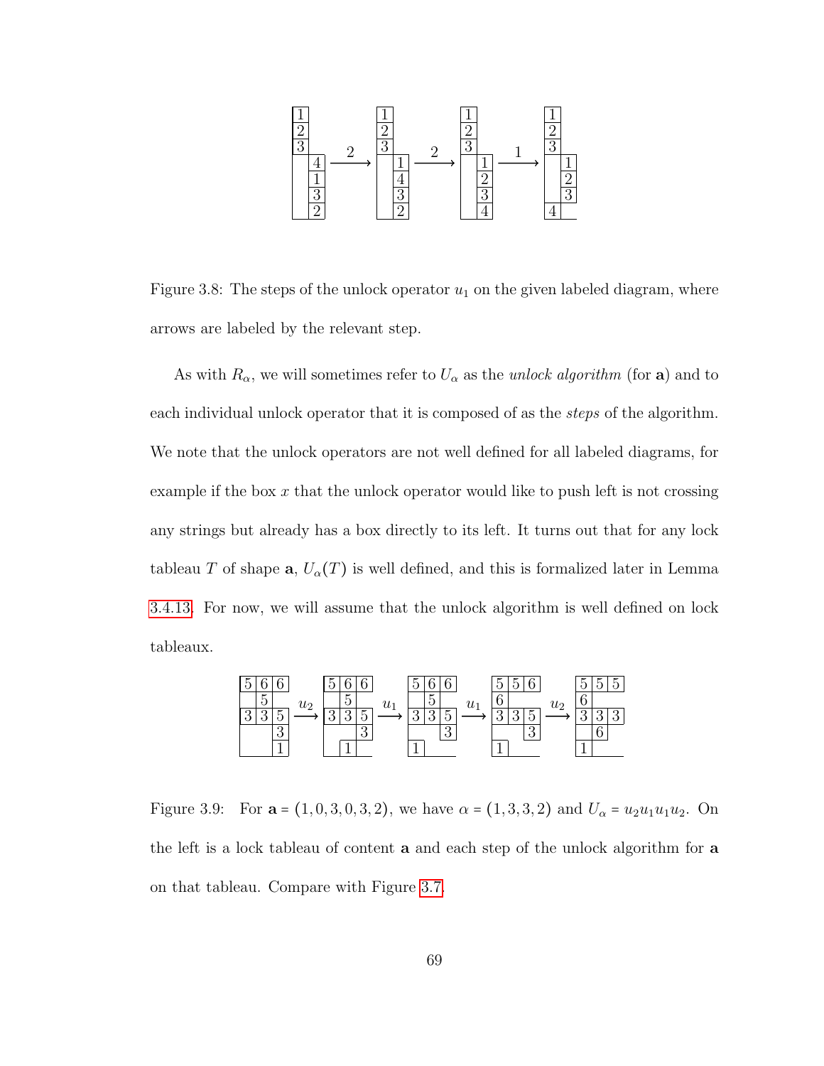Figure 3.8: The steps of the unlock operator $u_1$ on the given labeled diagram, where arrows are labeled by the relevant step.

As with $R_\alpha$, we will sometimes refer to $U_\alpha$ as the *unlock algorithm* (for $\mathbf{a}$) and to each individual unlock operator that it is composed of as the *steps* of the algorithm. We note that the unlock operators are not well defined for all labeled diagrams, for example if the box $x$ that the unlock operator would like to push left is not crossing any strings but already has a box directly to its left. It turns out that for any lock tableau $T$ of shape $\mathbf{a}$, $U_\alpha(T)$ is well defined, and this is formalized later in Lemma 3.4.13. For now, we will assume that the unlock algorithm is well defined on lock tableaux.

Figure 3.9: For $\mathbf{a} = (1,0,3,0,3,2)$, we have $\alpha = (1,3,3,2)$ and $U_\alpha = u_2 u_1 u_1 u_2$. On the left is a lock tableau of content $\mathbf{a}$ and each step of the unlock algorithm for $\mathbf{a}$ on that tableau. Compare with Figure 3.7.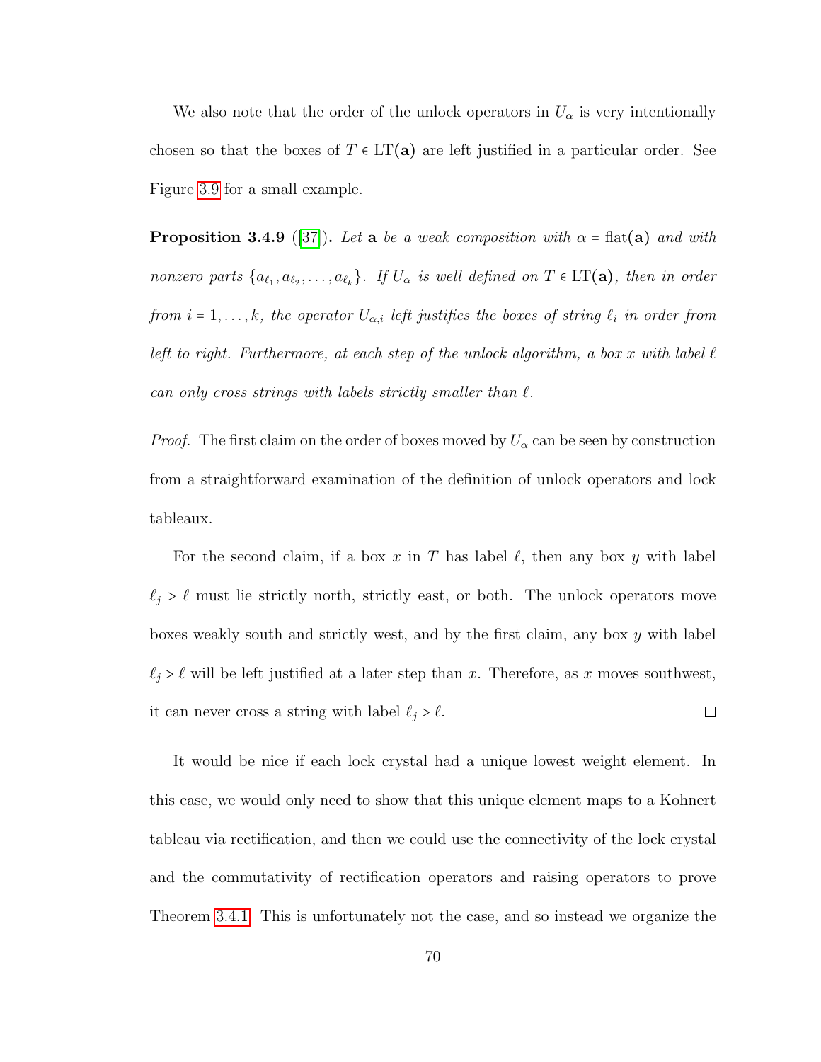We also note that the order of the unlock operators in $U_\alpha$ is very intentionally chosen so that the boxes of $T \in \mathrm{LT}(\mathbf{a})$ are left justified in a particular order. See Figure 3.9 for a small example.

**Proposition 3.4.9** ([37])**.** *Let* $\mathbf{a}$ *be a weak composition with* $\alpha = \mathrm{flat}(\mathbf{a})$ *and with nonzero parts* $\{a_{\ell_1}, a_{\ell_2}, \ldots, a_{\ell_k}\}$*. If* $U_\alpha$ *is well defined on* $T \in \mathrm{LT}(\mathbf{a})$*, then in order from* $i = 1, \ldots, k$*, the operator* $U_{\alpha,i}$ *left justifies the boxes of string* $\ell_i$ *in order from left to right. Furthermore, at each step of the unlock algorithm, a box* $x$ *with label* $\ell$ *can only cross strings with labels strictly smaller than* $\ell$*.*

*Proof.* The first claim on the order of boxes moved by $U_\alpha$ can be seen by construction from a straightforward examination of the definition of unlock operators and lock tableaux.

For the second claim, if a box $x$ in $T$ has label $\ell$, then any box $y$ with label $\ell_j > \ell$ must lie strictly north, strictly east, or both. The unlock operators move boxes weakly south and strictly west, and by the first claim, any box $y$ with label $\ell_j > \ell$ will be left justified at a later step than $x$. Therefore, as $x$ moves southwest, it can never cross a string with label $\ell_j > \ell$. □

It would be nice if each lock crystal had a unique lowest weight element. In this case, we would only need to show that this unique element maps to a Kohnert tableau via rectification, and then we could use the connectivity of the lock crystal and the commutativity of rectification operators and raising operators to prove Theorem 3.4.1. This is unfortunately not the case, and so instead we organize the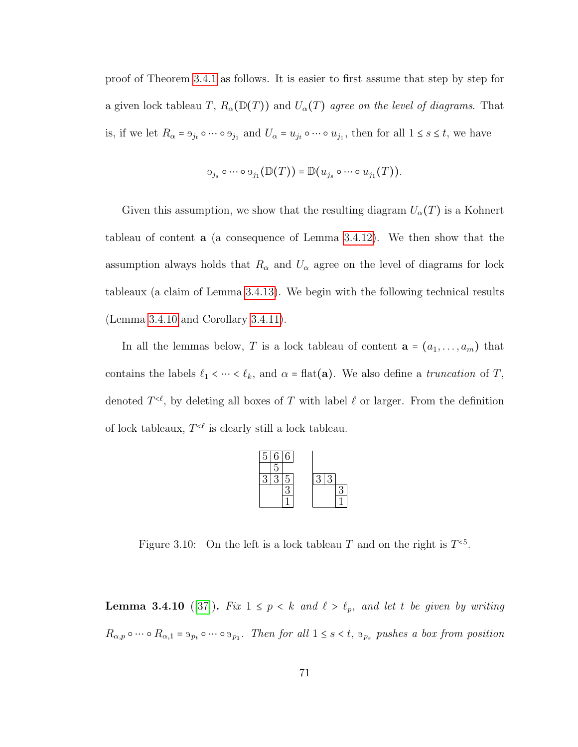proof of Theorem 3.4.1 as follows. It is easier to first assume that step by step for a given lock tableau $T$, $R_\alpha(\mathbb{D}(T))$ and $U_\alpha(T)$ *agree on the level of diagrams*. That is, if we let $R_\alpha = \ni_{j_t} \circ \cdots \circ \ni_{j_1}$ and $U_\alpha = u_{j_t} \circ \cdots \circ u_{j_1}$, then for all $1 \le s \le t$, we have

$$\ni_{j_s} \circ \cdots \circ \ni_{j_1}(\mathbb{D}(T)) = \mathbb{D}(u_{j_s} \circ \cdots \circ u_{j_1}(T)).$$

Given this assumption, we show that the resulting diagram $U_\alpha(T)$ is a Kohnert tableau of content $\mathbf{a}$ (a consequence of Lemma 3.4.12). We then show that the assumption always holds that $R_\alpha$ and $U_\alpha$ agree on the level of diagrams for lock tableaux (a claim of Lemma 3.4.13). We begin with the following technical results (Lemma 3.4.10 and Corollary 3.4.11).

In all the lemmas below, $T$ is a lock tableau of content $\mathbf{a} = (a_1, \ldots, a_m)$ that contains the labels $\ell_1 < \cdots < \ell_k$, and $\alpha = \mathrm{flat}(\mathbf{a})$. We also define a *truncation* of $T$, denoted $T^{<\ell}$, by deleting all boxes of $T$ with label $\ell$ or larger. From the definition of lock tableaux, $T^{<\ell}$ is clearly still a lock tableau.

| | | | | | | |
|---|---|---|---|---|---|---|
| 5 | 6 | 6 | | | | |
| | 5 | | | | | |
| 3 | 3 | 5 | | 3 | 3 | |
| | | 3 | | | | 3 |
| | | 1 | | | | 1 |

Figure 3.10: On the left is a lock tableau $T$ and on the right is $T^{<5}$.

**Lemma 3.4.10** ([37]). *Fix $1 \le p < k$ and $\ell > \ell_p$, and let $t$ be given by writing $R_{\alpha,p} \circ \cdots \circ R_{\alpha,1} = \ni_{p_t} \circ \cdots \circ \ni_{p_1}$. Then for all $1 \le s < t$, $\ni_{p_s}$ pushes a box from position*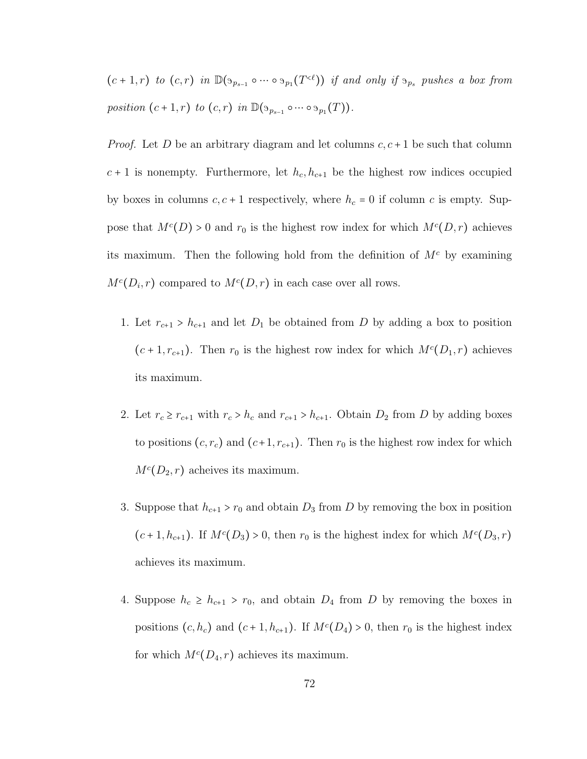*$(c+1,r)$ to $(c,r)$ in $\mathbb{D}(\ni_{p_{s-1}} \circ \cdots \circ \ni_{p_1}(T^{<\ell}))$ if and only if $\ni_{p_s}$ pushes a box from position $(c+1,r)$ to $(c,r)$ in $\mathbb{D}(\ni_{p_{s-1}} \circ \cdots \circ \ni_{p_1}(T))$.*

*Proof.* Let $D$ be an arbitrary diagram and let columns $c, c+1$ be such that column $c+1$ is nonempty. Furthermore, let $h_c, h_{c+1}$ be the highest row indices occupied by boxes in columns $c, c+1$ respectively, where $h_c = 0$ if column $c$ is empty. Suppose that $M^c(D) > 0$ and $r_0$ is the highest row index for which $M^c(D,r)$ achieves its maximum. Then the following hold from the definition of $M^c$ by examining $M^c(D_i,r)$ compared to $M^c(D,r)$ in each case over all rows.

1. Let $r_{c+1} > h_{c+1}$ and let $D_1$ be obtained from $D$ by adding a box to position $(c+1, r_{c+1})$. Then $r_0$ is the highest row index for which $M^c(D_1,r)$ achieves its maximum.

2. Let $r_c \geq r_{c+1}$ with $r_c > h_c$ and $r_{c+1} > h_{c+1}$. Obtain $D_2$ from $D$ by adding boxes to positions $(c, r_c)$ and $(c+1, r_{c+1})$. Then $r_0$ is the highest row index for which $M^c(D_2,r)$ acheives its maximum.

3. Suppose that $h_{c+1} > r_0$ and obtain $D_3$ from $D$ by removing the box in position $(c+1, h_{c+1})$. If $M^c(D_3) > 0$, then $r_0$ is the highest index for which $M^c(D_3,r)$ achieves its maximum.

4. Suppose $h_c \geq h_{c+1} > r_0$, and obtain $D_4$ from $D$ by removing the boxes in positions $(c, h_c)$ and $(c+1, h_{c+1})$. If $M^c(D_4) > 0$, then $r_0$ is the highest index for which $M^c(D_4,r)$ achieves its maximum.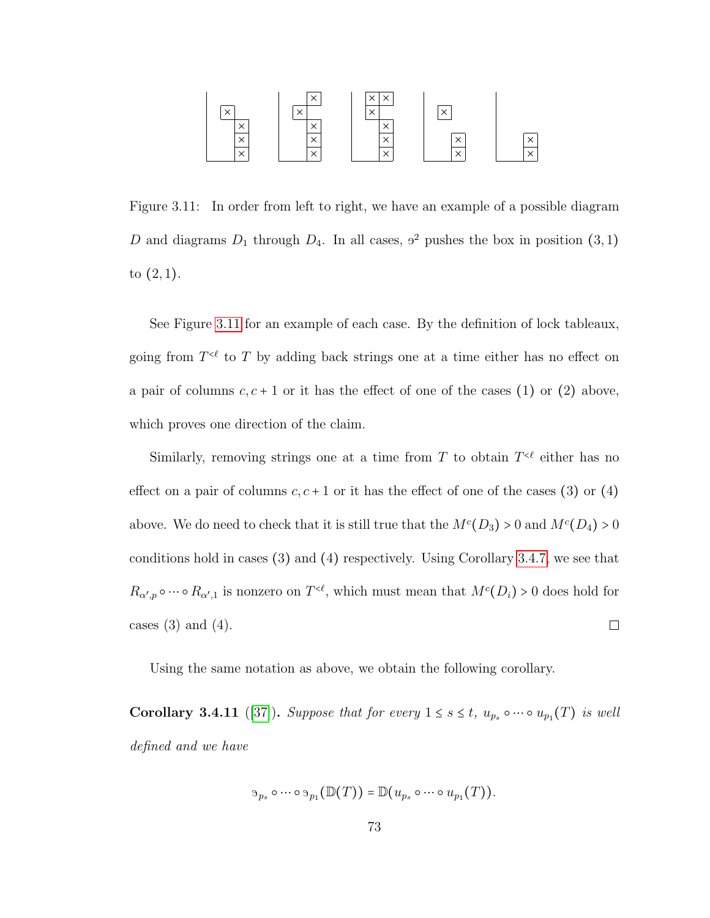Figure 3.11: In order from left to right, we have an example of a possible diagram $D$ and diagrams $D_1$ through $D_4$. In all cases, $\vartheta^2$ pushes the box in position $(3,1)$ to $(2,1)$.

See Figure 3.11 for an example of each case. By the definition of lock tableaux, going from $T^{<\ell}$ to $T$ by adding back strings one at a time either has no effect on a pair of columns $c, c+1$ or it has the effect of one of the cases (1) or (2) above, which proves one direction of the claim.

Similarly, removing strings one at a time from $T$ to obtain $T^{<\ell}$ either has no effect on a pair of columns $c, c+1$ or it has the effect of one of the cases (3) or (4) above. We do need to check that it is still true that the $M^c(D_3) > 0$ and $M^c(D_4) > 0$ conditions hold in cases (3) and (4) respectively. Using Corollary 3.4.7, we see that $R_{\alpha',p} \circ \cdots \circ R_{\alpha',1}$ is nonzero on $T^{<\ell}$, which must mean that $M^c(D_i) > 0$ does hold for cases (3) and (4). $\square$

Using the same notation as above, we obtain the following corollary.

**Corollary 3.4.11** ([37]). *Suppose that for every $1 \le s \le t$, $u_{p_s} \circ \cdots \circ u_{p_1}(T)$ is well defined and we have*

$$\vartheta_{p_s} \circ \cdots \circ \vartheta_{p_1}(\mathbb{D}(T)) = \mathbb{D}(u_{p_s} \circ \cdots \circ u_{p_1}(T)).$$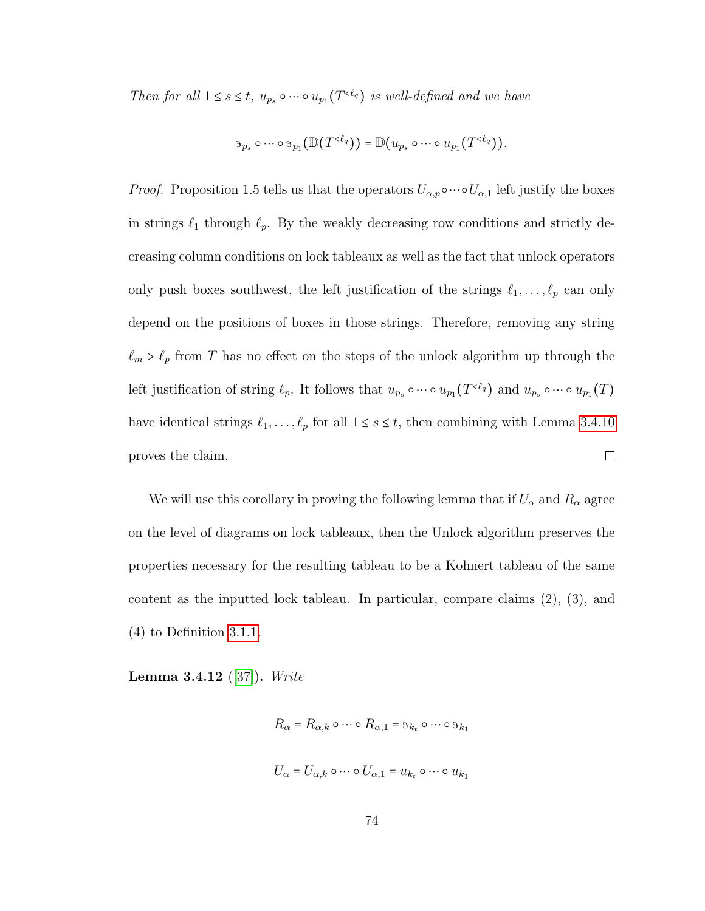*Then for all $1 \le s \le t$, $u_{p_s} \circ \cdots \circ u_{p_1}(T^{<\ell_q})$ is well-defined and we have*

$$\mathfrak{d}_{p_s} \circ \cdots \circ \mathfrak{d}_{p_1}(\mathbb{D}(T^{<\ell_q})) = \mathbb{D}(u_{p_s} \circ \cdots \circ u_{p_1}(T^{<\ell_q})).$$

*Proof.* Proposition 1.5 tells us that the operators $U_{\alpha,p} \circ \cdots \circ U_{\alpha,1}$ left justify the boxes in strings $\ell_1$ through $\ell_p$. By the weakly decreasing row conditions and strictly decreasing column conditions on lock tableaux as well as the fact that unlock operators only push boxes southwest, the left justification of the strings $\ell_1, \ldots, \ell_p$ can only depend on the positions of boxes in those strings. Therefore, removing any string $\ell_m > \ell_p$ from $T$ has no effect on the steps of the unlock algorithm up through the left justification of string $\ell_p$. It follows that $u_{p_s} \circ \cdots \circ u_{p_1}(T^{<\ell_q})$ and $u_{p_s} \circ \cdots \circ u_{p_1}(T)$ have identical strings $\ell_1, \ldots, \ell_p$ for all $1 \le s \le t$, then combining with Lemma 3.4.10 proves the claim. □

We will use this corollary in proving the following lemma that if $U_\alpha$ and $R_\alpha$ agree on the level of diagrams on lock tableaux, then the Unlock algorithm preserves the properties necessary for the resulting tableau to be a Kohnert tableau of the same content as the inputted lock tableau. In particular, compare claims (2), (3), and (4) to Definition 3.1.1.

**Lemma 3.4.12** ([37]). *Write*

$$R_\alpha = R_{\alpha,k} \circ \cdots \circ R_{\alpha,1} = \mathfrak{d}_{k_t} \circ \cdots \circ \mathfrak{d}_{k_1}$$

$$U_\alpha = U_{\alpha,k} \circ \cdots \circ U_{\alpha,1} = u_{k_t} \circ \cdots \circ u_{k_1}$$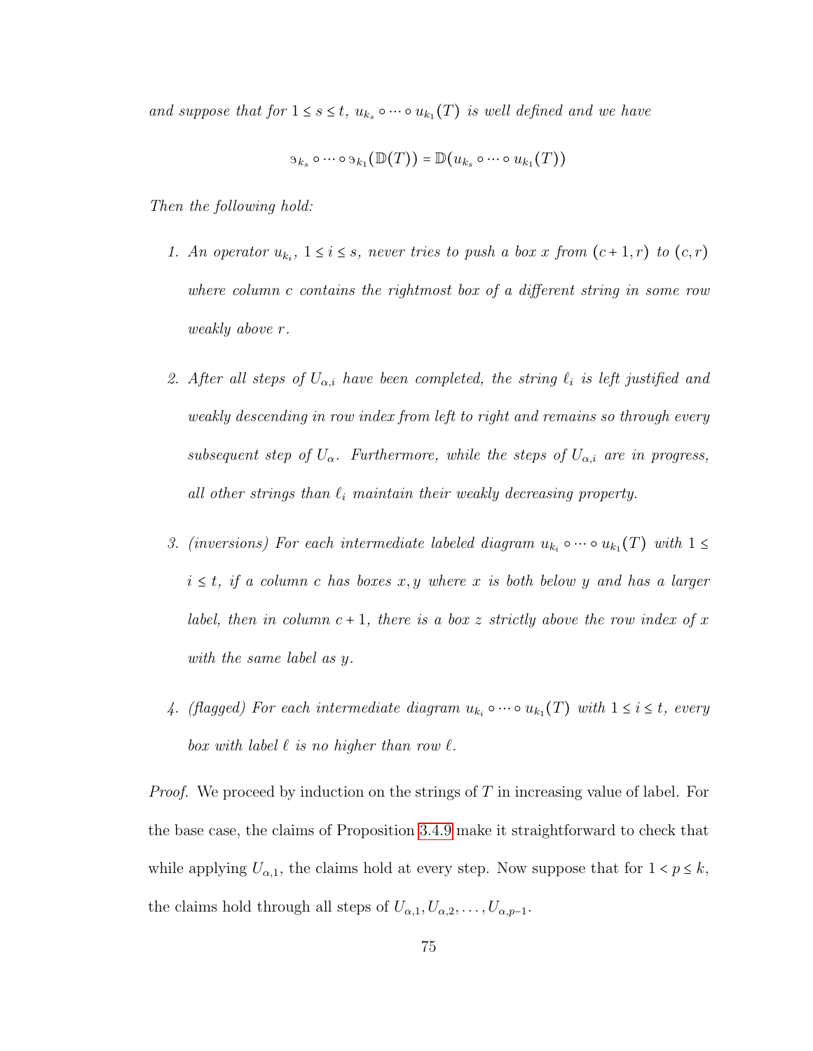*and suppose that for $1 \le s \le t$, $u_{k_s} \circ \cdots \circ u_{k_1}(T)$ is well defined and we have*

$$\vartheta_{k_s} \circ \cdots \circ \vartheta_{k_1}(\mathbb{D}(T)) = \mathbb{D}(u_{k_s} \circ \cdots \circ u_{k_1}(T))$$

*Then the following hold:*

1. *An operator $u_{k_i}$, $1 \le i \le s$, never tries to push a box $x$ from $(c+1, r)$ to $(c, r)$ where column $c$ contains the rightmost box of a different string in some row weakly above $r$.*

2. *After all steps of $U_{\alpha,i}$ have been completed, the string $\ell_i$ is left justified and weakly descending in row index from left to right and remains so through every subsequent step of $U_\alpha$. Furthermore, while the steps of $U_{\alpha,i}$ are in progress, all other strings than $\ell_i$ maintain their weakly decreasing property.*

3. *(inversions) For each intermediate labeled diagram $u_{k_i} \circ \cdots \circ u_{k_1}(T)$ with $1 \le i \le t$, if a column $c$ has boxes $x, y$ where $x$ is both below $y$ and has a larger label, then in column $c+1$, there is a box $z$ strictly above the row index of $x$ with the same label as $y$.*

4. *(flagged) For each intermediate diagram $u_{k_i} \circ \cdots \circ u_{k_1}(T)$ with $1 \le i \le t$, every box with label $\ell$ is no higher than row $\ell$.*

*Proof.* We proceed by induction on the strings of $T$ in increasing value of label. For the base case, the claims of Proposition 3.4.9 make it straightforward to check that while applying $U_{\alpha,1}$, the claims hold at every step. Now suppose that for $1 < p \le k$, the claims hold through all steps of $U_{\alpha,1}, U_{\alpha,2}, \ldots, U_{\alpha,p-1}$.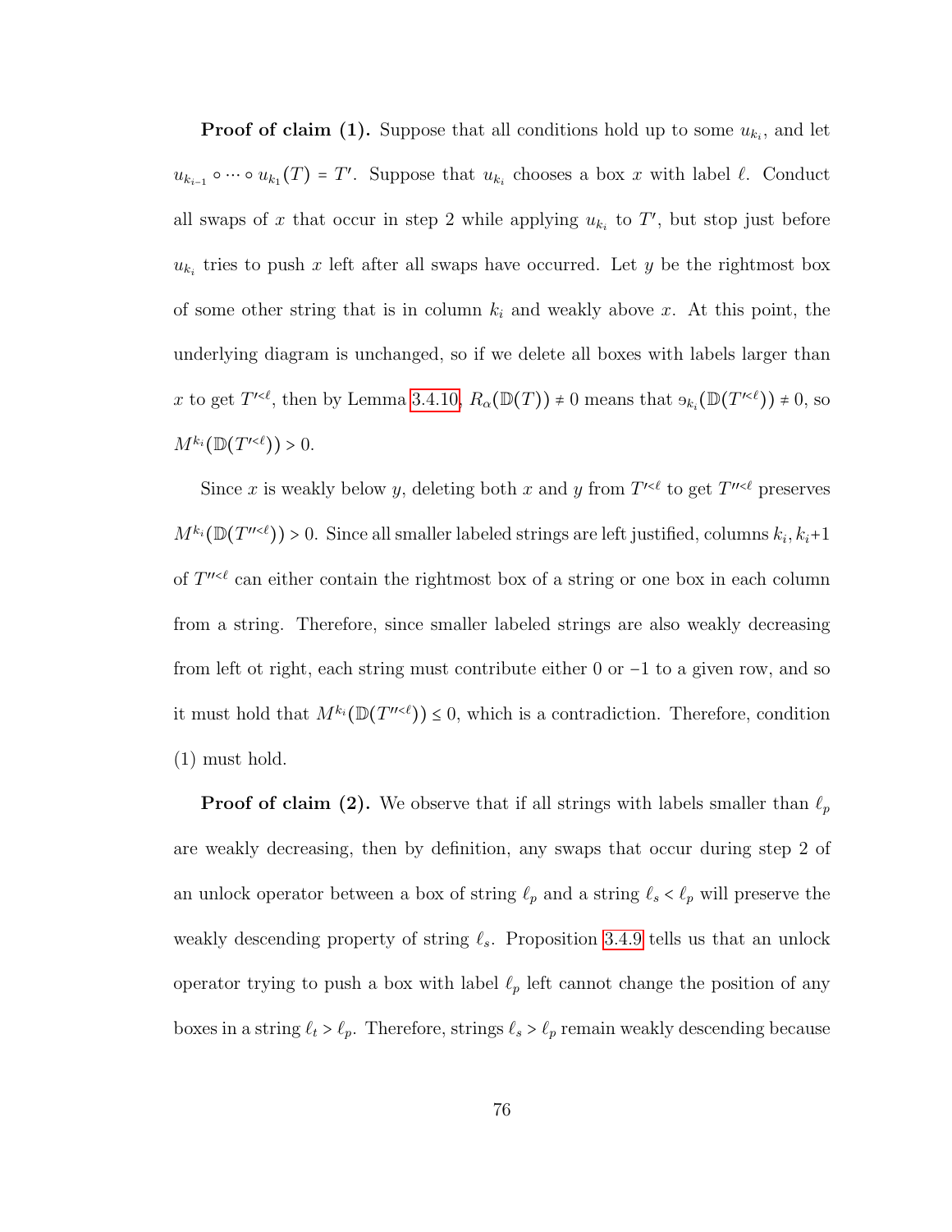**Proof of claim (1).** Suppose that all conditions hold up to some $u_{k_i}$, and let $u_{k_{i-1}} \circ \cdots \circ u_{k_1}(T) = T'$. Suppose that $u_{k_i}$ chooses a box $x$ with label $\ell$. Conduct all swaps of $x$ that occur in step 2 while applying $u_{k_i}$ to $T'$, but stop just before $u_{k_i}$ tries to push $x$ left after all swaps have occurred. Let $y$ be the rightmost box of some other string that is in column $k_i$ and weakly above $x$. At this point, the underlying diagram is unchanged, so if we delete all boxes with labels larger than $x$ to get $T'^{<\ell}$, then by Lemma 3.4.10, $R_\alpha(\mathbb{D}(T)) \neq 0$ means that $\ni_{k_i}(\mathbb{D}(T'^{<\ell})) \neq 0$, so $M^{k_i}(\mathbb{D}(T'^{<\ell})) > 0$.

Since $x$ is weakly below $y$, deleting both $x$ and $y$ from $T'^{<\ell}$ to get $T''^{<\ell}$ preserves $M^{k_i}(\mathbb{D}(T''^{<\ell})) > 0$. Since all smaller labeled strings are left justified, columns $k_i, k_i{+}1$ of $T''^{<\ell}$ can either contain the rightmost box of a string or one box in each column from a string. Therefore, since smaller labeled strings are also weakly decreasing from left ot right, each string must contribute either 0 or $-1$ to a given row, and so it must hold that $M^{k_i}(\mathbb{D}(T''^{<\ell})) \leq 0$, which is a contradiction. Therefore, condition (1) must hold.

**Proof of claim (2).** We observe that if all strings with labels smaller than $\ell_p$ are weakly decreasing, then by definition, any swaps that occur during step 2 of an unlock operator between a box of string $\ell_p$ and a string $\ell_s < \ell_p$ will preserve the weakly descending property of string $\ell_s$. Proposition 3.4.9 tells us that an unlock operator trying to push a box with label $\ell_p$ left cannot change the position of any boxes in a string $\ell_t > \ell_p$. Therefore, strings $\ell_s > \ell_p$ remain weakly descending because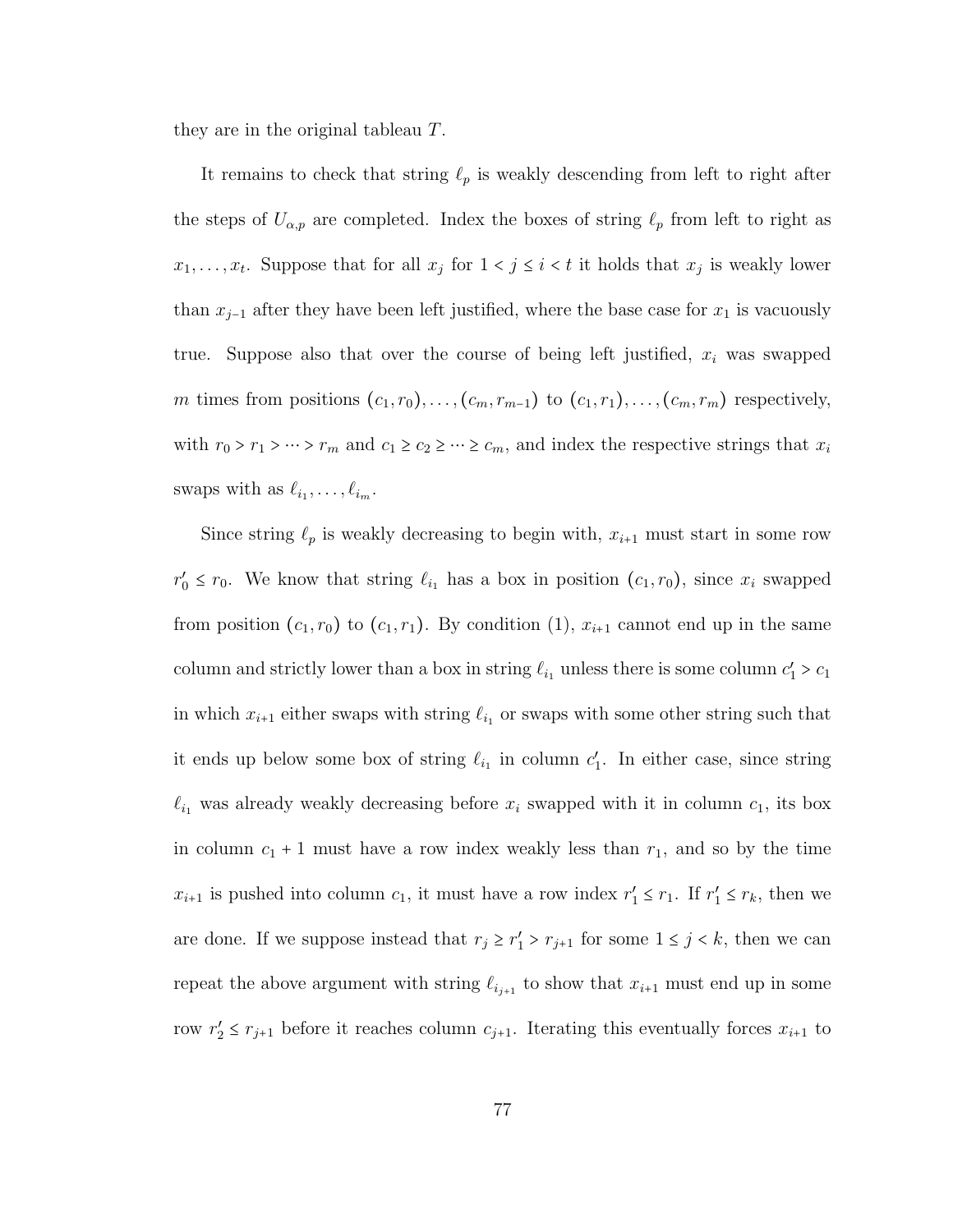they are in the original tableau $T$.

It remains to check that string $\ell_p$ is weakly descending from left to right after the steps of $U_{\alpha,p}$ are completed. Index the boxes of string $\ell_p$ from left to right as $x_1, \dots, x_t$. Suppose that for all $x_j$ for $1 < j \leq i < t$ it holds that $x_j$ is weakly lower than $x_{j-1}$ after they have been left justified, where the base case for $x_1$ is vacuously true. Suppose also that over the course of being left justified, $x_i$ was swapped $m$ times from positions $(c_1, r_0), \dots, (c_m, r_{m-1})$ to $(c_1, r_1), \dots, (c_m, r_m)$ respectively, with $r_0 > r_1 > \cdots > r_m$ and $c_1 \geq c_2 \geq \cdots \geq c_m$, and index the respective strings that $x_i$ swaps with as $\ell_{i_1}, \dots, \ell_{i_m}$.

Since string $\ell_p$ is weakly decreasing to begin with, $x_{i+1}$ must start in some row $r'_0 \leq r_0$. We know that string $\ell_{i_1}$ has a box in position $(c_1, r_0)$, since $x_i$ swapped from position $(c_1, r_0)$ to $(c_1, r_1)$. By condition (1), $x_{i+1}$ cannot end up in the same column and strictly lower than a box in string $\ell_{i_1}$ unless there is some column $c'_1 > c_1$ in which $x_{i+1}$ either swaps with string $\ell_{i_1}$ or swaps with some other string such that it ends up below some box of string $\ell_{i_1}$ in column $c'_1$. In either case, since string $\ell_{i_1}$ was already weakly decreasing before $x_i$ swapped with it in column $c_1$, its box in column $c_1 + 1$ must have a row index weakly less than $r_1$, and so by the time $x_{i+1}$ is pushed into column $c_1$, it must have a row index $r'_1 \leq r_1$. If $r'_1 \leq r_k$, then we are done. If we suppose instead that $r_j \geq r'_1 > r_{j+1}$ for some $1 \leq j < k$, then we can repeat the above argument with string $\ell_{i_{j+1}}$ to show that $x_{i+1}$ must end up in some row $r'_2 \leq r_{j+1}$ before it reaches column $c_{j+1}$. Iterating this eventually forces $x_{i+1}$ to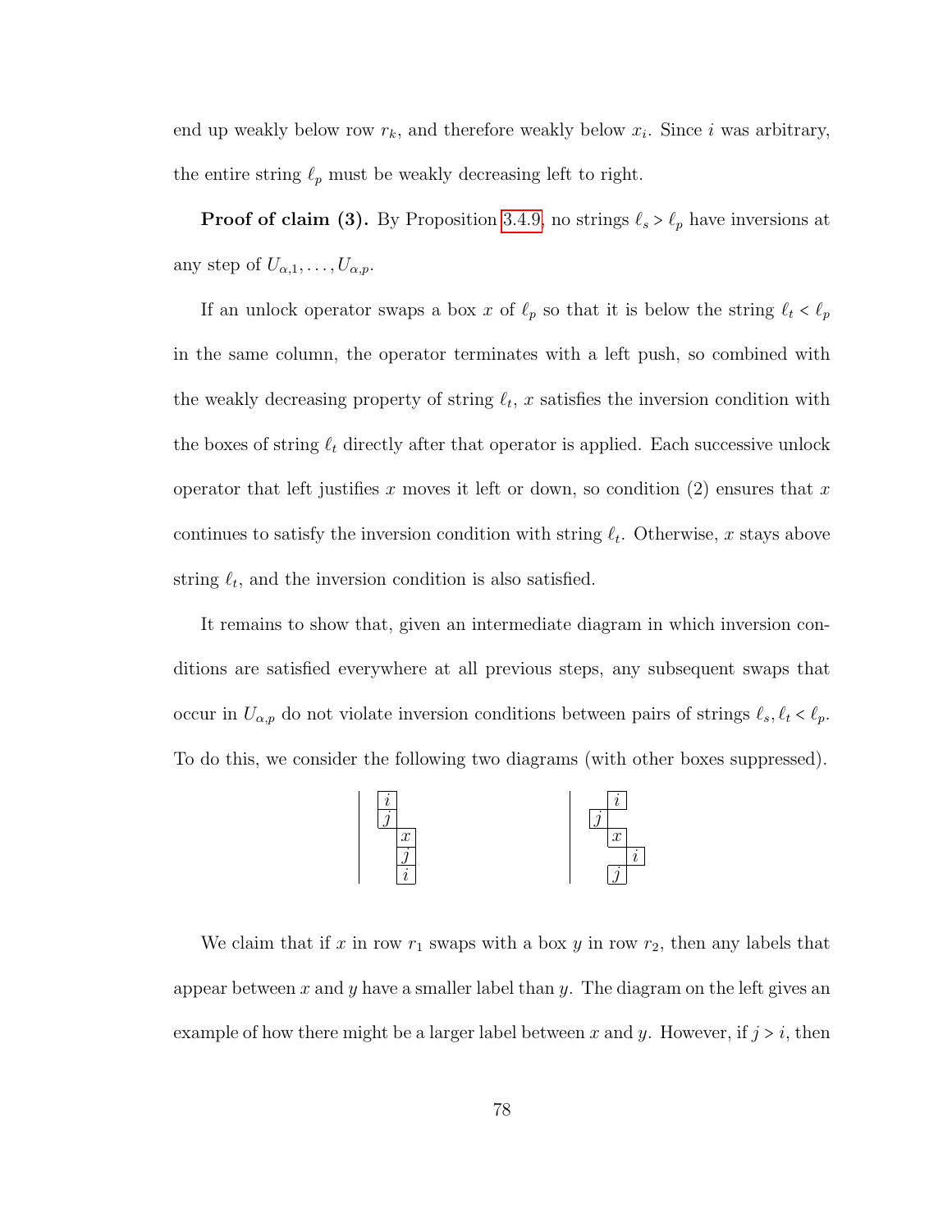end up weakly below row $r_k$, and therefore weakly below $x_i$. Since $i$ was arbitrary, the entire string $\ell_p$ must be weakly decreasing left to right.

**Proof of claim (3).** By Proposition 3.4.9, no strings $\ell_s > \ell_p$ have inversions at any step of $U_{\alpha,1}, \ldots, U_{\alpha,p}$.

If an unlock operator swaps a box $x$ of $\ell_p$ so that it is below the string $\ell_t < \ell_p$ in the same column, the operator terminates with a left push, so combined with the weakly decreasing property of string $\ell_t$, $x$ satisfies the inversion condition with the boxes of string $\ell_t$ directly after that operator is applied. Each successive unlock operator that left justifies $x$ moves it left or down, so condition (2) ensures that $x$ continues to satisfy the inversion condition with string $\ell_t$. Otherwise, $x$ stays above string $\ell_t$, and the inversion condition is also satisfied.

It remains to show that, given an intermediate diagram in which inversion conditions are satisfied everywhere at all previous steps, any subsequent swaps that occur in $U_{\alpha,p}$ do not violate inversion conditions between pairs of strings $\ell_s, \ell_t < \ell_p$. To do this, we consider the following two diagrams (with other boxes suppressed).

We claim that if $x$ in row $r_1$ swaps with a box $y$ in row $r_2$, then any labels that appear between $x$ and $y$ have a smaller label than $y$. The diagram on the left gives an example of how there might be a larger label between $x$ and $y$. However, if $j > i$, then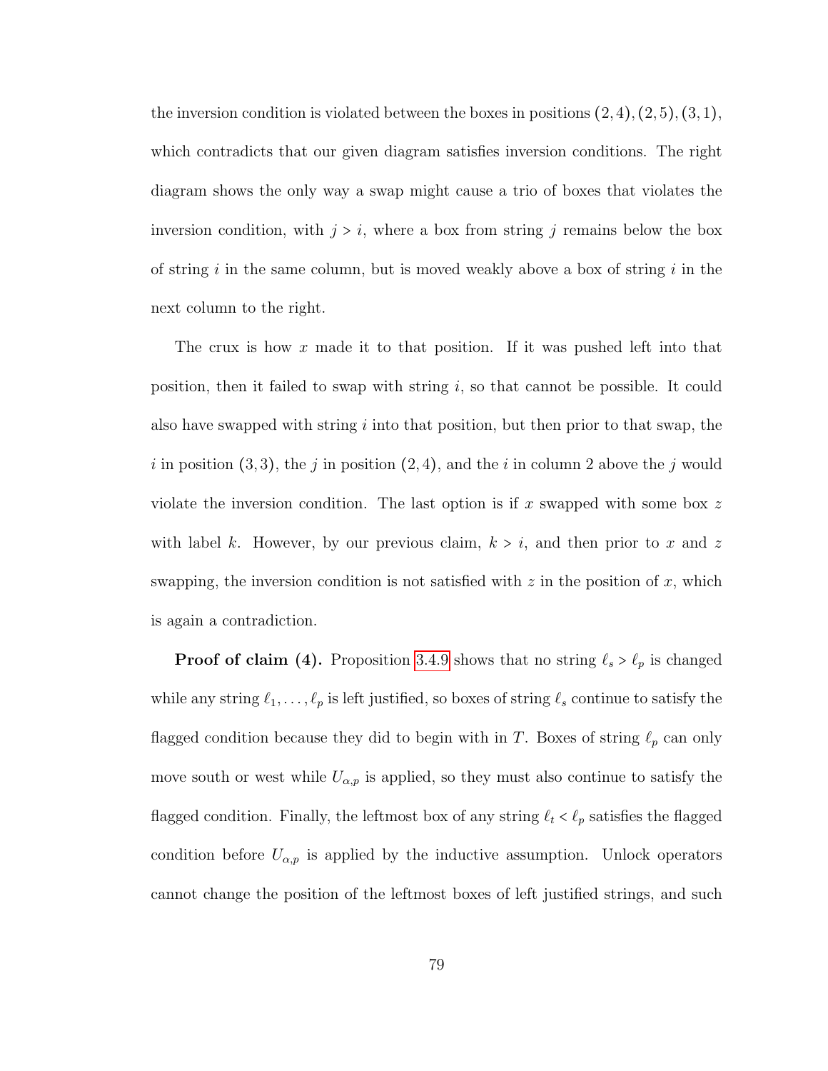the inversion condition is violated between the boxes in positions $(2,4), (2,5), (3,1)$, which contradicts that our given diagram satisfies inversion conditions. The right diagram shows the only way a swap might cause a trio of boxes that violates the inversion condition, with $j > i$, where a box from string $j$ remains below the box of string $i$ in the same column, but is moved weakly above a box of string $i$ in the next column to the right.

The crux is how $x$ made it to that position. If it was pushed left into that position, then it failed to swap with string $i$, so that cannot be possible. It could also have swapped with string $i$ into that position, but then prior to that swap, the $i$ in position $(3,3)$, the $j$ in position $(2,4)$, and the $i$ in column 2 above the $j$ would violate the inversion condition. The last option is if $x$ swapped with some box $z$ with label $k$. However, by our previous claim, $k > i$, and then prior to $x$ and $z$ swapping, the inversion condition is not satisfied with $z$ in the position of $x$, which is again a contradiction.

**Proof of claim (4).** Proposition 3.4.9 shows that no string $\ell_s > \ell_p$ is changed while any string $\ell_1, \ldots, \ell_p$ is left justified, so boxes of string $\ell_s$ continue to satisfy the flagged condition because they did to begin with in $T$. Boxes of string $\ell_p$ can only move south or west while $U_{\alpha,p}$ is applied, so they must also continue to satisfy the flagged condition. Finally, the leftmost box of any string $\ell_t < \ell_p$ satisfies the flagged condition before $U_{\alpha,p}$ is applied by the inductive assumption. Unlock operators cannot change the position of the leftmost boxes of left justified strings, and such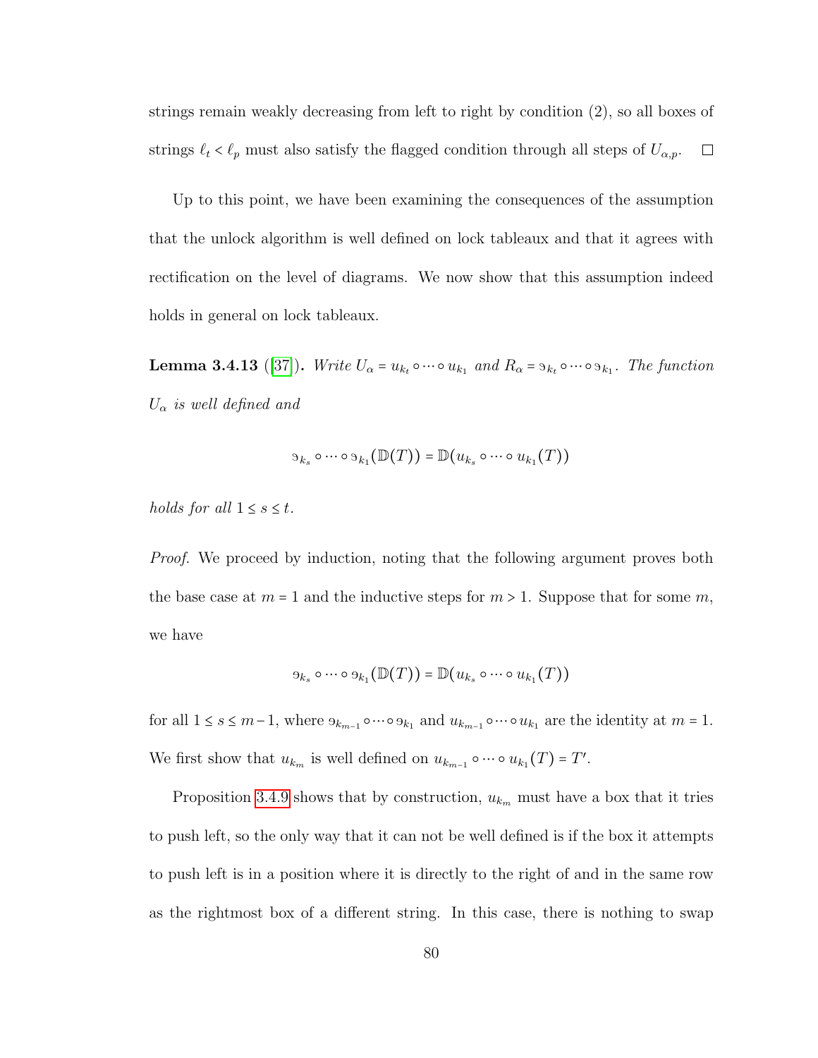strings remain weakly decreasing from left to right by condition (2), so all boxes of strings $\ell_t < \ell_p$ must also satisfy the flagged condition through all steps of $U_{\alpha,p}$. ☐

Up to this point, we have been examining the consequences of the assumption that the unlock algorithm is well defined on lock tableaux and that it agrees with rectification on the level of diagrams. We now show that this assumption indeed holds in general on lock tableaux.

**Lemma 3.4.13** ([37]). *Write $U_\alpha = u_{k_t} \circ \cdots \circ u_{k_1}$ and $R_\alpha = \vartheta_{k_t} \circ \cdots \circ \vartheta_{k_1}$. The function $U_\alpha$ is well defined and*

$$\vartheta_{k_s} \circ \cdots \circ \vartheta_{k_1}(\mathbb{D}(T)) = \mathbb{D}(u_{k_s} \circ \cdots \circ u_{k_1}(T))$$

*holds for all $1 \leq s \leq t$.*

*Proof.* We proceed by induction, noting that the following argument proves both the base case at $m = 1$ and the inductive steps for $m > 1$. Suppose that for some $m$, we have

$$\vartheta_{k_s} \circ \cdots \circ \vartheta_{k_1}(\mathbb{D}(T)) = \mathbb{D}(u_{k_s} \circ \cdots \circ u_{k_1}(T))$$

for all $1 \leq s \leq m-1$, where $\vartheta_{k_{m-1}} \circ \cdots \circ \vartheta_{k_1}$ and $u_{k_{m-1}} \circ \cdots \circ u_{k_1}$ are the identity at $m = 1$. We first show that $u_{k_m}$ is well defined on $u_{k_{m-1}} \circ \cdots \circ u_{k_1}(T) = T'$.

Proposition 3.4.9 shows that by construction, $u_{k_m}$ must have a box that it tries to push left, so the only way that it can not be well defined is if the box it attempts to push left is in a position where it is directly to the right of and in the same row as the rightmost box of a different string. In this case, there is nothing to swap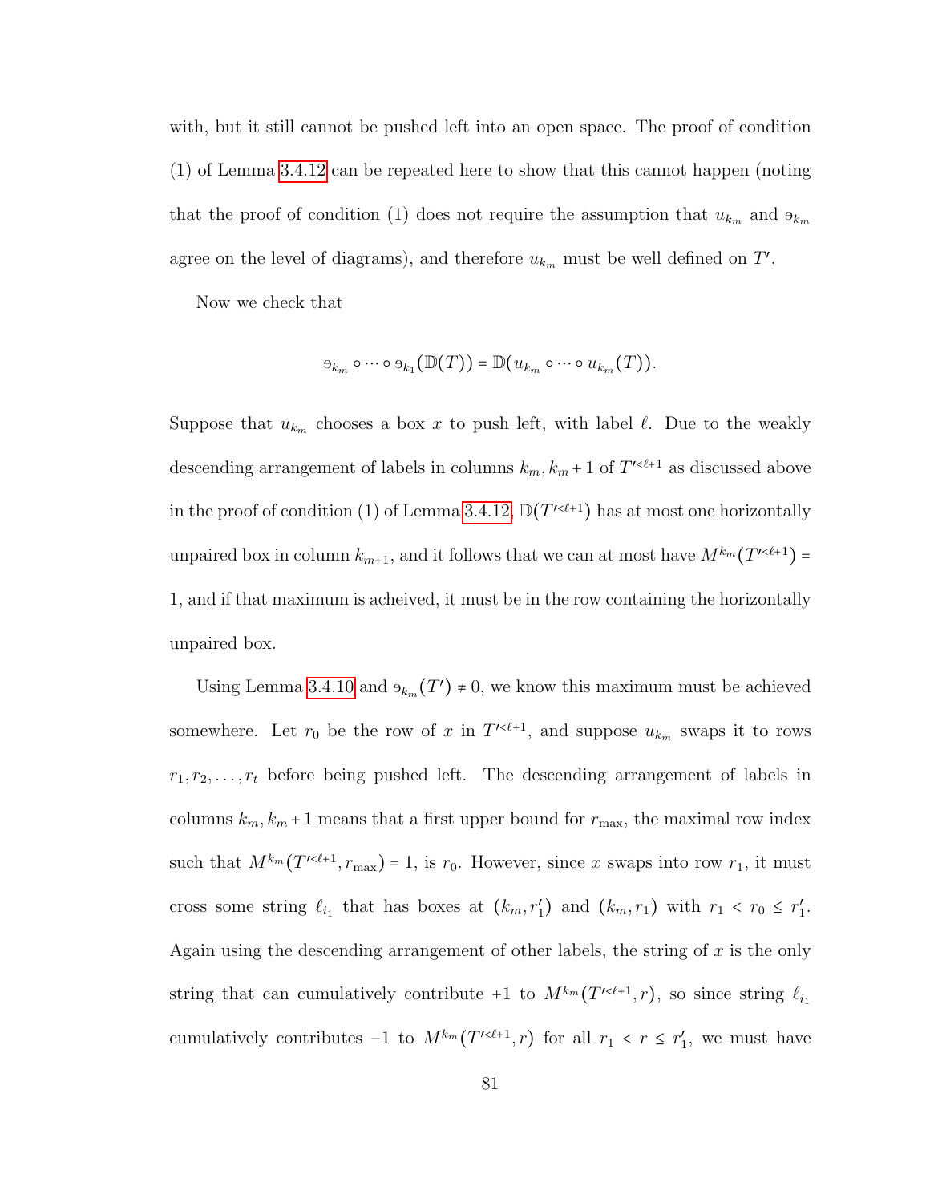with, but it still cannot be pushed left into an open space. The proof of condition (1) of Lemma 3.4.12 can be repeated here to show that this cannot happen (noting that the proof of condition (1) does not require the assumption that $u_{k_m}$ and $\reflectbox{e}_{k_m}$ agree on the level of diagrams), and therefore $u_{k_m}$ must be well defined on $T'$.

Now we check that

$$\reflectbox{e}_{k_m} \circ \cdots \circ \reflectbox{e}_{k_1}(\mathbb{D}(T)) = \mathbb{D}(u_{k_m} \circ \cdots \circ u_{k_m}(T)).$$

Suppose that $u_{k_m}$ chooses a box $x$ to push left, with label $\ell$. Due to the weakly descending arrangement of labels in columns $k_m, k_m+1$ of $T'^{<\ell+1}$ as discussed above in the proof of condition (1) of Lemma 3.4.12, $\mathbb{D}(T'^{<\ell+1})$ has at most one horizontally unpaired box in column $k_{m+1}$, and it follows that we can at most have $M^{k_m}(T'^{<\ell+1}) = 1$, and if that maximum is acheived, it must be in the row containing the horizontally unpaired box.

Using Lemma 3.4.10 and $\reflectbox{e}_{k_m}(T') \neq 0$, we know this maximum must be achieved somewhere. Let $r_0$ be the row of $x$ in $T'^{<\ell+1}$, and suppose $u_{k_m}$ swaps it to rows $r_1, r_2, \ldots, r_t$ before being pushed left. The descending arrangement of labels in columns $k_m, k_m+1$ means that a first upper bound for $r_{\max}$, the maximal row index such that $M^{k_m}(T'^{<\ell+1}, r_{\max}) = 1$, is $r_0$. However, since $x$ swaps into row $r_1$, it must cross some string $\ell_{i_1}$ that has boxes at $(k_m, r_1')$ and $(k_m, r_1)$ with $r_1 < r_0 \leq r_1'$. Again using the descending arrangement of other labels, the string of $x$ is the only string that can cumulatively contribute $+1$ to $M^{k_m}(T'^{<\ell+1}, r)$, so since string $\ell_{i_1}$ cumulatively contributes $-1$ to $M^{k_m}(T'^{<\ell+1}, r)$ for all $r_1 < r \leq r_1'$, we must have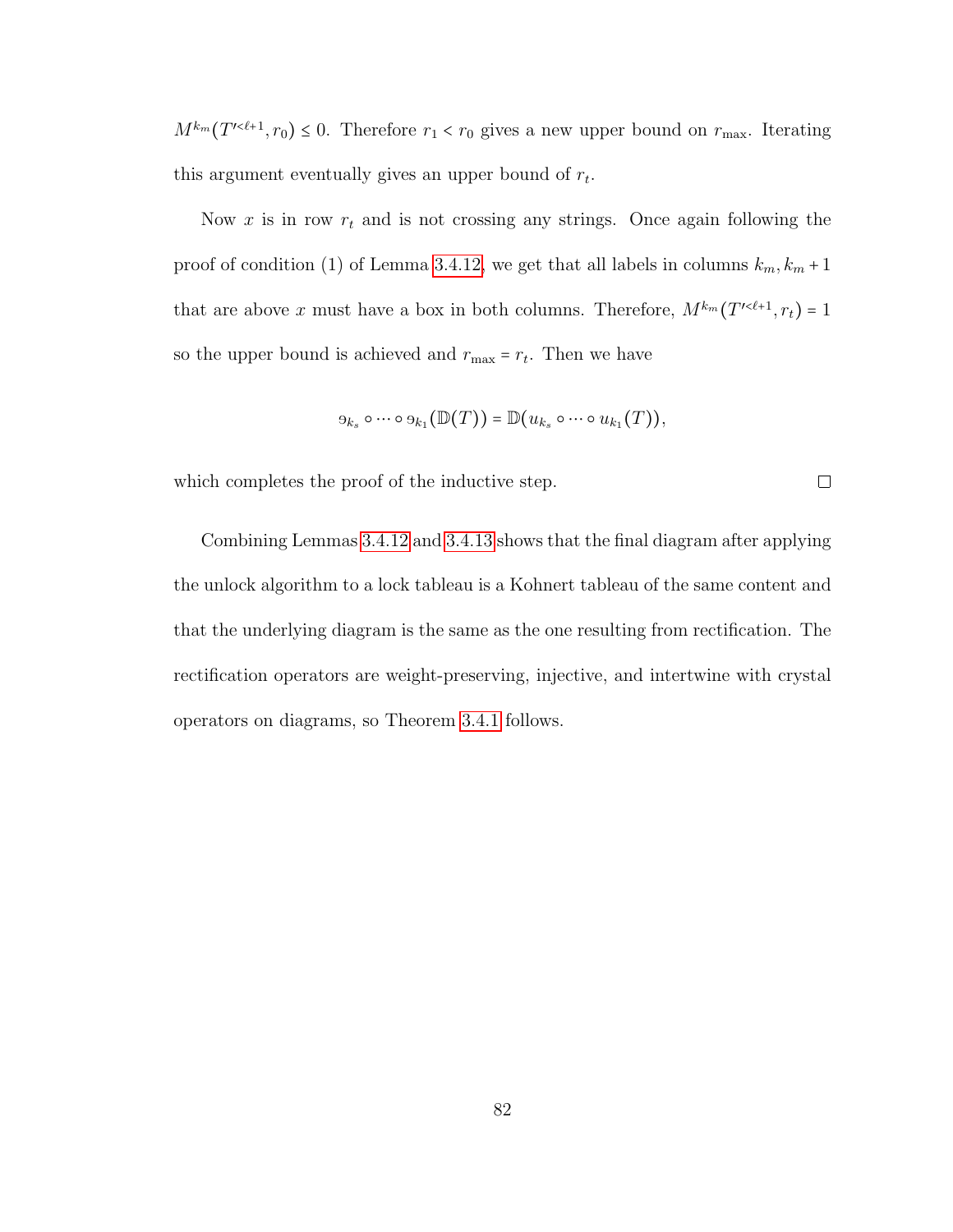$M^{k_m}(T'^{<\ell+1}, r_0) \leq 0$. Therefore $r_1 < r_0$ gives a new upper bound on $r_{\max}$. Iterating this argument eventually gives an upper bound of $r_t$.

Now $x$ is in row $r_t$ and is not crossing any strings. Once again following the proof of condition (1) of Lemma 3.4.12, we get that all labels in columns $k_m, k_m + 1$ that are above $x$ must have a box in both columns. Therefore, $M^{k_m}(T'^{<\ell+1}, r_t) = 1$ so the upper bound is achieved and $r_{\max} = r_t$. Then we have

$$\mathfrak{d}_{k_s} \circ \cdots \circ \mathfrak{d}_{k_1}(\mathbb{D}(T)) = \mathbb{D}(u_{k_s} \circ \cdots \circ u_{k_1}(T)),$$

which completes the proof of the inductive step. $\square$

Combining Lemmas 3.4.12 and 3.4.13 shows that the final diagram after applying the unlock algorithm to a lock tableau is a Kohnert tableau of the same content and that the underlying diagram is the same as the one resulting from rectification. The rectification operators are weight-preserving, injective, and intertwine with crystal operators on diagrams, so Theorem 3.4.1 follows.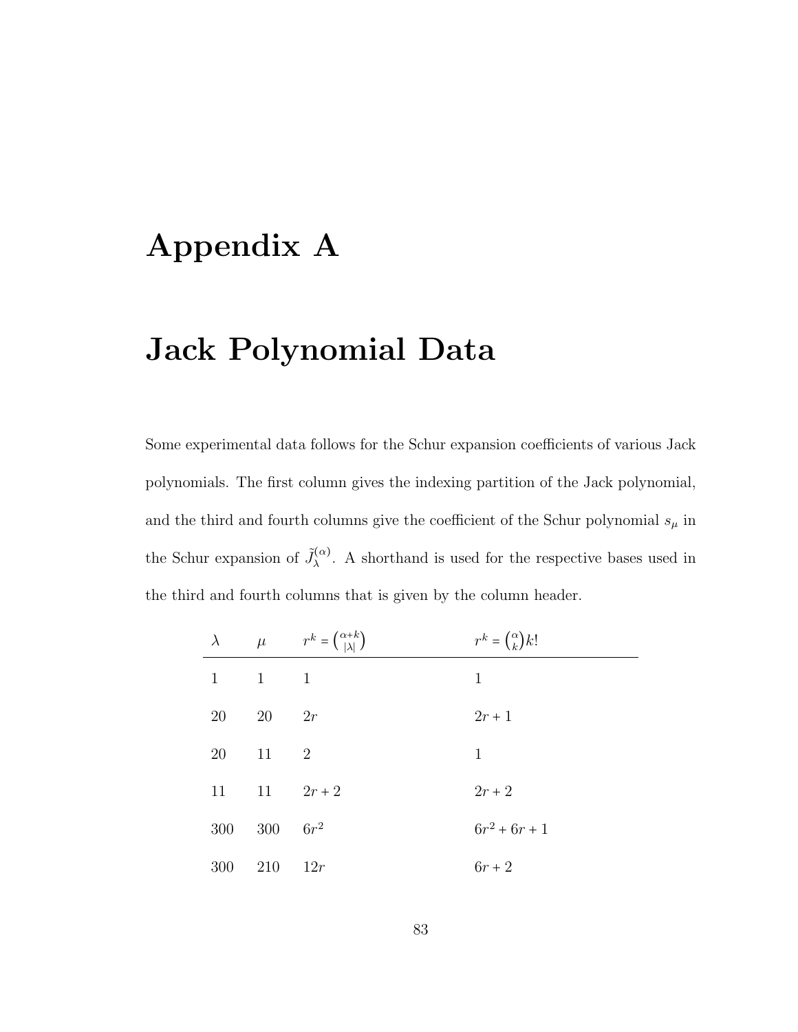# Appendix A

# Jack Polynomial Data

Some experimental data follows for the Schur expansion coefficients of various Jack polynomials. The first column gives the indexing partition of the Jack polynomial, and the third and fourth columns give the coefficient of the Schur polynomial $s_\mu$ in the Schur expansion of $\tilde{J}_\lambda^{(\alpha)}$. A shorthand is used for the respective bases used in the third and fourth columns that is given by the column header.

| $\lambda$ | $\mu$ | $r^k = \binom{\alpha+k}{\lvert\lambda\rvert}$ | $r^k = \binom{\alpha}{k}k!$ |
|---|---|---|---|
| 1 | 1 | 1 | 1 |
| 20 | 20 | $2r$ | $2r+1$ |
| 20 | 11 | 2 | 1 |
| 11 | 11 | $2r+2$ | $2r+2$ |
| 300 | 300 | $6r^2$ | $6r^2+6r+1$ |
| 300 | 210 | $12r$ | $6r+2$ |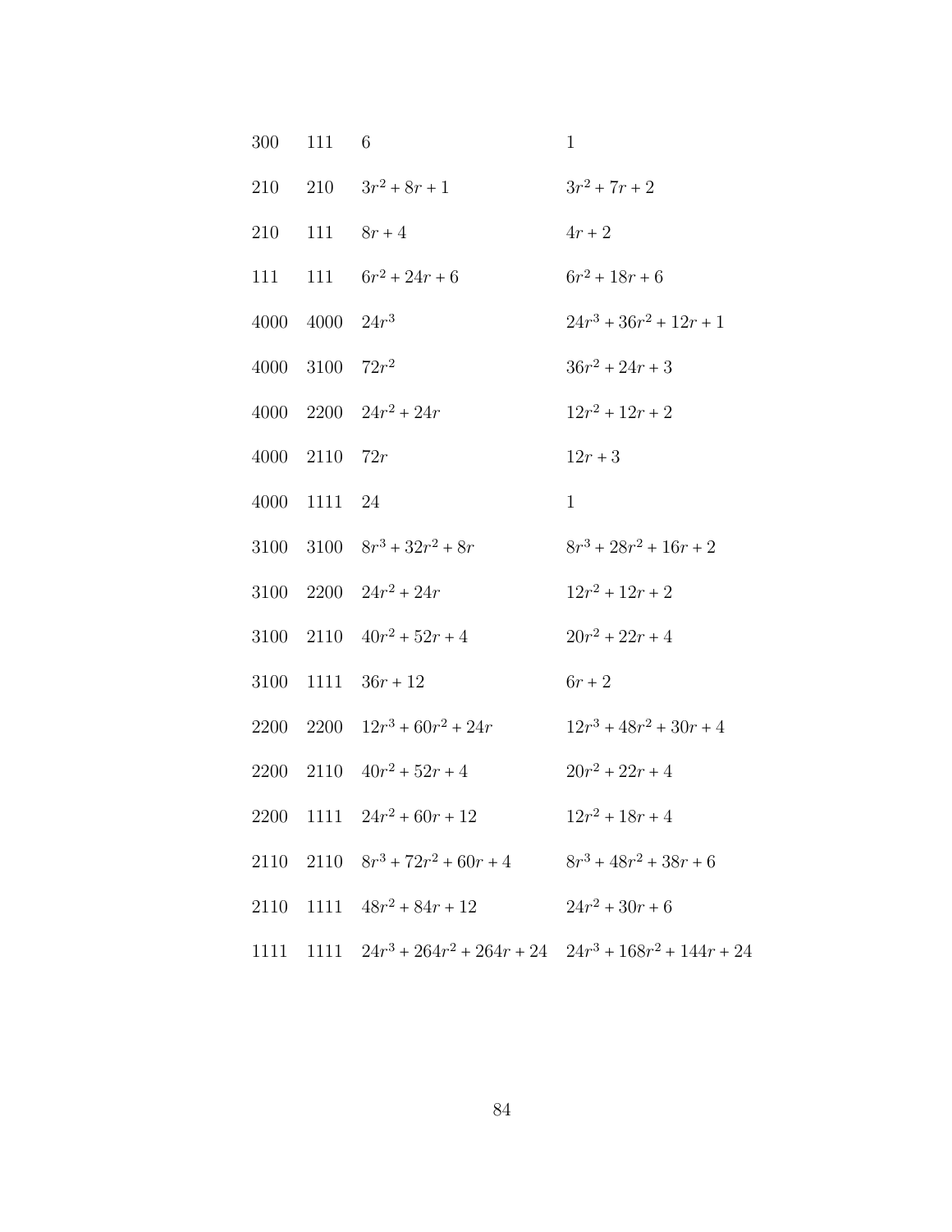| | | | |
|---|---|---|---|
| 300 | 111 | $6$ | $1$ |
| 210 | 210 | $3r^2 + 8r + 1$ | $3r^2 + 7r + 2$ |
| 210 | 111 | $8r + 4$ | $4r + 2$ |
| 111 | 111 | $6r^2 + 24r + 6$ | $6r^2 + 18r + 6$ |
| 4000 | 4000 | $24r^3$ | $24r^3 + 36r^2 + 12r + 1$ |
| 4000 | 3100 | $72r^2$ | $36r^2 + 24r + 3$ |
| 4000 | 2200 | $24r^2 + 24r$ | $12r^2 + 12r + 2$ |
| 4000 | 2110 | $72r$ | $12r + 3$ |
| 4000 | 1111 | $24$ | $1$ |
| 3100 | 3100 | $8r^3 + 32r^2 + 8r$ | $8r^3 + 28r^2 + 16r + 2$ |
| 3100 | 2200 | $24r^2 + 24r$ | $12r^2 + 12r + 2$ |
| 3100 | 2110 | $40r^2 + 52r + 4$ | $20r^2 + 22r + 4$ |
| 3100 | 1111 | $36r + 12$ | $6r + 2$ |
| 2200 | 2200 | $12r^3 + 60r^2 + 24r$ | $12r^3 + 48r^2 + 30r + 4$ |
| 2200 | 2110 | $40r^2 + 52r + 4$ | $20r^2 + 22r + 4$ |
| 2200 | 1111 | $24r^2 + 60r + 12$ | $12r^2 + 18r + 4$ |
| 2110 | 2110 | $8r^3 + 72r^2 + 60r + 4$ | $8r^3 + 48r^2 + 38r + 6$ |
| 2110 | 1111 | $48r^2 + 84r + 12$ | $24r^2 + 30r + 6$ |
| 1111 | 1111 | $24r^3 + 264r^2 + 264r + 24$ | $24r^3 + 168r^2 + 144r + 24$ |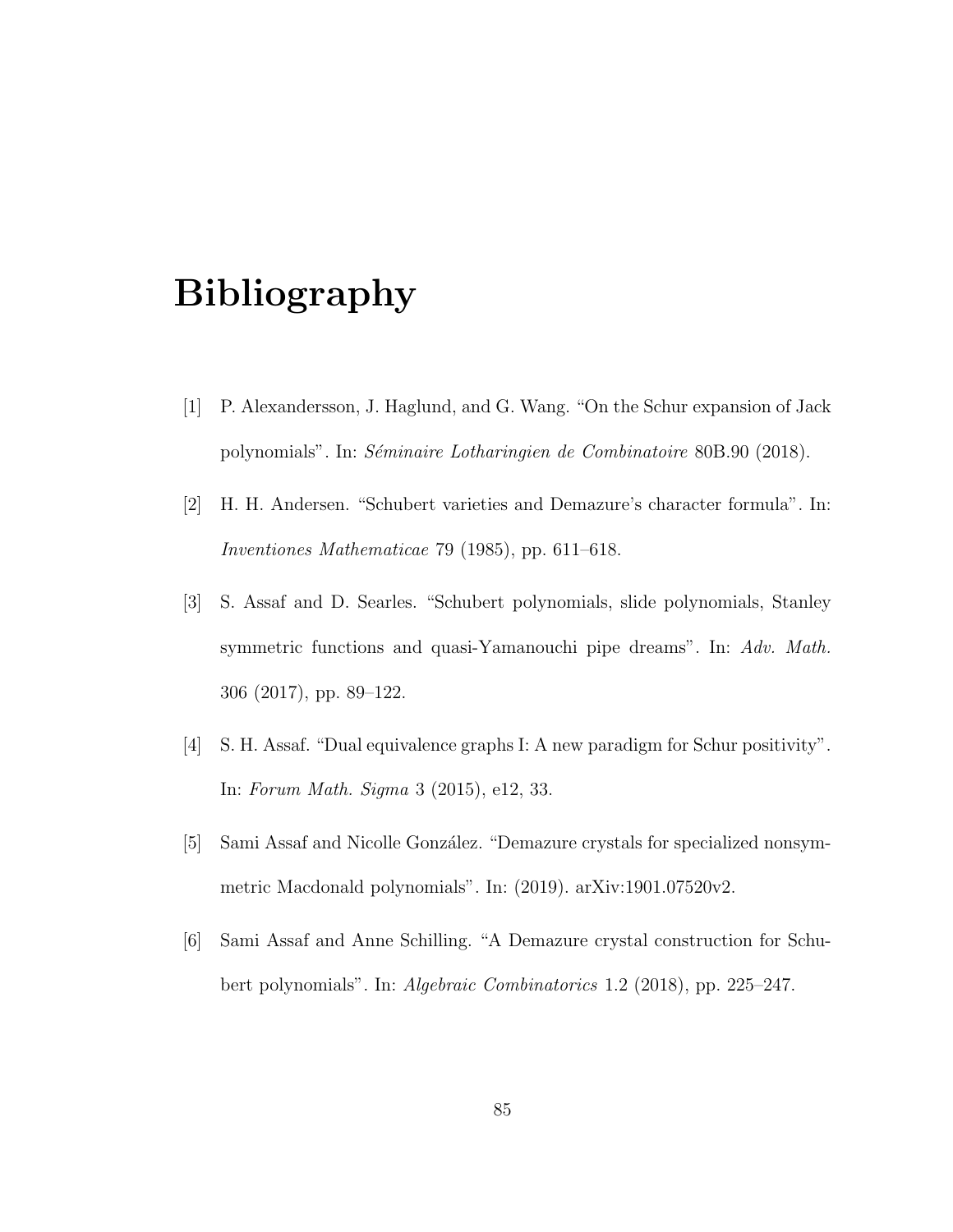# Bibliography

[1] P. Alexandersson, J. Haglund, and G. Wang. "On the Schur expansion of Jack polynomials". In: *Séminaire Lotharingien de Combinatoire* 80B.90 (2018).

[2] H. H. Andersen. "Schubert varieties and Demazure's character formula". In: *Inventiones Mathematicae* 79 (1985), pp. 611–618.

[3] S. Assaf and D. Searles. "Schubert polynomials, slide polynomials, Stanley symmetric functions and quasi-Yamanouchi pipe dreams". In: *Adv. Math.* 306 (2017), pp. 89–122.

[4] S. H. Assaf. "Dual equivalence graphs I: A new paradigm for Schur positivity". In: *Forum Math. Sigma* 3 (2015), e12, 33.

[5] Sami Assaf and Nicolle González. "Demazure crystals for specialized nonsymmetric Macdonald polynomials". In: (2019). arXiv:1901.07520v2.

[6] Sami Assaf and Anne Schilling. "A Demazure crystal construction for Schubert polynomials". In: *Algebraic Combinatorics* 1.2 (2018), pp. 225–247.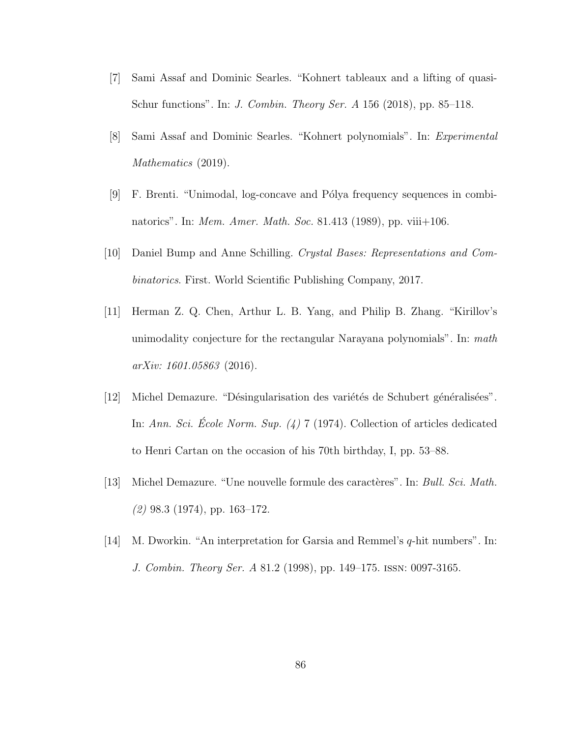[7] Sami Assaf and Dominic Searles. "Kohnert tableaux and a lifting of quasi-Schur functions". In: *J. Combin. Theory Ser. A* 156 (2018), pp. 85–118.

[8] Sami Assaf and Dominic Searles. "Kohnert polynomials". In: *Experimental Mathematics* (2019).

[9] F. Brenti. "Unimodal, log-concave and Pólya frequency sequences in combinatorics". In: *Mem. Amer. Math. Soc.* 81.413 (1989), pp. viii+106.

[10] Daniel Bump and Anne Schilling. *Crystal Bases: Representations and Combinatorics*. First. World Scientific Publishing Company, 2017.

[11] Herman Z. Q. Chen, Arthur L. B. Yang, and Philip B. Zhang. "Kirillov's unimodality conjecture for the rectangular Narayana polynomials". In: *math arXiv: 1601.05863* (2016).

[12] Michel Demazure. "Désingularisation des variétés de Schubert généralisées". In: *Ann. Sci. École Norm. Sup. (4)* 7 (1974). Collection of articles dedicated to Henri Cartan on the occasion of his 70th birthday, I, pp. 53–88.

[13] Michel Demazure. "Une nouvelle formule des caractères". In: *Bull. Sci. Math. (2)* 98.3 (1974), pp. 163–172.

[14] M. Dworkin. "An interpretation for Garsia and Remmel's $q$-hit numbers". In: *J. Combin. Theory Ser. A* 81.2 (1998), pp. 149–175. ISSN: 0097-3165.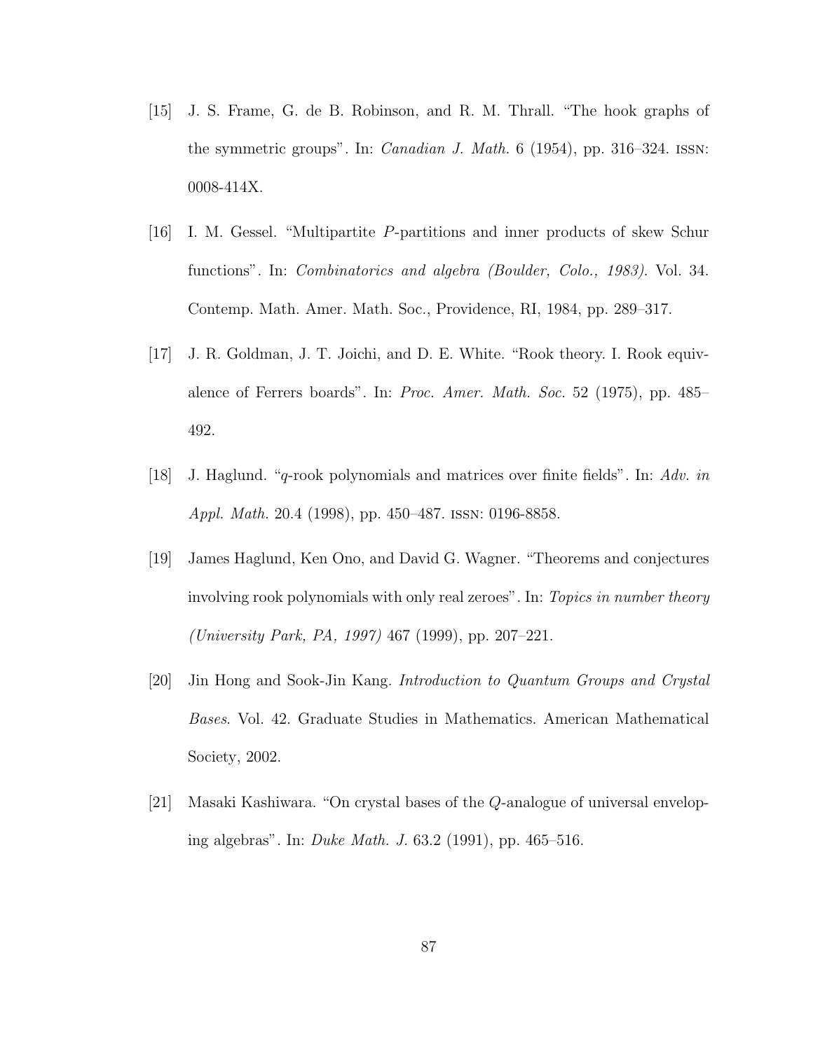[15] J. S. Frame, G. de B. Robinson, and R. M. Thrall. "The hook graphs of the symmetric groups". In: *Canadian J. Math.* 6 (1954), pp. 316–324. ISSN: 0008-414X.

[16] I. M. Gessel. "Multipartite $P$-partitions and inner products of skew Schur functions". In: *Combinatorics and algebra (Boulder, Colo., 1983).* Vol. 34. Contemp. Math. Amer. Math. Soc., Providence, RI, 1984, pp. 289–317.

[17] J. R. Goldman, J. T. Joichi, and D. E. White. "Rook theory. I. Rook equivalence of Ferrers boards". In: *Proc. Amer. Math. Soc.* 52 (1975), pp. 485–492.

[18] J. Haglund. "$q$-rook polynomials and matrices over finite fields". In: *Adv. in Appl. Math.* 20.4 (1998), pp. 450–487. ISSN: 0196-8858.

[19] James Haglund, Ken Ono, and David G. Wagner. "Theorems and conjectures involving rook polynomials with only real zeroes". In: *Topics in number theory (University Park, PA, 1997)* 467 (1999), pp. 207–221.

[20] Jin Hong and Sook-Jin Kang. *Introduction to Quantum Groups and Crystal Bases*. Vol. 42. Graduate Studies in Mathematics. American Mathematical Society, 2002.

[21] Masaki Kashiwara. "On crystal bases of the $Q$-analogue of universal enveloping algebras". In: *Duke Math. J.* 63.2 (1991), pp. 465–516.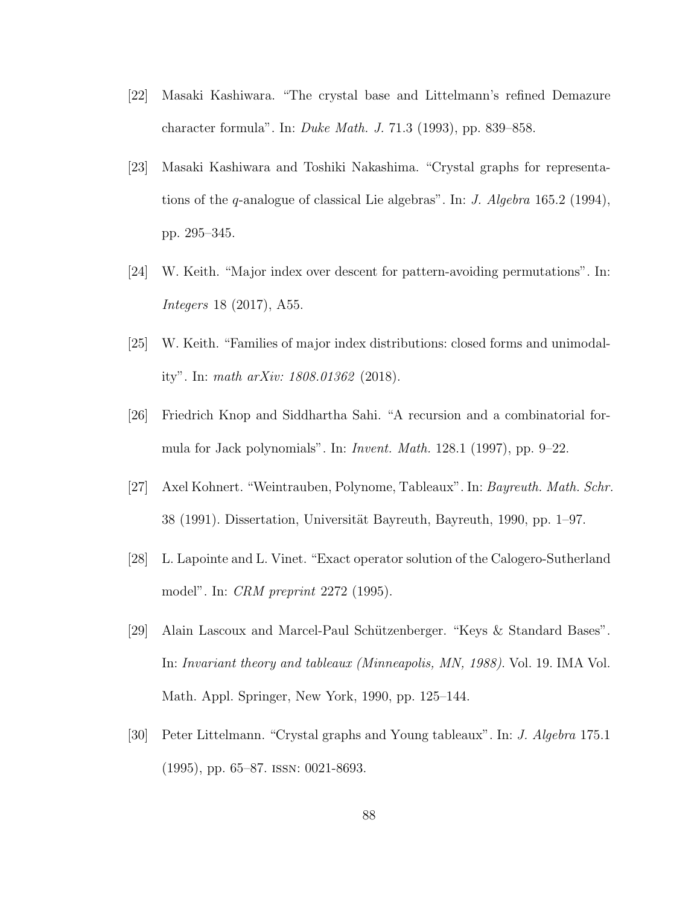[22] Masaki Kashiwara. "The crystal base and Littelmann's refined Demazure character formula". In: *Duke Math. J.* 71.3 (1993), pp. 839–858.

[23] Masaki Kashiwara and Toshiki Nakashima. "Crystal graphs for representations of the $q$-analogue of classical Lie algebras". In: *J. Algebra* 165.2 (1994), pp. 295–345.

[24] W. Keith. "Major index over descent for pattern-avoiding permutations". In: *Integers* 18 (2017), A55.

[25] W. Keith. "Families of major index distributions: closed forms and unimodality". In: *math arXiv: 1808.01362* (2018).

[26] Friedrich Knop and Siddhartha Sahi. "A recursion and a combinatorial formula for Jack polynomials". In: *Invent. Math.* 128.1 (1997), pp. 9–22.

[27] Axel Kohnert. "Weintrauben, Polynome, Tableaux". In: *Bayreuth. Math. Schr.* 38 (1991). Dissertation, Universität Bayreuth, Bayreuth, 1990, pp. 1–97.

[28] L. Lapointe and L. Vinet. "Exact operator solution of the Calogero-Sutherland model". In: *CRM preprint* 2272 (1995).

[29] Alain Lascoux and Marcel-Paul Schützenberger. "Keys & Standard Bases". In: *Invariant theory and tableaux (Minneapolis, MN, 1988)*. Vol. 19. IMA Vol. Math. Appl. Springer, New York, 1990, pp. 125–144.

[30] Peter Littelmann. "Crystal graphs and Young tableaux". In: *J. Algebra* 175.1 (1995), pp. 65–87. ISSN: 0021-8693.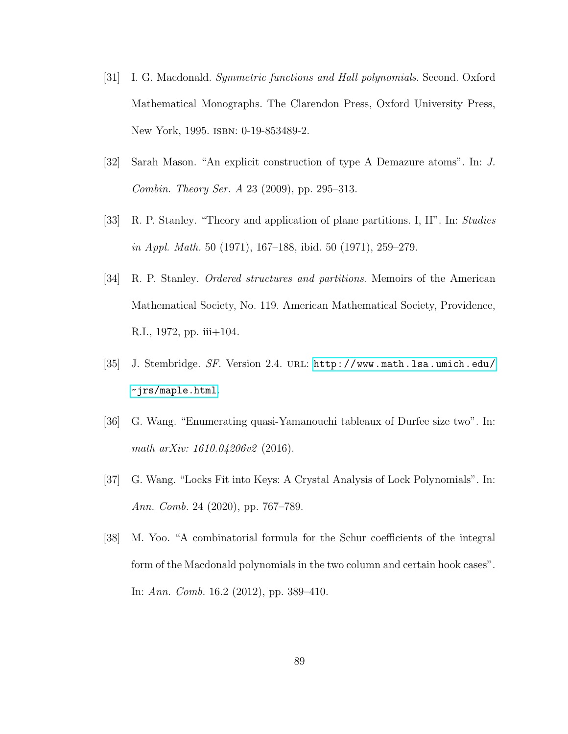[31] I. G. Macdonald. *Symmetric functions and Hall polynomials*. Second. Oxford Mathematical Monographs. The Clarendon Press, Oxford University Press, New York, 1995. ISBN: 0-19-853489-2.

[32] Sarah Mason. "An explicit construction of type A Demazure atoms". In: *J. Combin. Theory Ser. A* 23 (2009), pp. 295–313.

[33] R. P. Stanley. "Theory and application of plane partitions. I, II". In: *Studies in Appl. Math.* 50 (1971), 167–188, ibid. 50 (1971), 259–279.

[34] R. P. Stanley. *Ordered structures and partitions*. Memoirs of the American Mathematical Society, No. 119. American Mathematical Society, Providence, R.I., 1972, pp. iii+104.

[35] J. Stembridge. *SF*. Version 2.4. URL: http://www.math.lsa.umich.edu/~jrs/maple.html.

[36] G. Wang. "Enumerating quasi-Yamanouchi tableaux of Durfee size two". In: *math arXiv: 1610.04206v2* (2016).

[37] G. Wang. "Locks Fit into Keys: A Crystal Analysis of Lock Polynomials". In: *Ann. Comb.* 24 (2020), pp. 767–789.

[38] M. Yoo. "A combinatorial formula for the Schur coefficients of the integral form of the Macdonald polynomials in the two column and certain hook cases". In: *Ann. Comb.* 16.2 (2012), pp. 389–410.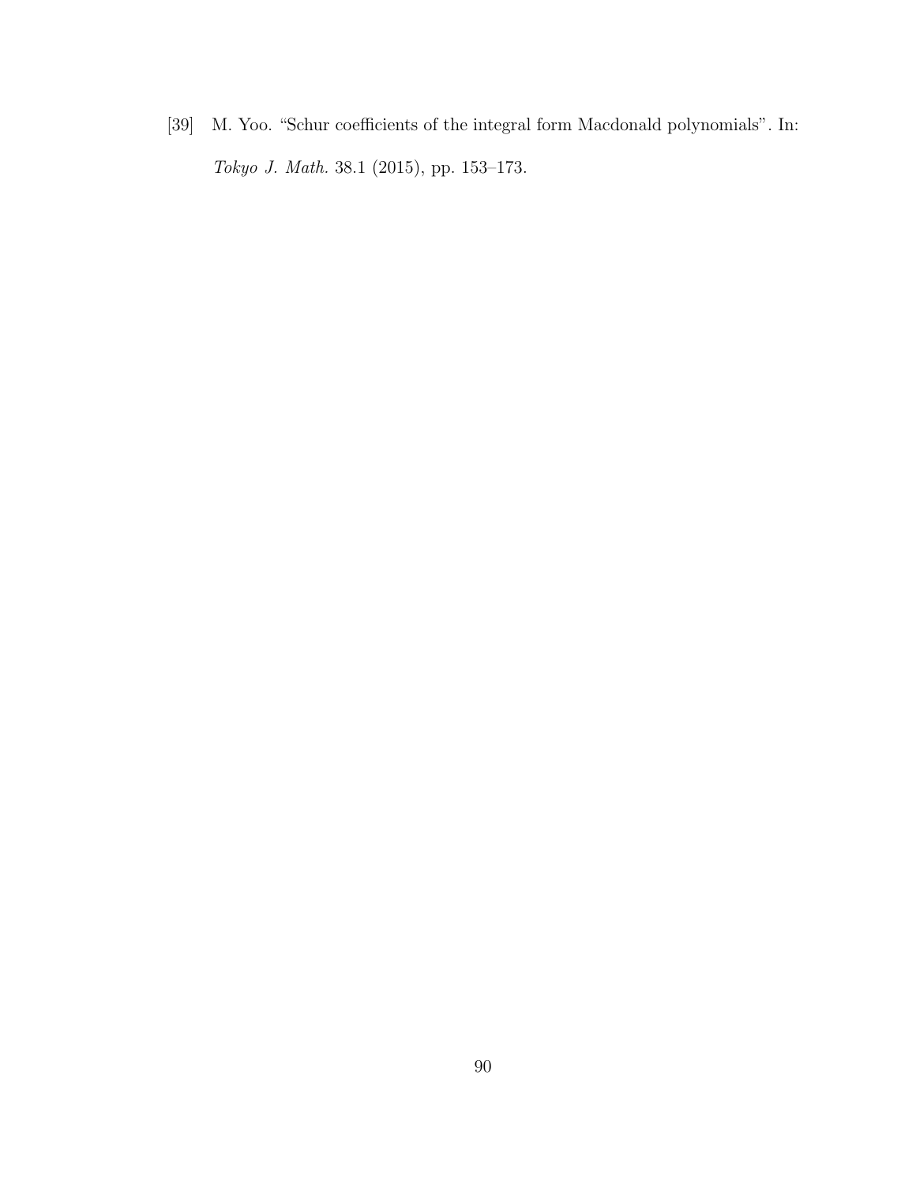[39] M. Yoo. "Schur coefficients of the integral form Macdonald polynomials". In: *Tokyo J. Math.* 38.1 (2015), pp. 153–173.